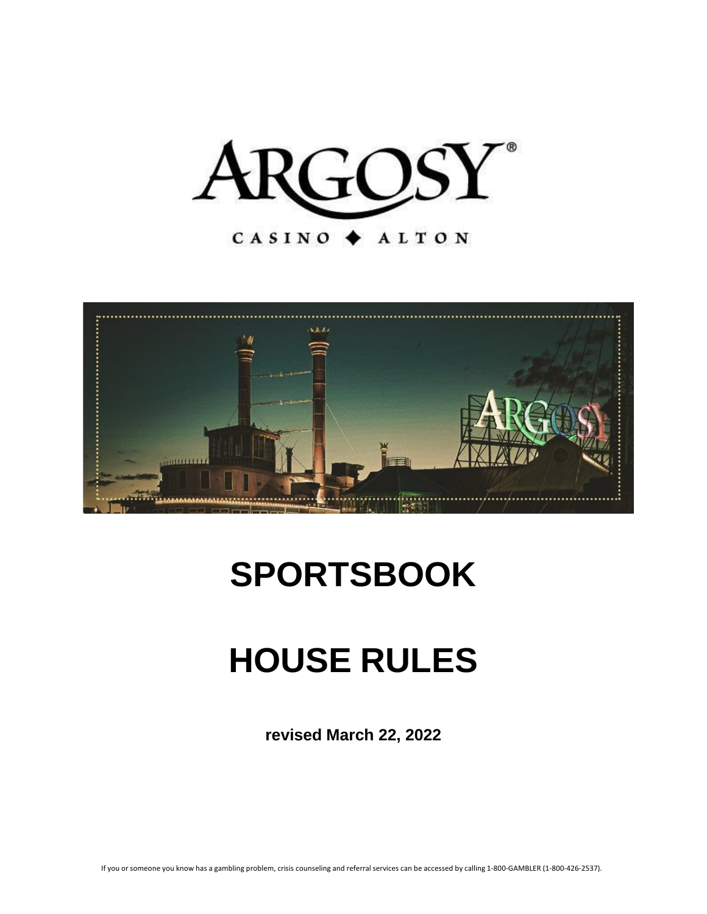ARGOSY®

CASINO ◆ ALTON

# SPORTSBOOK

# HOUSE RULES

**revised March 22, 2022**

If you or someone you know has a gambling problem, crisis counseling and referral services can be accessed by calling 1-800-GAMBLER (1-800-426-2537).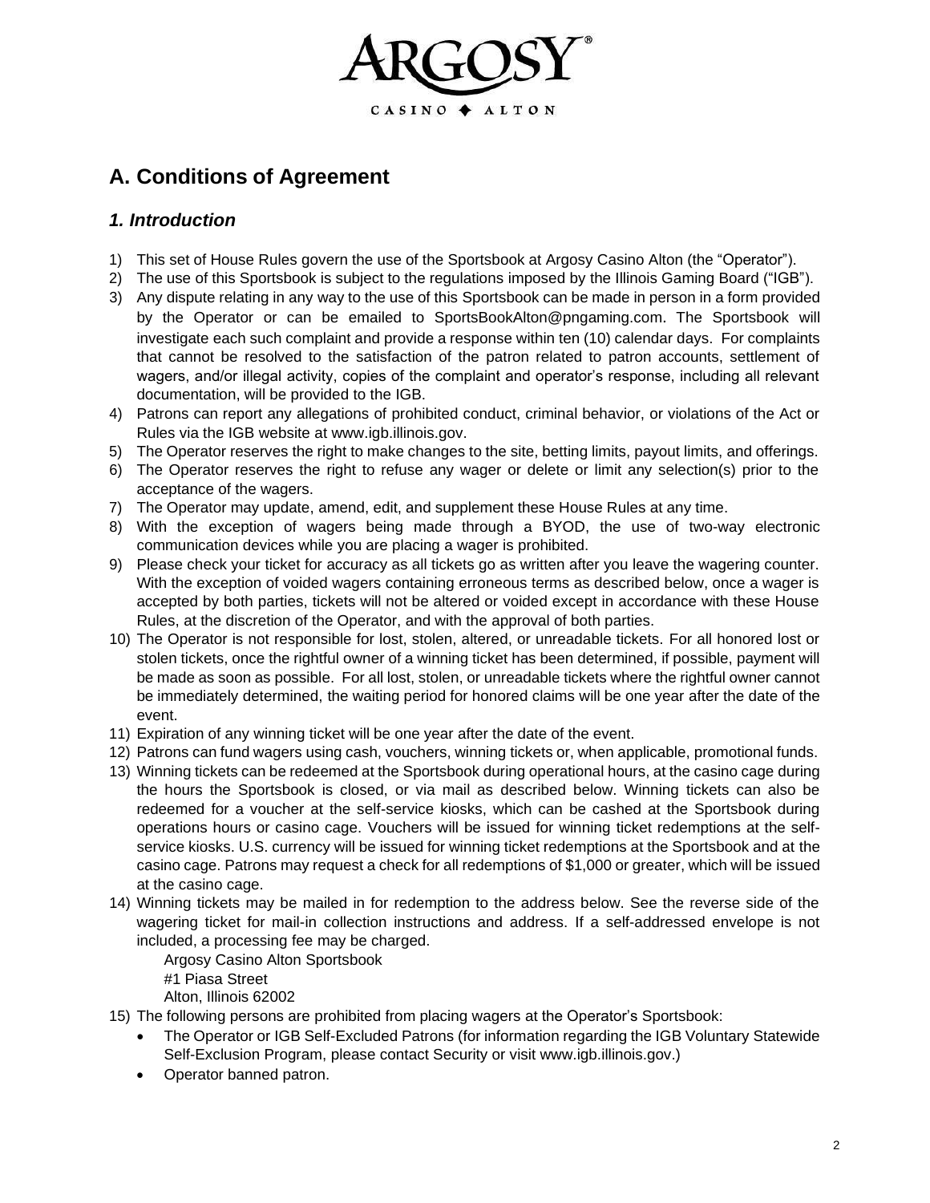# A. Conditions of Agreement

## *1. Introduction*

1) This set of House Rules govern the use of the Sportsbook at Argosy Casino Alton (the "Operator").
2) The use of this Sportsbook is subject to the regulations imposed by the Illinois Gaming Board ("IGB").
3) Any dispute relating in any way to the use of this Sportsbook can be made in person in a form provided by the Operator or can be emailed to SportsBookAlton@pngaming.com. The Sportsbook will investigate each such complaint and provide a response within ten (10) calendar days. For complaints that cannot be resolved to the satisfaction of the patron related to patron accounts, settlement of wagers, and/or illegal activity, copies of the complaint and operator's response, including all relevant documentation, will be provided to the IGB.
4) Patrons can report any allegations of prohibited conduct, criminal behavior, or violations of the Act or Rules via the IGB website at www.igb.illinois.gov.
5) The Operator reserves the right to make changes to the site, betting limits, payout limits, and offerings.
6) The Operator reserves the right to refuse any wager or delete or limit any selection(s) prior to the acceptance of the wagers.
7) The Operator may update, amend, edit, and supplement these House Rules at any time.
8) With the exception of wagers being made through a BYOD, the use of two-way electronic communication devices while you are placing a wager is prohibited.
9) Please check your ticket for accuracy as all tickets go as written after you leave the wagering counter. With the exception of voided wagers containing erroneous terms as described below, once a wager is accepted by both parties, tickets will not be altered or voided except in accordance with these House Rules, at the discretion of the Operator, and with the approval of both parties.
10) The Operator is not responsible for lost, stolen, altered, or unreadable tickets. For all honored lost or stolen tickets, once the rightful owner of a winning ticket has been determined, if possible, payment will be made as soon as possible. For all lost, stolen, or unreadable tickets where the rightful owner cannot be immediately determined, the waiting period for honored claims will be one year after the date of the event.
11) Expiration of any winning ticket will be one year after the date of the event.
12) Patrons can fund wagers using cash, vouchers, winning tickets or, when applicable, promotional funds.
13) Winning tickets can be redeemed at the Sportsbook during operational hours, at the casino cage during the hours the Sportsbook is closed, or via mail as described below. Winning tickets can also be redeemed for a voucher at the self-service kiosks, which can be cashed at the Sportsbook during operations hours or casino cage. Vouchers will be issued for winning ticket redemptions at the self-service kiosks. U.S. currency will be issued for winning ticket redemptions at the Sportsbook and at the casino cage. Patrons may request a check for all redemptions of $1,000 or greater, which will be issued at the casino cage.
14) Winning tickets may be mailed in for redemption to the address below. See the reverse side of the wagering ticket for mail-in collection instructions and address. If a self-addressed envelope is not included, a processing fee may be charged.

    Argosy Casino Alton Sportsbook
    #1 Piasa Street
    Alton, Illinois 62002

15) The following persons are prohibited from placing wagers at the Operator's Sportsbook:
    - The Operator or IGB Self-Excluded Patrons (for information regarding the IGB Voluntary Statewide Self-Exclusion Program, please contact Security or visit www.igb.illinois.gov.)
    - Operator banned patron.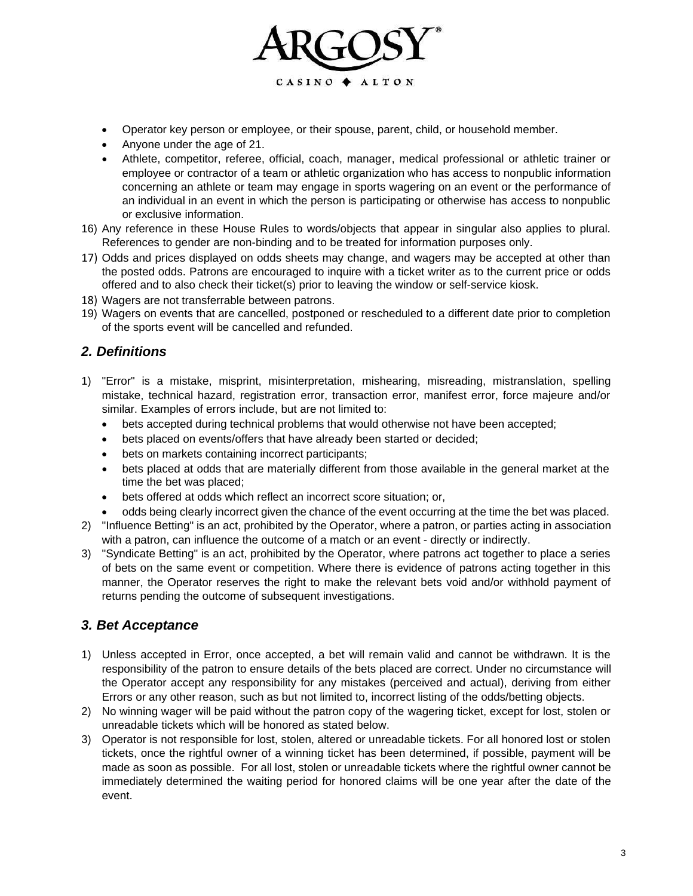- Operator key person or employee, or their spouse, parent, child, or household member.
- Anyone under the age of 21.
- Athlete, competitor, referee, official, coach, manager, medical professional or athletic trainer or employee or contractor of a team or athletic organization who has access to nonpublic information concerning an athlete or team may engage in sports wagering on an event or the performance of an individual in an event in which the person is participating or otherwise has access to nonpublic or exclusive information.

16) Any reference in these House Rules to words/objects that appear in singular also applies to plural. References to gender are non-binding and to be treated for information purposes only.
17) Odds and prices displayed on odds sheets may change, and wagers may be accepted at other than the posted odds. Patrons are encouraged to inquire with a ticket writer as to the current price or odds offered and to also check their ticket(s) prior to leaving the window or self-service kiosk.
18) Wagers are not transferrable between patrons.
19) Wagers on events that are cancelled, postponed or rescheduled to a different date prior to completion of the sports event will be cancelled and refunded.

## *2. Definitions*

1) "Error" is a mistake, misprint, misinterpretation, mishearing, misreading, mistranslation, spelling mistake, technical hazard, registration error, transaction error, manifest error, force majeure and/or similar. Examples of errors include, but are not limited to:
   - bets accepted during technical problems that would otherwise not have been accepted;
   - bets placed on events/offers that have already been started or decided;
   - bets on markets containing incorrect participants;
   - bets placed at odds that are materially different from those available in the general market at the time the bet was placed;
   - bets offered at odds which reflect an incorrect score situation; or,
   - odds being clearly incorrect given the chance of the event occurring at the time the bet was placed.
2) "Influence Betting" is an act, prohibited by the Operator, where a patron, or parties acting in association with a patron, can influence the outcome of a match or an event - directly or indirectly.
3) "Syndicate Betting" is an act, prohibited by the Operator, where patrons act together to place a series of bets on the same event or competition. Where there is evidence of patrons acting together in this manner, the Operator reserves the right to make the relevant bets void and/or withhold payment of returns pending the outcome of subsequent investigations.

## *3. Bet Acceptance*

1) Unless accepted in Error, once accepted, a bet will remain valid and cannot be withdrawn. It is the responsibility of the patron to ensure details of the bets placed are correct. Under no circumstance will the Operator accept any responsibility for any mistakes (perceived and actual), deriving from either Errors or any other reason, such as but not limited to, incorrect listing of the odds/betting objects.
2) No winning wager will be paid without the patron copy of the wagering ticket, except for lost, stolen or unreadable tickets which will be honored as stated below.
3) Operator is not responsible for lost, stolen, altered or unreadable tickets. For all honored lost or stolen tickets, once the rightful owner of a winning ticket has been determined, if possible, payment will be made as soon as possible. For all lost, stolen or unreadable tickets where the rightful owner cannot be immediately determined the waiting period for honored claims will be one year after the date of the event.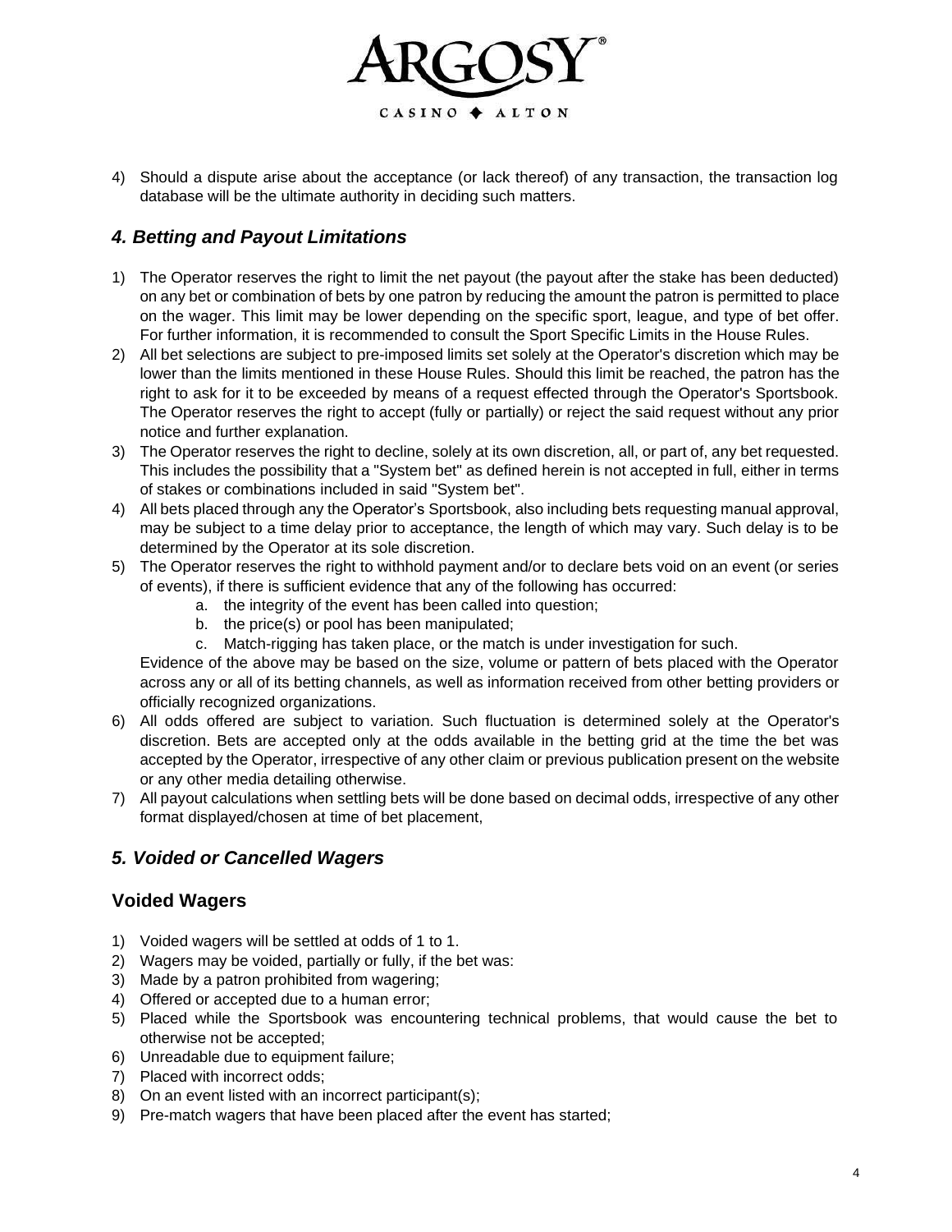4) Should a dispute arise about the acceptance (or lack thereof) of any transaction, the transaction log database will be the ultimate authority in deciding such matters.

## *4. Betting and Payout Limitations*

1) The Operator reserves the right to limit the net payout (the payout after the stake has been deducted) on any bet or combination of bets by one patron by reducing the amount the patron is permitted to place on the wager. This limit may be lower depending on the specific sport, league, and type of bet offer. For further information, it is recommended to consult the Sport Specific Limits in the House Rules.
2) All bet selections are subject to pre-imposed limits set solely at the Operator's discretion which may be lower than the limits mentioned in these House Rules. Should this limit be reached, the patron has the right to ask for it to be exceeded by means of a request effected through the Operator's Sportsbook. The Operator reserves the right to accept (fully or partially) or reject the said request without any prior notice and further explanation.
3) The Operator reserves the right to decline, solely at its own discretion, all, or part of, any bet requested. This includes the possibility that a "System bet" as defined herein is not accepted in full, either in terms of stakes or combinations included in said "System bet".
4) All bets placed through any the Operator's Sportsbook, also including bets requesting manual approval, may be subject to a time delay prior to acceptance, the length of which may vary. Such delay is to be determined by the Operator at its sole discretion.
5) The Operator reserves the right to withhold payment and/or to declare bets void on an event (or series of events), if there is sufficient evidence that any of the following has occurred:
   a. the integrity of the event has been called into question;
   b. the price(s) or pool has been manipulated;
   c. Match-rigging has taken place, or the match is under investigation for such.

   Evidence of the above may be based on the size, volume or pattern of bets placed with the Operator across any or all of its betting channels, as well as information received from other betting providers or officially recognized organizations.
6) All odds offered are subject to variation. Such fluctuation is determined solely at the Operator's discretion. Bets are accepted only at the odds available in the betting grid at the time the bet was accepted by the Operator, irrespective of any other claim or previous publication present on the website or any other media detailing otherwise.
7) All payout calculations when settling bets will be done based on decimal odds, irrespective of any other format displayed/chosen at time of bet placement,

## *5. Voided or Cancelled Wagers*

### Voided Wagers

1) Voided wagers will be settled at odds of 1 to 1.
2) Wagers may be voided, partially or fully, if the bet was:
3) Made by a patron prohibited from wagering;
4) Offered or accepted due to a human error;
5) Placed while the Sportsbook was encountering technical problems, that would cause the bet to otherwise not be accepted;
6) Unreadable due to equipment failure;
7) Placed with incorrect odds;
8) On an event listed with an incorrect participant(s);
9) Pre-match wagers that have been placed after the event has started;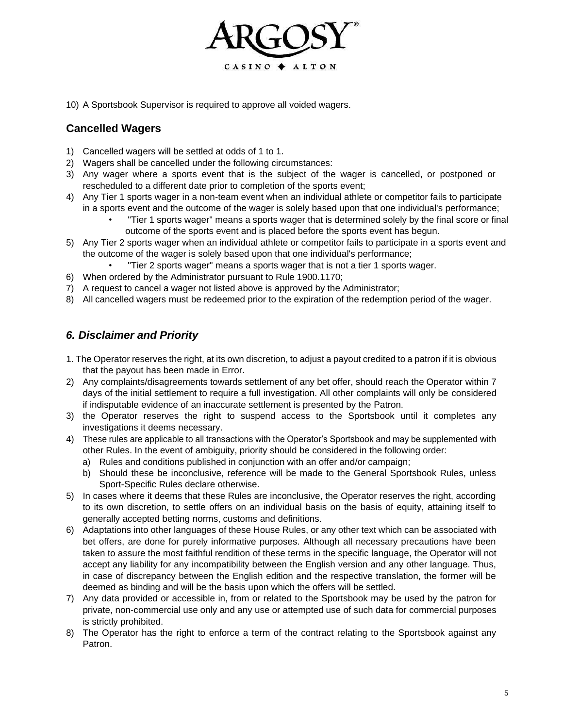10) A Sportsbook Supervisor is required to approve all voided wagers.

## Cancelled Wagers

1) Cancelled wagers will be settled at odds of 1 to 1.
2) Wagers shall be cancelled under the following circumstances:
3) Any wager where a sports event that is the subject of the wager is cancelled, or postponed or rescheduled to a different date prior to completion of the sports event;
4) Any Tier 1 sports wager in a non-team event when an individual athlete or competitor fails to participate in a sports event and the outcome of the wager is solely based upon that one individual's performance;
   - "Tier 1 sports wager" means a sports wager that is determined solely by the final score or final outcome of the sports event and is placed before the sports event has begun.
5) Any Tier 2 sports wager when an individual athlete or competitor fails to participate in a sports event and the outcome of the wager is solely based upon that one individual's performance;
   - "Tier 2 sports wager" means a sports wager that is not a tier 1 sports wager.
6) When ordered by the Administrator pursuant to Rule 1900.1170;
7) A request to cancel a wager not listed above is approved by the Administrator;
8) All cancelled wagers must be redeemed prior to the expiration of the redemption period of the wager.

## *6. Disclaimer and Priority*

1. The Operator reserves the right, at its own discretion, to adjust a payout credited to a patron if it is obvious that the payout has been made in Error.
2) Any complaints/disagreements towards settlement of any bet offer, should reach the Operator within 7 days of the initial settlement to require a full investigation. All other complaints will only be considered if indisputable evidence of an inaccurate settlement is presented by the Patron.
3) the Operator reserves the right to suspend access to the Sportsbook until it completes any investigations it deems necessary.
4) These rules are applicable to all transactions with the Operator's Sportsbook and may be supplemented with other Rules. In the event of ambiguity, priority should be considered in the following order:
   a) Rules and conditions published in conjunction with an offer and/or campaign;
   b) Should these be inconclusive, reference will be made to the General Sportsbook Rules, unless Sport-Specific Rules declare otherwise.
5) In cases where it deems that these Rules are inconclusive, the Operator reserves the right, according to its own discretion, to settle offers on an individual basis on the basis of equity, attaining itself to generally accepted betting norms, customs and definitions.
6) Adaptations into other languages of these House Rules, or any other text which can be associated with bet offers, are done for purely informative purposes. Although all necessary precautions have been taken to assure the most faithful rendition of these terms in the specific language, the Operator will not accept any liability for any incompatibility between the English version and any other language. Thus, in case of discrepancy between the English edition and the respective translation, the former will be deemed as binding and will be the basis upon which the offers will be settled.
7) Any data provided or accessible in, from or related to the Sportsbook may be used by the patron for private, non-commercial use only and any use or attempted use of such data for commercial purposes is strictly prohibited.
8) The Operator has the right to enforce a term of the contract relating to the Sportsbook against any Patron.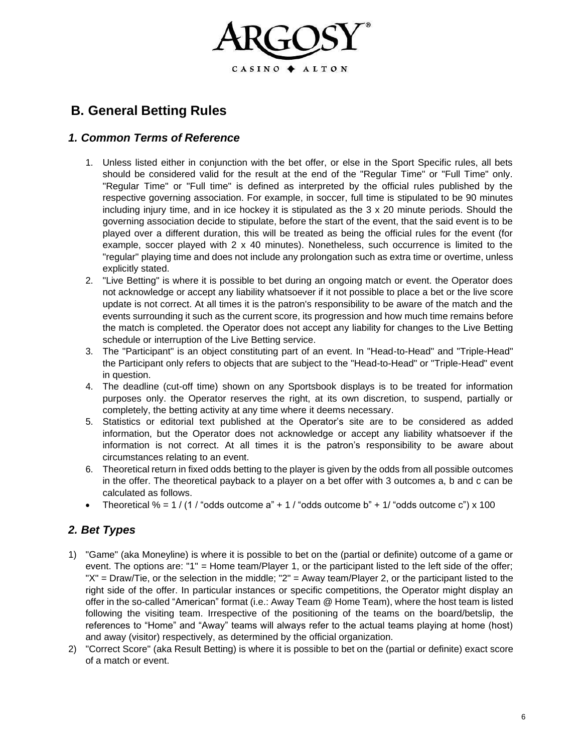## B. General Betting Rules

### *1. Common Terms of Reference*

1. Unless listed either in conjunction with the bet offer, or else in the Sport Specific rules, all bets should be considered valid for the result at the end of the "Regular Time" or "Full Time" only. "Regular Time" or "Full time" is defined as interpreted by the official rules published by the respective governing association. For example, in soccer, full time is stipulated to be 90 minutes including injury time, and in ice hockey it is stipulated as the 3 x 20 minute periods. Should the governing association decide to stipulate, before the start of the event, that the said event is to be played over a different duration, this will be treated as being the official rules for the event (for example, soccer played with 2 x 40 minutes). Nonetheless, such occurrence is limited to the "regular" playing time and does not include any prolongation such as extra time or overtime, unless explicitly stated.
2. "Live Betting" is where it is possible to bet during an ongoing match or event. the Operator does not acknowledge or accept any liability whatsoever if it not possible to place a bet or the live score update is not correct. At all times it is the patron's responsibility to be aware of the match and the events surrounding it such as the current score, its progression and how much time remains before the match is completed. the Operator does not accept any liability for changes to the Live Betting schedule or interruption of the Live Betting service.
3. The "Participant" is an object constituting part of an event. In "Head-to-Head" and "Triple-Head" the Participant only refers to objects that are subject to the "Head-to-Head" or "Triple-Head" event in question.
4. The deadline (cut-off time) shown on any Sportsbook displays is to be treated for information purposes only. the Operator reserves the right, at its own discretion, to suspend, partially or completely, the betting activity at any time where it deems necessary.
5. Statistics or editorial text published at the Operator's site are to be considered as added information, but the Operator does not acknowledge or accept any liability whatsoever if the information is not correct. At all times it is the patron's responsibility to be aware about circumstances relating to an event.
6. Theoretical return in fixed odds betting to the player is given by the odds from all possible outcomes in the offer. The theoretical payback to a player on a bet offer with 3 outcomes a, b and c can be calculated as follows.

- Theoretical % = 1 / (1 / "odds outcome a" + 1 / "odds outcome b" + 1/ "odds outcome c") x 100

### *2. Bet Types*

1) "Game" (aka Moneyline) is where it is possible to bet on the (partial or definite) outcome of a game or event. The options are: "1" = Home team/Player 1, or the participant listed to the left side of the offer; "X" = Draw/Tie, or the selection in the middle; "2" = Away team/Player 2, or the participant listed to the right side of the offer. In particular instances or specific competitions, the Operator might display an offer in the so-called "American" format (i.e.: Away Team @ Home Team), where the host team is listed following the visiting team. Irrespective of the positioning of the teams on the board/betslip, the references to "Home" and "Away" teams will always refer to the actual teams playing at home (host) and away (visitor) respectively, as determined by the official organization.
2) "Correct Score" (aka Result Betting) is where it is possible to bet on the (partial or definite) exact score of a match or event.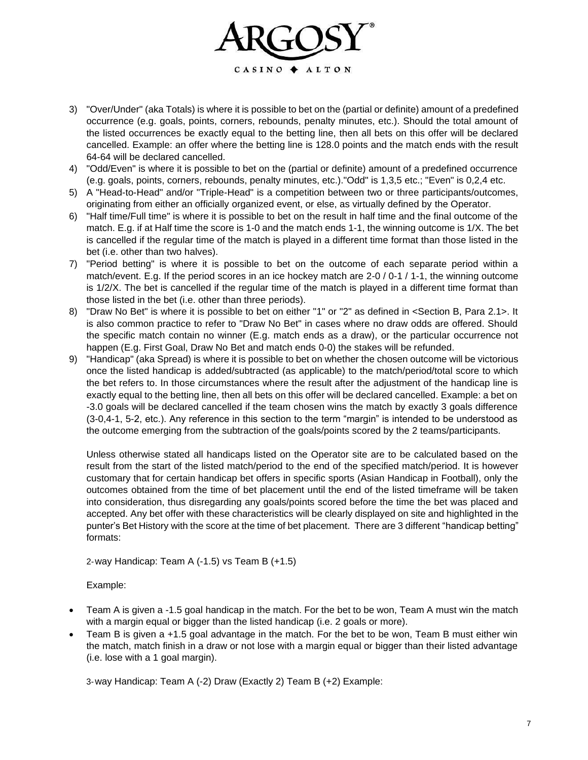3) "Over/Under" (aka Totals) is where it is possible to bet on the (partial or definite) amount of a predefined occurrence (e.g. goals, points, corners, rebounds, penalty minutes, etc.). Should the total amount of the listed occurrences be exactly equal to the betting line, then all bets on this offer will be declared cancelled. Example: an offer where the betting line is 128.0 points and the match ends with the result 64-64 will be declared cancelled.
4) "Odd/Even" is where it is possible to bet on the (partial or definite) amount of a predefined occurrence (e.g. goals, points, corners, rebounds, penalty minutes, etc.)."Odd" is 1,3,5 etc.; "Even" is 0,2,4 etc.
5) A "Head-to-Head" and/or "Triple-Head" is a competition between two or three participants/outcomes, originating from either an officially organized event, or else, as virtually defined by the Operator.
6) "Half time/Full time" is where it is possible to bet on the result in half time and the final outcome of the match. E.g. if at Half time the score is 1-0 and the match ends 1-1, the winning outcome is 1/X. The bet is cancelled if the regular time of the match is played in a different time format than those listed in the bet (i.e. other than two halves).
7) "Period betting" is where it is possible to bet on the outcome of each separate period within a match/event. E.g. If the period scores in an ice hockey match are 2-0 / 0-1 / 1-1, the winning outcome is 1/2/X. The bet is cancelled if the regular time of the match is played in a different time format than those listed in the bet (i.e. other than three periods).
8) "Draw No Bet" is where it is possible to bet on either "1" or "2" as defined in <Section B, Para 2.1>. It is also common practice to refer to "Draw No Bet" in cases where no draw odds are offered. Should the specific match contain no winner (E.g. match ends as a draw), or the particular occurrence not happen (E.g. First Goal, Draw No Bet and match ends 0-0) the stakes will be refunded.
9) "Handicap" (aka Spread) is where it is possible to bet on whether the chosen outcome will be victorious once the listed handicap is added/subtracted (as applicable) to the match/period/total score to which the bet refers to. In those circumstances where the result after the adjustment of the handicap line is exactly equal to the betting line, then all bets on this offer will be declared cancelled. Example: a bet on -3.0 goals will be declared cancelled if the team chosen wins the match by exactly 3 goals difference (3-0,4-1, 5-2, etc.). Any reference in this section to the term "margin" is intended to be understood as the outcome emerging from the subtraction of the goals/points scored by the 2 teams/participants.

   Unless otherwise stated all handicaps listed on the Operator site are to be calculated based on the result from the start of the listed match/period to the end of the specified match/period. It is however customary that for certain handicap bet offers in specific sports (Asian Handicap in Football), only the outcomes obtained from the time of bet placement until the end of the listed timeframe will be taken into consideration, thus disregarding any goals/points scored before the time the bet was placed and accepted. Any bet offer with these characteristics will be clearly displayed on site and highlighted in the punter's Bet History with the score at the time of bet placement. There are 3 different "handicap betting" formats:

   2-way Handicap: Team A (-1.5) vs Team B (+1.5)

   Example:

- Team A is given a -1.5 goal handicap in the match. For the bet to be won, Team A must win the match with a margin equal or bigger than the listed handicap (i.e. 2 goals or more).
- Team B is given a +1.5 goal advantage in the match. For the bet to be won, Team B must either win the match, match finish in a draw or not lose with a margin equal or bigger than their listed advantage (i.e. lose with a 1 goal margin).

   3-way Handicap: Team A (-2) Draw (Exactly 2) Team B (+2) Example: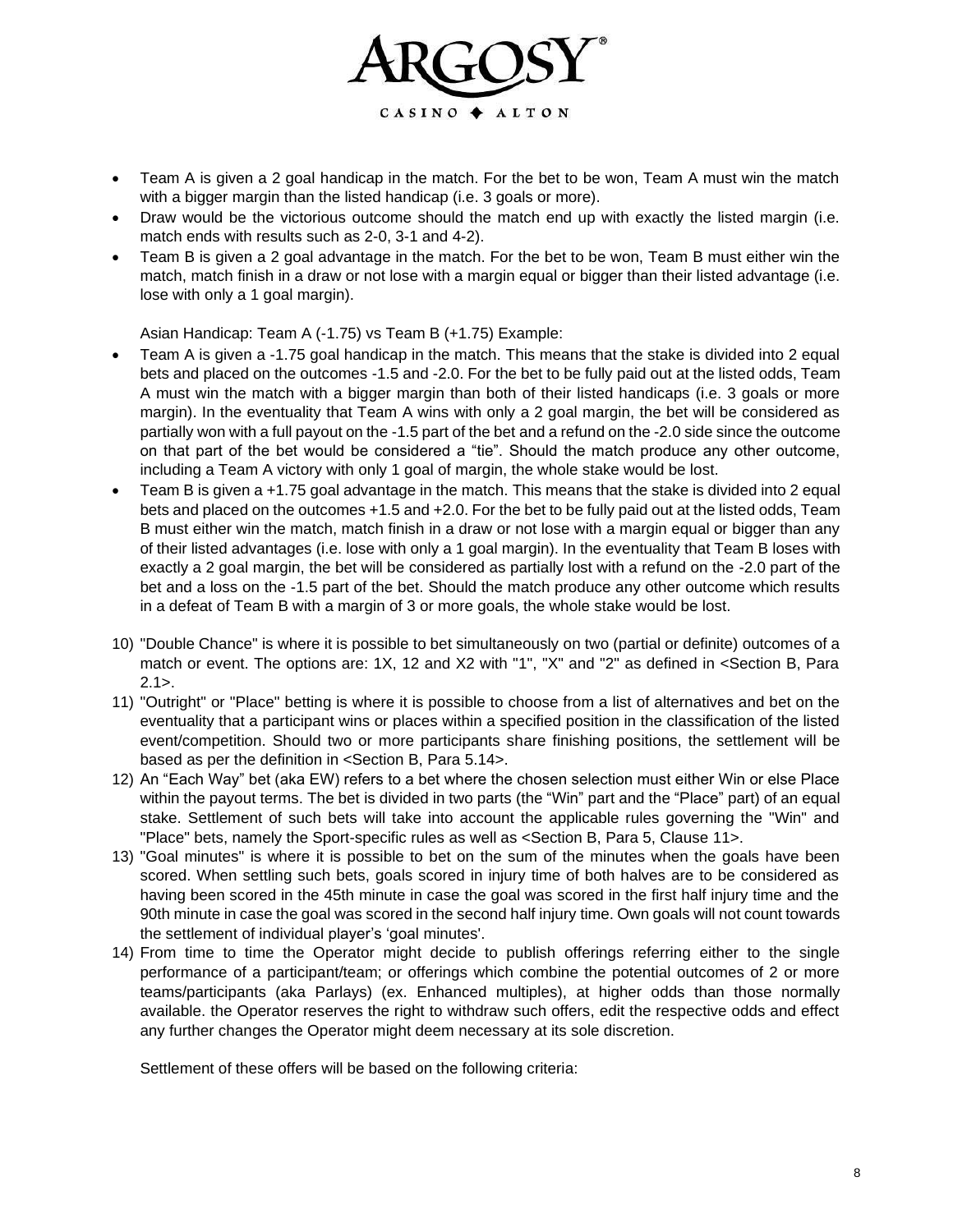- Team A is given a 2 goal handicap in the match. For the bet to be won, Team A must win the match with a bigger margin than the listed handicap (i.e. 3 goals or more).
- Draw would be the victorious outcome should the match end up with exactly the listed margin (i.e. match ends with results such as 2-0, 3-1 and 4-2).
- Team B is given a 2 goal advantage in the match. For the bet to be won, Team B must either win the match, match finish in a draw or not lose with a margin equal or bigger than their listed advantage (i.e. lose with only a 1 goal margin).

  Asian Handicap: Team A (-1.75) vs Team B (+1.75) Example:

- Team A is given a -1.75 goal handicap in the match. This means that the stake is divided into 2 equal bets and placed on the outcomes -1.5 and -2.0. For the bet to be fully paid out at the listed odds, Team A must win the match with a bigger margin than both of their listed handicaps (i.e. 3 goals or more margin). In the eventuality that Team A wins with only a 2 goal margin, the bet will be considered as partially won with a full payout on the -1.5 part of the bet and a refund on the -2.0 side since the outcome on that part of the bet would be considered a "tie". Should the match produce any other outcome, including a Team A victory with only 1 goal of margin, the whole stake would be lost.
- Team B is given a +1.75 goal advantage in the match. This means that the stake is divided into 2 equal bets and placed on the outcomes +1.5 and +2.0. For the bet to be fully paid out at the listed odds, Team B must either win the match, match finish in a draw or not lose with a margin equal or bigger than any of their listed advantages (i.e. lose with only a 1 goal margin). In the eventuality that Team B loses with exactly a 2 goal margin, the bet will be considered as partially lost with a refund on the -2.0 part of the bet and a loss on the -1.5 part of the bet. Should the match produce any other outcome which results in a defeat of Team B with a margin of 3 or more goals, the whole stake would be lost.

10) "Double Chance" is where it is possible to bet simultaneously on two (partial or definite) outcomes of a match or event. The options are: 1X, 12 and X2 with "1", "X" and "2" as defined in <Section B, Para 2.1>.
11) "Outright" or "Place" betting is where it is possible to choose from a list of alternatives and bet on the eventuality that a participant wins or places within a specified position in the classification of the listed event/competition. Should two or more participants share finishing positions, the settlement will be based as per the definition in <Section B, Para 5.14>.
12) An "Each Way" bet (aka EW) refers to a bet where the chosen selection must either Win or else Place within the payout terms. The bet is divided in two parts (the "Win" part and the "Place" part) of an equal stake. Settlement of such bets will take into account the applicable rules governing the "Win" and "Place" bets, namely the Sport-specific rules as well as <Section B, Para 5, Clause 11>.
13) "Goal minutes" is where it is possible to bet on the sum of the minutes when the goals have been scored. When settling such bets, goals scored in injury time of both halves are to be considered as having been scored in the 45th minute in case the goal was scored in the first half injury time and the 90th minute in case the goal was scored in the second half injury time. Own goals will not count towards the settlement of individual player's 'goal minutes'.
14) From time to time the Operator might decide to publish offerings referring either to the single performance of a participant/team; or offerings which combine the potential outcomes of 2 or more teams/participants (aka Parlays) (ex. Enhanced multiples), at higher odds than those normally available. the Operator reserves the right to withdraw such offers, edit the respective odds and effect any further changes the Operator might deem necessary at its sole discretion.

    Settlement of these offers will be based on the following criteria: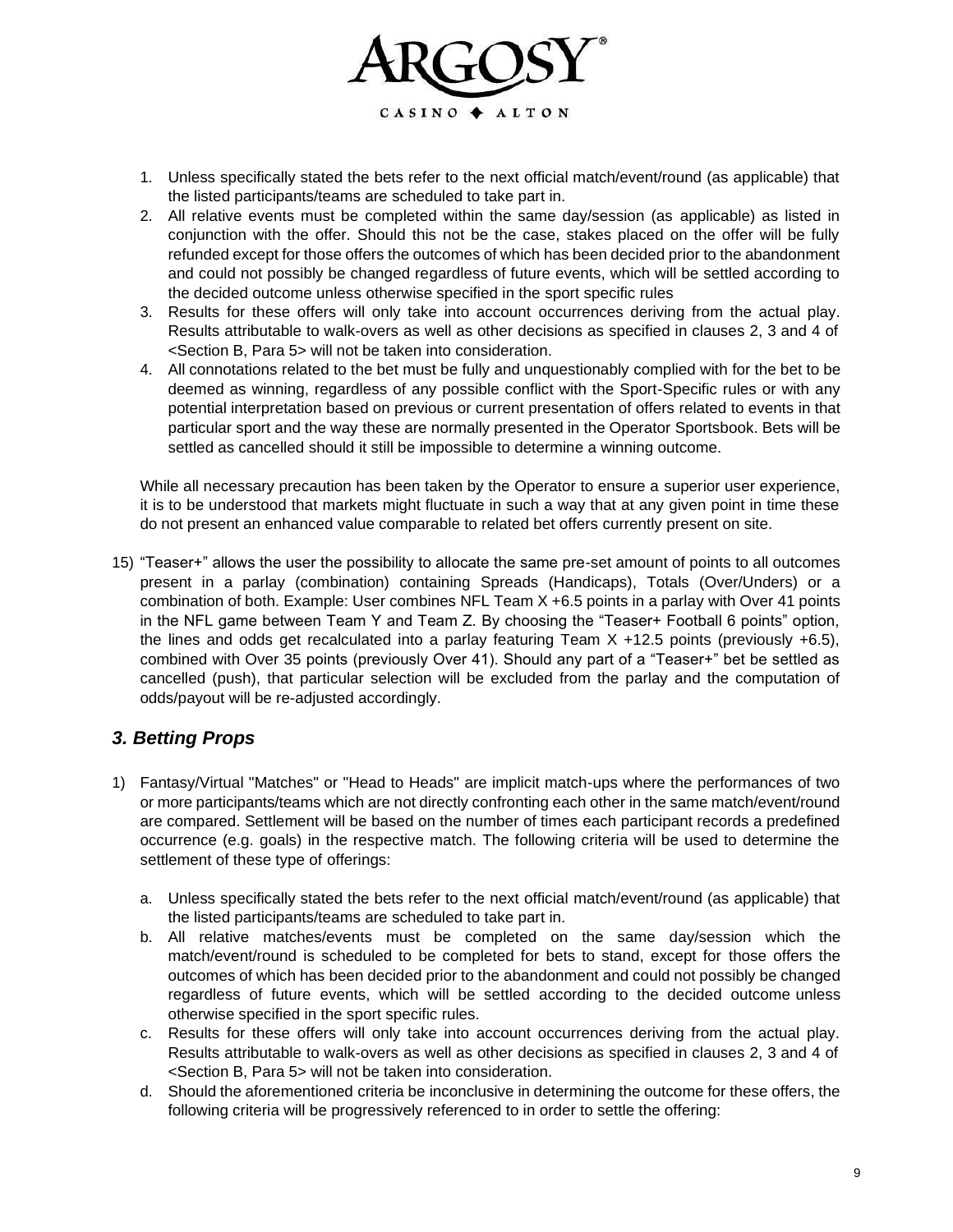1. Unless specifically stated the bets refer to the next official match/event/round (as applicable) that the listed participants/teams are scheduled to take part in.
2. All relative events must be completed within the same day/session (as applicable) as listed in conjunction with the offer. Should this not be the case, stakes placed on the offer will be fully refunded except for those offers the outcomes of which has been decided prior to the abandonment and could not possibly be changed regardless of future events, which will be settled according to the decided outcome unless otherwise specified in the sport specific rules
3. Results for these offers will only take into account occurrences deriving from the actual play. Results attributable to walk-overs as well as other decisions as specified in clauses 2, 3 and 4 of <Section B, Para 5> will not be taken into consideration.
4. All connotations related to the bet must be fully and unquestionably complied with for the bet to be deemed as winning, regardless of any possible conflict with the Sport-Specific rules or with any potential interpretation based on previous or current presentation of offers related to events in that particular sport and the way these are normally presented in the Operator Sportsbook. Bets will be settled as cancelled should it still be impossible to determine a winning outcome.

While all necessary precaution has been taken by the Operator to ensure a superior user experience, it is to be understood that markets might fluctuate in such a way that at any given point in time these do not present an enhanced value comparable to related bet offers currently present on site.

15) "Teaser+" allows the user the possibility to allocate the same pre-set amount of points to all outcomes present in a parlay (combination) containing Spreads (Handicaps), Totals (Over/Unders) or a combination of both. Example: User combines NFL Team X +6.5 points in a parlay with Over 41 points in the NFL game between Team Y and Team Z. By choosing the "Teaser+ Football 6 points" option, the lines and odds get recalculated into a parlay featuring Team X +12.5 points (previously +6.5), combined with Over 35 points (previously Over 41). Should any part of a "Teaser+" bet be settled as cancelled (push), that particular selection will be excluded from the parlay and the computation of odds/payout will be re-adjusted accordingly.

## *3. Betting Props*

1) Fantasy/Virtual "Matches" or "Head to Heads" are implicit match-ups where the performances of two or more participants/teams which are not directly confronting each other in the same match/event/round are compared. Settlement will be based on the number of times each participant records a predefined occurrence (e.g. goals) in the respective match. The following criteria will be used to determine the settlement of these type of offerings:

   a. Unless specifically stated the bets refer to the next official match/event/round (as applicable) that the listed participants/teams are scheduled to take part in.
   b. All relative matches/events must be completed on the same day/session which the match/event/round is scheduled to be completed for bets to stand, except for those offers the outcomes of which has been decided prior to the abandonment and could not possibly be changed regardless of future events, which will be settled according to the decided outcome unless otherwise specified in the sport specific rules.
   c. Results for these offers will only take into account occurrences deriving from the actual play. Results attributable to walk-overs as well as other decisions as specified in clauses 2, 3 and 4 of <Section B, Para 5> will not be taken into consideration.
   d. Should the aforementioned criteria be inconclusive in determining the outcome for these offers, the following criteria will be progressively referenced to in order to settle the offering: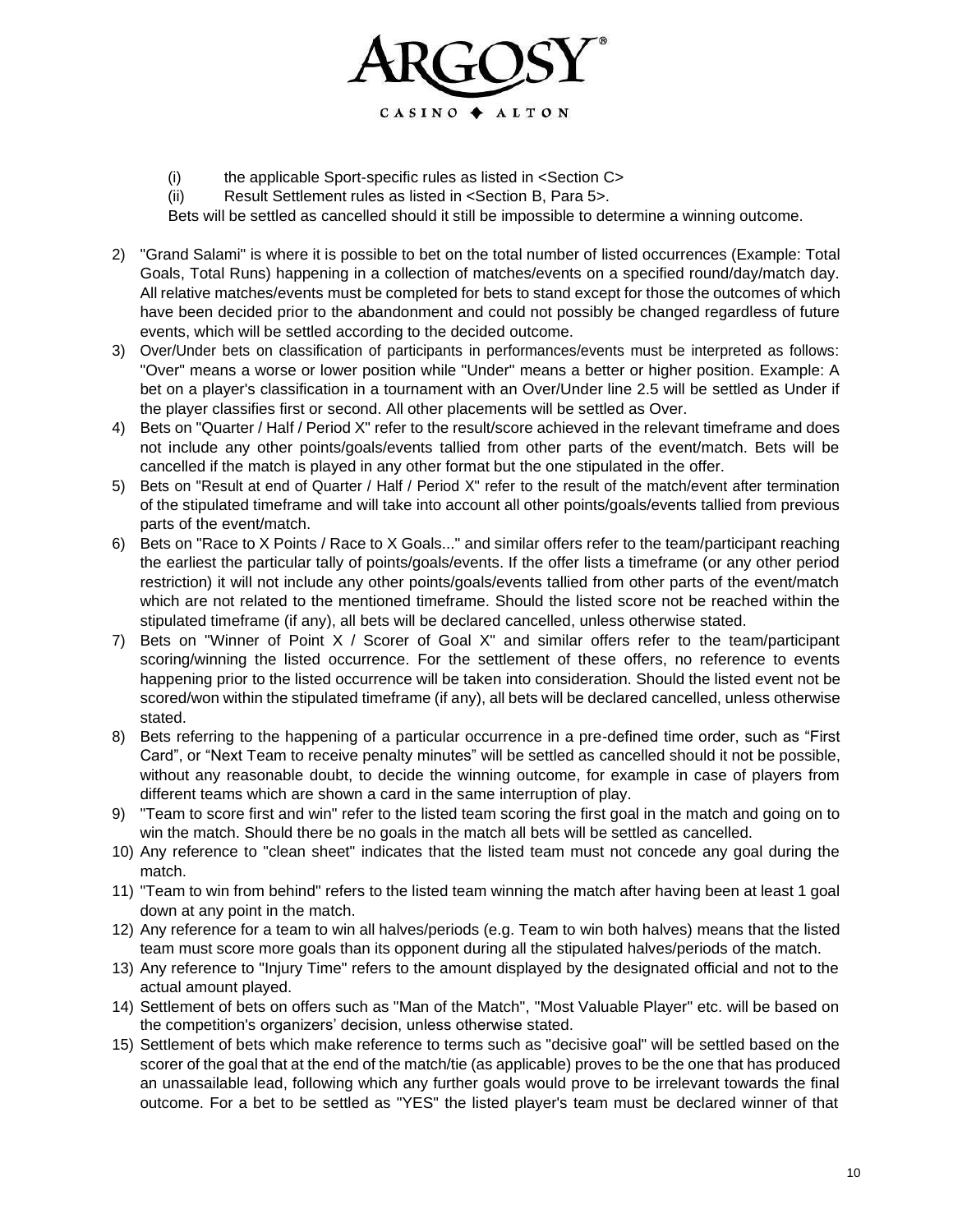(i) the applicable Sport-specific rules as listed in <Section C>

(ii) Result Settlement rules as listed in <Section B, Para 5>.

Bets will be settled as cancelled should it still be impossible to determine a winning outcome.

2) "Grand Salami" is where it is possible to bet on the total number of listed occurrences (Example: Total Goals, Total Runs) happening in a collection of matches/events on a specified round/day/match day. All relative matches/events must be completed for bets to stand except for those the outcomes of which have been decided prior to the abandonment and could not possibly be changed regardless of future events, which will be settled according to the decided outcome.
3) Over/Under bets on classification of participants in performances/events must be interpreted as follows: "Over" means a worse or lower position while "Under" means a better or higher position. Example: A bet on a player's classification in a tournament with an Over/Under line 2.5 will be settled as Under if the player classifies first or second. All other placements will be settled as Over.
4) Bets on "Quarter / Half / Period X" refer to the result/score achieved in the relevant timeframe and does not include any other points/goals/events tallied from other parts of the event/match. Bets will be cancelled if the match is played in any other format but the one stipulated in the offer.
5) Bets on "Result at end of Quarter / Half / Period X" refer to the result of the match/event after termination of the stipulated timeframe and will take into account all other points/goals/events tallied from previous parts of the event/match.
6) Bets on "Race to X Points / Race to X Goals..." and similar offers refer to the team/participant reaching the earliest the particular tally of points/goals/events. If the offer lists a timeframe (or any other period restriction) it will not include any other points/goals/events tallied from other parts of the event/match which are not related to the mentioned timeframe. Should the listed score not be reached within the stipulated timeframe (if any), all bets will be declared cancelled, unless otherwise stated.
7) Bets on "Winner of Point X / Scorer of Goal X" and similar offers refer to the team/participant scoring/winning the listed occurrence. For the settlement of these offers, no reference to events happening prior to the listed occurrence will be taken into consideration. Should the listed event not be scored/won within the stipulated timeframe (if any), all bets will be declared cancelled, unless otherwise stated.
8) Bets referring to the happening of a particular occurrence in a pre-defined time order, such as "First Card", or "Next Team to receive penalty minutes" will be settled as cancelled should it not be possible, without any reasonable doubt, to decide the winning outcome, for example in case of players from different teams which are shown a card in the same interruption of play.
9) "Team to score first and win" refer to the listed team scoring the first goal in the match and going on to win the match. Should there be no goals in the match all bets will be settled as cancelled.
10) Any reference to "clean sheet" indicates that the listed team must not concede any goal during the match.
11) "Team to win from behind" refers to the listed team winning the match after having been at least 1 goal down at any point in the match.
12) Any reference for a team to win all halves/periods (e.g. Team to win both halves) means that the listed team must score more goals than its opponent during all the stipulated halves/periods of the match.
13) Any reference to "Injury Time" refers to the amount displayed by the designated official and not to the actual amount played.
14) Settlement of bets on offers such as "Man of the Match", "Most Valuable Player" etc. will be based on the competition's organizers' decision, unless otherwise stated.
15) Settlement of bets which make reference to terms such as "decisive goal" will be settled based on the scorer of the goal that at the end of the match/tie (as applicable) proves to be the one that has produced an unassailable lead, following which any further goals would prove to be irrelevant towards the final outcome. For a bet to be settled as "YES" the listed player's team must be declared winner of that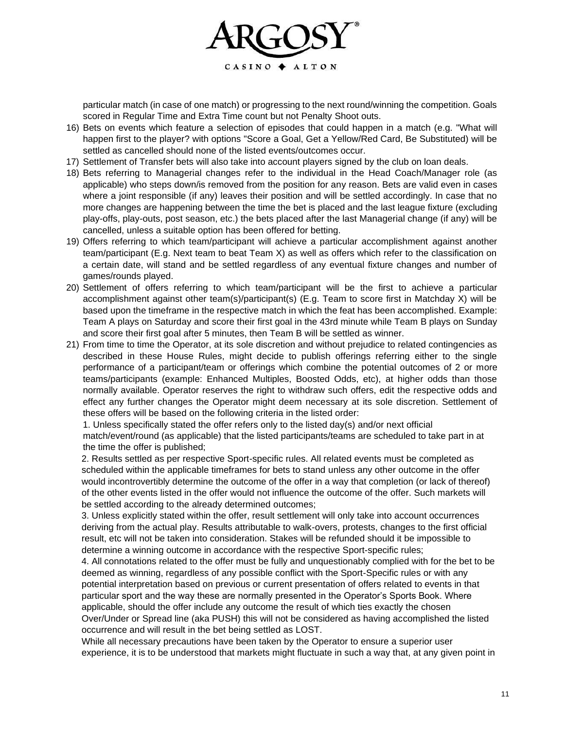particular match (in case of one match) or progressing to the next round/winning the competition. Goals scored in Regular Time and Extra Time count but not Penalty Shoot outs.

16) Bets on events which feature a selection of episodes that could happen in a match (e.g. "What will happen first to the player? with options "Score a Goal, Get a Yellow/Red Card, Be Substituted) will be settled as cancelled should none of the listed events/outcomes occur.
17) Settlement of Transfer bets will also take into account players signed by the club on loan deals.
18) Bets referring to Managerial changes refer to the individual in the Head Coach/Manager role (as applicable) who steps down/is removed from the position for any reason. Bets are valid even in cases where a joint responsible (if any) leaves their position and will be settled accordingly. In case that no more changes are happening between the time the bet is placed and the last league fixture (excluding play-offs, play-outs, post season, etc.) the bets placed after the last Managerial change (if any) will be cancelled, unless a suitable option has been offered for betting.
19) Offers referring to which team/participant will achieve a particular accomplishment against another team/participant (E.g. Next team to beat Team X) as well as offers which refer to the classification on a certain date, will stand and be settled regardless of any eventual fixture changes and number of games/rounds played.
20) Settlement of offers referring to which team/participant will be the first to achieve a particular accomplishment against other team(s)/participant(s) (E.g. Team to score first in Matchday X) will be based upon the timeframe in the respective match in which the feat has been accomplished. Example: Team A plays on Saturday and score their first goal in the 43rd minute while Team B plays on Sunday and score their first goal after 5 minutes, then Team B will be settled as winner.
21) From time to time the Operator, at its sole discretion and without prejudice to related contingencies as described in these House Rules, might decide to publish offerings referring either to the single performance of a participant/team or offerings which combine the potential outcomes of 2 or more teams/participants (example: Enhanced Multiples, Boosted Odds, etc), at higher odds than those normally available. Operator reserves the right to withdraw such offers, edit the respective odds and effect any further changes the Operator might deem necessary at its sole discretion. Settlement of these offers will be based on the following criteria in the listed order:

    1. Unless specifically stated the offer refers only to the listed day(s) and/or next official match/event/round (as applicable) that the listed participants/teams are scheduled to take part in at the time the offer is published;

    2. Results settled as per respective Sport-specific rules. All related events must be completed as scheduled within the applicable timeframes for bets to stand unless any other outcome in the offer would incontrovertibly determine the outcome of the offer in a way that completion (or lack of thereof) of the other events listed in the offer would not influence the outcome of the offer. Such markets will be settled according to the already determined outcomes;

    3. Unless explicitly stated within the offer, result settlement will only take into account occurrences deriving from the actual play. Results attributable to walk-overs, protests, changes to the first official result, etc will not be taken into consideration. Stakes will be refunded should it be impossible to determine a winning outcome in accordance with the respective Sport-specific rules;

    4. All connotations related to the offer must be fully and unquestionably complied with for the bet to be deemed as winning, regardless of any possible conflict with the Sport-Specific rules or with any potential interpretation based on previous or current presentation of offers related to events in that particular sport and the way these are normally presented in the Operator's Sports Book. Where applicable, should the offer include any outcome the result of which ties exactly the chosen Over/Under or Spread line (aka PUSH) this will not be considered as having accomplished the listed occurrence and will result in the bet being settled as LOST.

    While all necessary precautions have been taken by the Operator to ensure a superior user experience, it is to be understood that markets might fluctuate in such a way that, at any given point in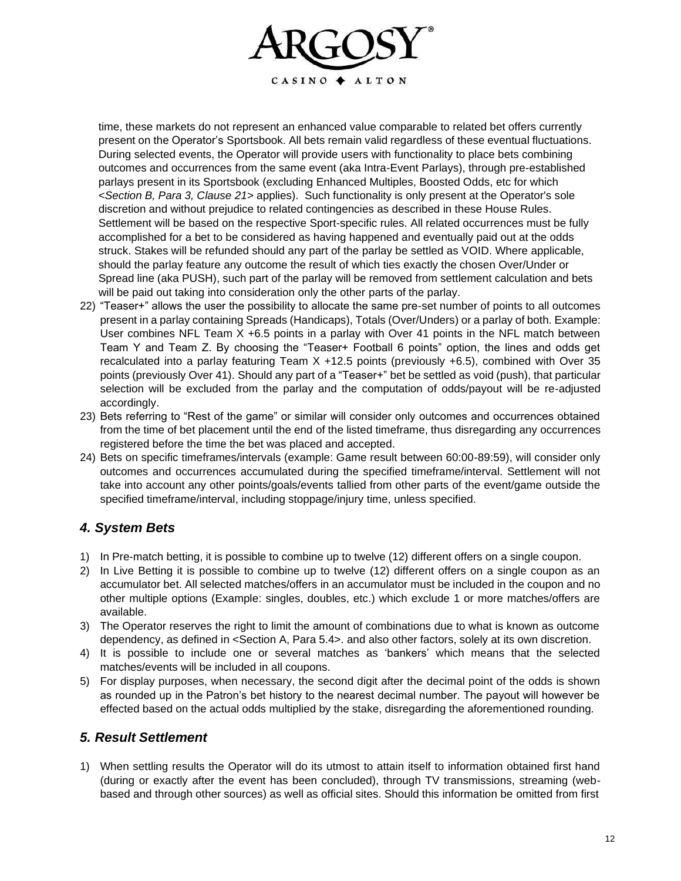time, these markets do not represent an enhanced value comparable to related bet offers currently present on the Operator's Sportsbook. All bets remain valid regardless of these eventual fluctuations. During selected events, the Operator will provide users with functionality to place bets combining outcomes and occurrences from the same event (aka Intra-Event Parlays), through pre-established parlays present in its Sportsbook (excluding Enhanced Multiples, Boosted Odds, etc for which <*Section B, Para 3, Clause 21*> applies). Such functionality is only present at the Operator's sole discretion and without prejudice to related contingencies as described in these House Rules. Settlement will be based on the respective Sport-specific rules. All related occurrences must be fully accomplished for a bet to be considered as having happened and eventually paid out at the odds struck. Stakes will be refunded should any part of the parlay be settled as VOID. Where applicable, should the parlay feature any outcome the result of which ties exactly the chosen Over/Under or Spread line (aka PUSH), such part of the parlay will be removed from settlement calculation and bets will be paid out taking into consideration only the other parts of the parlay.

22) "Teaser+" allows the user the possibility to allocate the same pre-set number of points to all outcomes present in a parlay containing Spreads (Handicaps), Totals (Over/Unders) or a parlay of both. Example: User combines NFL Team X +6.5 points in a parlay with Over 41 points in the NFL match between Team Y and Team Z. By choosing the "Teaser+ Football 6 points" option, the lines and odds get recalculated into a parlay featuring Team X +12.5 points (previously +6.5), combined with Over 35 points (previously Over 41). Should any part of a "Teaser+" bet be settled as void (push), that particular selection will be excluded from the parlay and the computation of odds/payout will be re-adjusted accordingly.
23) Bets referring to "Rest of the game" or similar will consider only outcomes and occurrences obtained from the time of bet placement until the end of the listed timeframe, thus disregarding any occurrences registered before the time the bet was placed and accepted.
24) Bets on specific timeframes/intervals (example: Game result between 60:00-89:59), will consider only outcomes and occurrences accumulated during the specified timeframe/interval. Settlement will not take into account any other points/goals/events tallied from other parts of the event/game outside the specified timeframe/interval, including stoppage/injury time, unless specified.

## *4. System Bets*

1) In Pre-match betting, it is possible to combine up to twelve (12) different offers on a single coupon.
2) In Live Betting it is possible to combine up to twelve (12) different offers on a single coupon as an accumulator bet. All selected matches/offers in an accumulator must be included in the coupon and no other multiple options (Example: singles, doubles, etc.) which exclude 1 or more matches/offers are available.
3) The Operator reserves the right to limit the amount of combinations due to what is known as outcome dependency, as defined in <Section A, Para 5.4>. and also other factors, solely at its own discretion.
4) It is possible to include one or several matches as 'bankers' which means that the selected matches/events will be included in all coupons.
5) For display purposes, when necessary, the second digit after the decimal point of the odds is shown as rounded up in the Patron's bet history to the nearest decimal number. The payout will however be effected based on the actual odds multiplied by the stake, disregarding the aforementioned rounding.

## *5. Result Settlement*

1) When settling results the Operator will do its utmost to attain itself to information obtained first hand (during or exactly after the event has been concluded), through TV transmissions, streaming (web-based and through other sources) as well as official sites. Should this information be omitted from first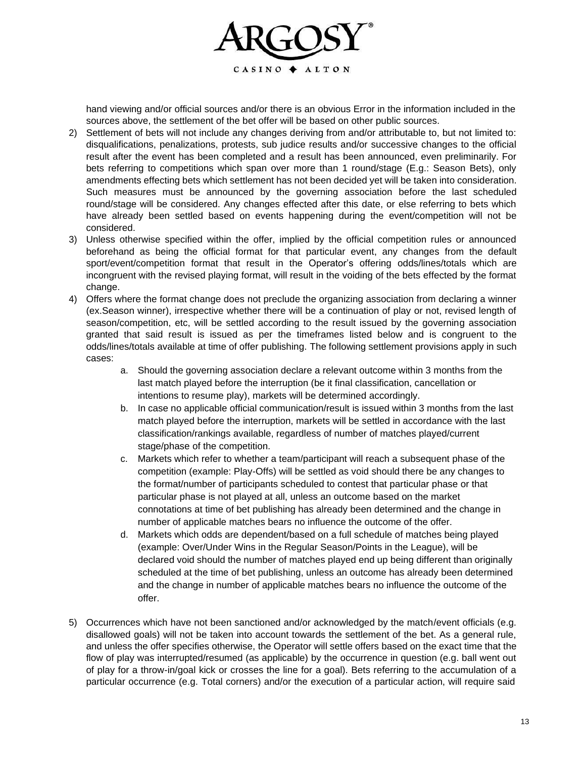hand viewing and/or official sources and/or there is an obvious Error in the information included in the sources above, the settlement of the bet offer will be based on other public sources.

2) Settlement of bets will not include any changes deriving from and/or attributable to, but not limited to: disqualifications, penalizations, protests, sub judice results and/or successive changes to the official result after the event has been completed and a result has been announced, even preliminarily. For bets referring to competitions which span over more than 1 round/stage (E.g.: Season Bets), only amendments effecting bets which settlement has not been decided yet will be taken into consideration. Such measures must be announced by the governing association before the last scheduled round/stage will be considered. Any changes effected after this date, or else referring to bets which have already been settled based on events happening during the event/competition will not be considered.
3) Unless otherwise specified within the offer, implied by the official competition rules or announced beforehand as being the official format for that particular event, any changes from the default sport/event/competition format that result in the Operator's offering odds/lines/totals which are incongruent with the revised playing format, will result in the voiding of the bets effected by the format change.
4) Offers where the format change does not preclude the organizing association from declaring a winner (ex.Season winner), irrespective whether there will be a continuation of play or not, revised length of season/competition, etc, will be settled according to the result issued by the governing association granted that said result is issued as per the timeframes listed below and is congruent to the odds/lines/totals available at time of offer publishing. The following settlement provisions apply in such cases:
    a. Should the governing association declare a relevant outcome within 3 months from the last match played before the interruption (be it final classification, cancellation or intentions to resume play), markets will be determined accordingly.
    b. In case no applicable official communication/result is issued within 3 months from the last match played before the interruption, markets will be settled in accordance with the last classification/rankings available, regardless of number of matches played/current stage/phase of the competition.
    c. Markets which refer to whether a team/participant will reach a subsequent phase of the competition (example: Play-Offs) will be settled as void should there be any changes to the format/number of participants scheduled to contest that particular phase or that particular phase is not played at all, unless an outcome based on the market connotations at time of bet publishing has already been determined and the change in number of applicable matches bears no influence the outcome of the offer.
    d. Markets which odds are dependent/based on a full schedule of matches being played (example: Over/Under Wins in the Regular Season/Points in the League), will be declared void should the number of matches played end up being different than originally scheduled at the time of bet publishing, unless an outcome has already been determined and the change in number of applicable matches bears no influence the outcome of the offer.

5) Occurrences which have not been sanctioned and/or acknowledged by the match/event officials (e.g. disallowed goals) will not be taken into account towards the settlement of the bet. As a general rule, and unless the offer specifies otherwise, the Operator will settle offers based on the exact time that the flow of play was interrupted/resumed (as applicable) by the occurrence in question (e.g. ball went out of play for a throw-in/goal kick or crosses the line for a goal). Bets referring to the accumulation of a particular occurrence (e.g. Total corners) and/or the execution of a particular action, will require said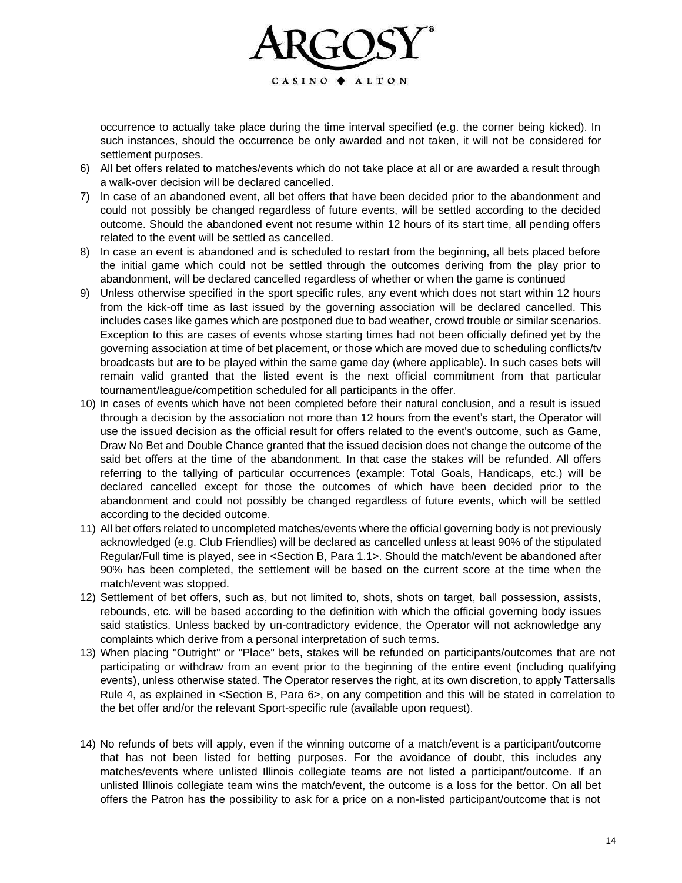occurrence to actually take place during the time interval specified (e.g. the corner being kicked). In such instances, should the occurrence be only awarded and not taken, it will not be considered for settlement purposes.

6) All bet offers related to matches/events which do not take place at all or are awarded a result through a walk-over decision will be declared cancelled.
7) In case of an abandoned event, all bet offers that have been decided prior to the abandonment and could not possibly be changed regardless of future events, will be settled according to the decided outcome. Should the abandoned event not resume within 12 hours of its start time, all pending offers related to the event will be settled as cancelled.
8) In case an event is abandoned and is scheduled to restart from the beginning, all bets placed before the initial game which could not be settled through the outcomes deriving from the play prior to abandonment, will be declared cancelled regardless of whether or when the game is continued
9) Unless otherwise specified in the sport specific rules, any event which does not start within 12 hours from the kick-off time as last issued by the governing association will be declared cancelled. This includes cases like games which are postponed due to bad weather, crowd trouble or similar scenarios. Exception to this are cases of events whose starting times had not been officially defined yet by the governing association at time of bet placement, or those which are moved due to scheduling conflicts/tv broadcasts but are to be played within the same game day (where applicable). In such cases bets will remain valid granted that the listed event is the next official commitment from that particular tournament/league/competition scheduled for all participants in the offer.
10) In cases of events which have not been completed before their natural conclusion, and a result is issued through a decision by the association not more than 12 hours from the event's start, the Operator will use the issued decision as the official result for offers related to the event's outcome, such as Game, Draw No Bet and Double Chance granted that the issued decision does not change the outcome of the said bet offers at the time of the abandonment. In that case the stakes will be refunded. All offers referring to the tallying of particular occurrences (example: Total Goals, Handicaps, etc.) will be declared cancelled except for those the outcomes of which have been decided prior to the abandonment and could not possibly be changed regardless of future events, which will be settled according to the decided outcome.
11) All bet offers related to uncompleted matches/events where the official governing body is not previously acknowledged (e.g. Club Friendlies) will be declared as cancelled unless at least 90% of the stipulated Regular/Full time is played, see in <Section B, Para 1.1>. Should the match/event be abandoned after 90% has been completed, the settlement will be based on the current score at the time when the match/event was stopped.
12) Settlement of bet offers, such as, but not limited to, shots, shots on target, ball possession, assists, rebounds, etc. will be based according to the definition with which the official governing body issues said statistics. Unless backed by un-contradictory evidence, the Operator will not acknowledge any complaints which derive from a personal interpretation of such terms.
13) When placing "Outright" or "Place" bets, stakes will be refunded on participants/outcomes that are not participating or withdraw from an event prior to the beginning of the entire event (including qualifying events), unless otherwise stated. The Operator reserves the right, at its own discretion, to apply Tattersalls Rule 4, as explained in <Section B, Para 6>, on any competition and this will be stated in correlation to the bet offer and/or the relevant Sport-specific rule (available upon request).
14) No refunds of bets will apply, even if the winning outcome of a match/event is a participant/outcome that has not been listed for betting purposes. For the avoidance of doubt, this includes any matches/events where unlisted Illinois collegiate teams are not listed a participant/outcome. If an unlisted Illinois collegiate team wins the match/event, the outcome is a loss for the bettor. On all bet offers the Patron has the possibility to ask for a price on a non-listed participant/outcome that is not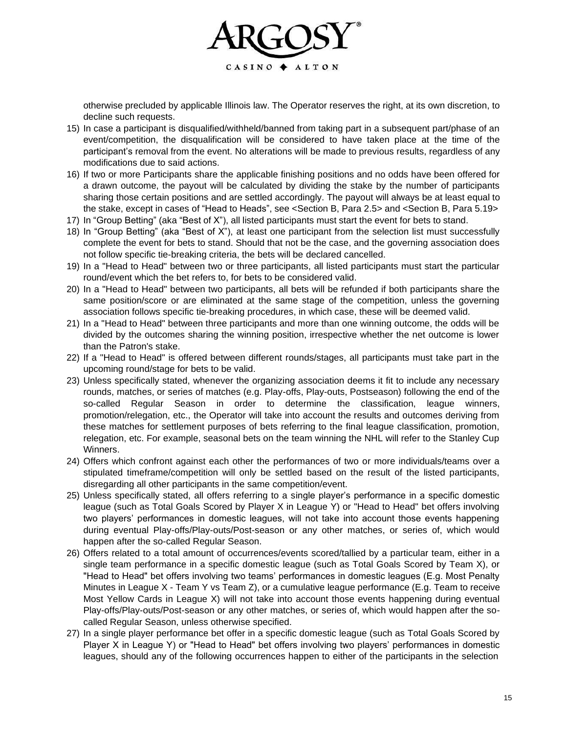otherwise precluded by applicable Illinois law. The Operator reserves the right, at its own discretion, to decline such requests.

15) In case a participant is disqualified/withheld/banned from taking part in a subsequent part/phase of an event/competition, the disqualification will be considered to have taken place at the time of the participant's removal from the event. No alterations will be made to previous results, regardless of any modifications due to said actions.
16) If two or more Participants share the applicable finishing positions and no odds have been offered for a drawn outcome, the payout will be calculated by dividing the stake by the number of participants sharing those certain positions and are settled accordingly. The payout will always be at least equal to the stake, except in cases of "Head to Heads", see <Section B, Para 2.5> and <Section B, Para 5.19>
17) In "Group Betting" (aka "Best of X"), all listed participants must start the event for bets to stand.
18) In "Group Betting" (aka "Best of X"), at least one participant from the selection list must successfully complete the event for bets to stand. Should that not be the case, and the governing association does not follow specific tie-breaking criteria, the bets will be declared cancelled.
19) In a "Head to Head" between two or three participants, all listed participants must start the particular round/event which the bet refers to, for bets to be considered valid.
20) In a "Head to Head" between two participants, all bets will be refunded if both participants share the same position/score or are eliminated at the same stage of the competition, unless the governing association follows specific tie-breaking procedures, in which case, these will be deemed valid.
21) In a "Head to Head" between three participants and more than one winning outcome, the odds will be divided by the outcomes sharing the winning position, irrespective whether the net outcome is lower than the Patron's stake.
22) If a "Head to Head" is offered between different rounds/stages, all participants must take part in the upcoming round/stage for bets to be valid.
23) Unless specifically stated, whenever the organizing association deems it fit to include any necessary rounds, matches, or series of matches (e.g. Play-offs, Play-outs, Postseason) following the end of the so-called Regular Season in order to determine the classification, league winners, promotion/relegation, etc., the Operator will take into account the results and outcomes deriving from these matches for settlement purposes of bets referring to the final league classification, promotion, relegation, etc. For example, seasonal bets on the team winning the NHL will refer to the Stanley Cup Winners.
24) Offers which confront against each other the performances of two or more individuals/teams over a stipulated timeframe/competition will only be settled based on the result of the listed participants, disregarding all other participants in the same competition/event.
25) Unless specifically stated, all offers referring to a single player's performance in a specific domestic league (such as Total Goals Scored by Player X in League Y) or "Head to Head" bet offers involving two players' performances in domestic leagues, will not take into account those events happening during eventual Play-offs/Play-outs/Post-season or any other matches, or series of, which would happen after the so-called Regular Season.
26) Offers related to a total amount of occurrences/events scored/tallied by a particular team, either in a single team performance in a specific domestic league (such as Total Goals Scored by Team X), or "Head to Head" bet offers involving two teams' performances in domestic leagues (E.g. Most Penalty Minutes in League X - Team Y vs Team Z), or a cumulative league performance (E.g. Team to receive Most Yellow Cards in League X) will not take into account those events happening during eventual Play-offs/Play-outs/Post-season or any other matches, or series of, which would happen after the so-called Regular Season, unless otherwise specified.
27) In a single player performance bet offer in a specific domestic league (such as Total Goals Scored by Player X in League Y) or "Head to Head" bet offers involving two players' performances in domestic leagues, should any of the following occurrences happen to either of the participants in the selection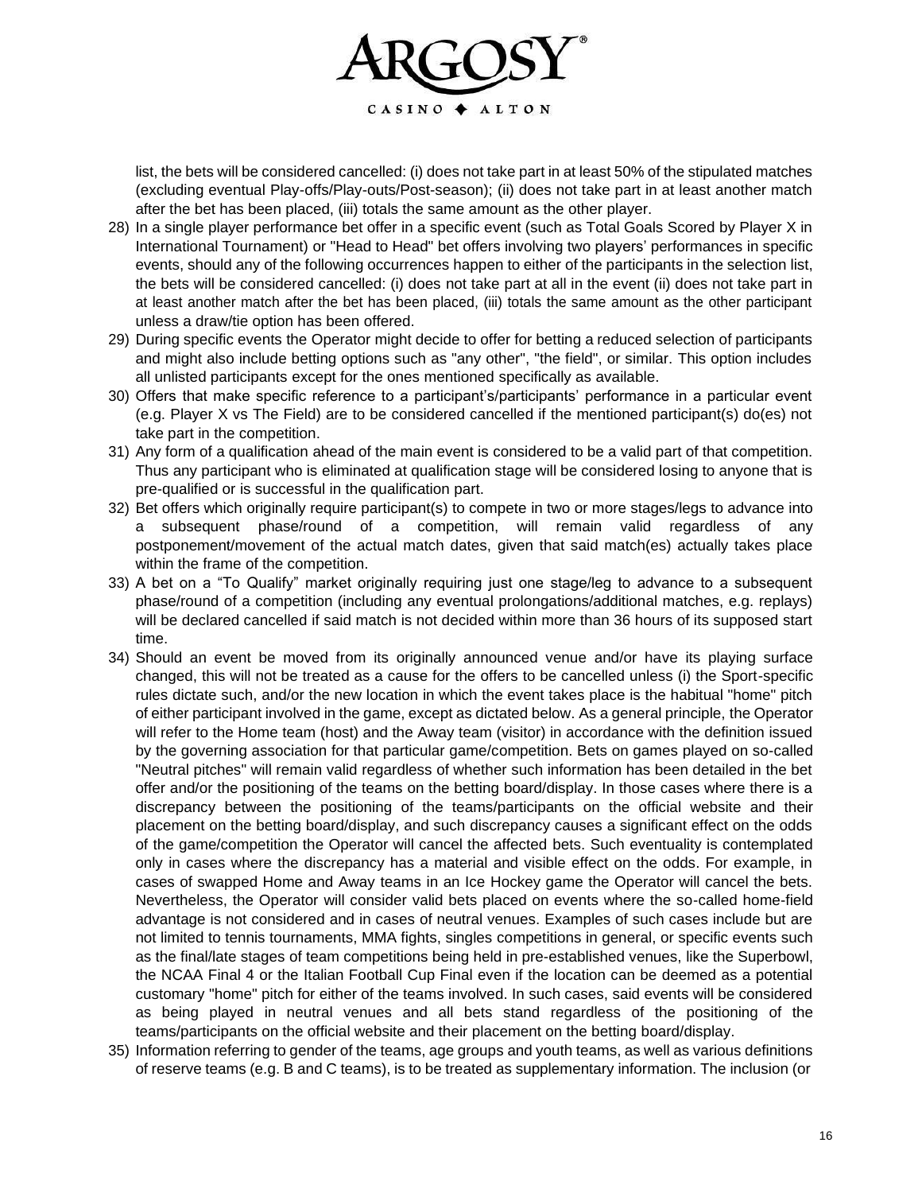list, the bets will be considered cancelled: (i) does not take part in at least 50% of the stipulated matches (excluding eventual Play-offs/Play-outs/Post-season); (ii) does not take part in at least another match after the bet has been placed, (iii) totals the same amount as the other player.

28) In a single player performance bet offer in a specific event (such as Total Goals Scored by Player X in International Tournament) or "Head to Head" bet offers involving two players' performances in specific events, should any of the following occurrences happen to either of the participants in the selection list, the bets will be considered cancelled: (i) does not take part at all in the event (ii) does not take part in at least another match after the bet has been placed, (iii) totals the same amount as the other participant unless a draw/tie option has been offered.
29) During specific events the Operator might decide to offer for betting a reduced selection of participants and might also include betting options such as "any other", "the field", or similar. This option includes all unlisted participants except for the ones mentioned specifically as available.
30) Offers that make specific reference to a participant's/participants' performance in a particular event (e.g. Player X vs The Field) are to be considered cancelled if the mentioned participant(s) do(es) not take part in the competition.
31) Any form of a qualification ahead of the main event is considered to be a valid part of that competition. Thus any participant who is eliminated at qualification stage will be considered losing to anyone that is pre-qualified or is successful in the qualification part.
32) Bet offers which originally require participant(s) to compete in two or more stages/legs to advance into a subsequent phase/round of a competition, will remain valid regardless of any postponement/movement of the actual match dates, given that said match(es) actually takes place within the frame of the competition.
33) A bet on a "To Qualify" market originally requiring just one stage/leg to advance to a subsequent phase/round of a competition (including any eventual prolongations/additional matches, e.g. replays) will be declared cancelled if said match is not decided within more than 36 hours of its supposed start time.
34) Should an event be moved from its originally announced venue and/or have its playing surface changed, this will not be treated as a cause for the offers to be cancelled unless (i) the Sport-specific rules dictate such, and/or the new location in which the event takes place is the habitual "home" pitch of either participant involved in the game, except as dictated below. As a general principle, the Operator will refer to the Home team (host) and the Away team (visitor) in accordance with the definition issued by the governing association for that particular game/competition. Bets on games played on so-called "Neutral pitches" will remain valid regardless of whether such information has been detailed in the bet offer and/or the positioning of the teams on the betting board/display. In those cases where there is a discrepancy between the positioning of the teams/participants on the official website and their placement on the betting board/display, and such discrepancy causes a significant effect on the odds of the game/competition the Operator will cancel the affected bets. Such eventuality is contemplated only in cases where the discrepancy has a material and visible effect on the odds. For example, in cases of swapped Home and Away teams in an Ice Hockey game the Operator will cancel the bets. Nevertheless, the Operator will consider valid bets placed on events where the so-called home-field advantage is not considered and in cases of neutral venues. Examples of such cases include but are not limited to tennis tournaments, MMA fights, singles competitions in general, or specific events such as the final/late stages of team competitions being held in pre-established venues, like the Superbowl, the NCAA Final 4 or the Italian Football Cup Final even if the location can be deemed as a potential customary "home" pitch for either of the teams involved. In such cases, said events will be considered as being played in neutral venues and all bets stand regardless of the positioning of the teams/participants on the official website and their placement on the betting board/display.
35) Information referring to gender of the teams, age groups and youth teams, as well as various definitions of reserve teams (e.g. B and C teams), is to be treated as supplementary information. The inclusion (or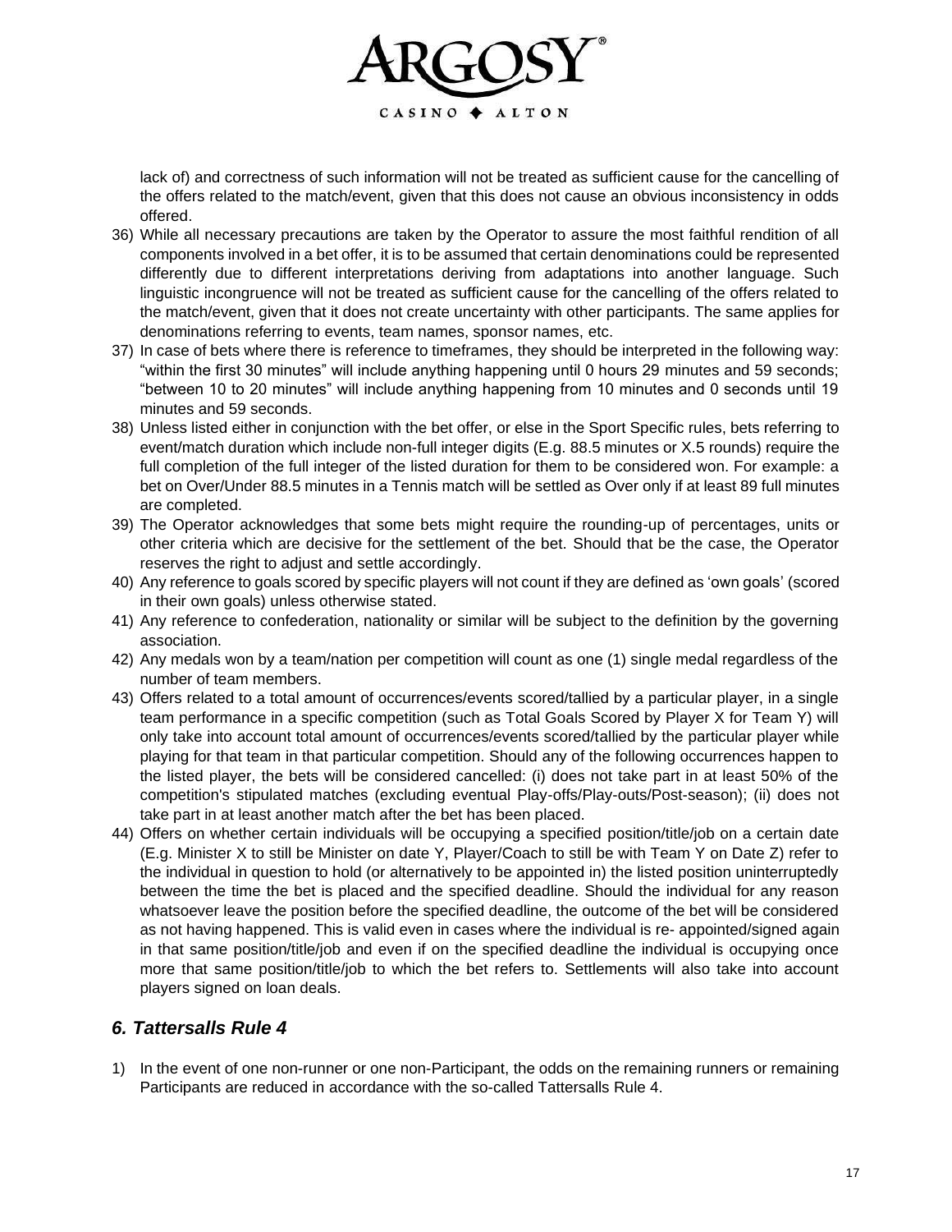lack of) and correctness of such information will not be treated as sufficient cause for the cancelling of the offers related to the match/event, given that this does not cause an obvious inconsistency in odds offered.

36) While all necessary precautions are taken by the Operator to assure the most faithful rendition of all components involved in a bet offer, it is to be assumed that certain denominations could be represented differently due to different interpretations deriving from adaptations into another language. Such linguistic incongruence will not be treated as sufficient cause for the cancelling of the offers related to the match/event, given that it does not create uncertainty with other participants. The same applies for denominations referring to events, team names, sponsor names, etc.
37) In case of bets where there is reference to timeframes, they should be interpreted in the following way: "within the first 30 minutes" will include anything happening until 0 hours 29 minutes and 59 seconds; "between 10 to 20 minutes" will include anything happening from 10 minutes and 0 seconds until 19 minutes and 59 seconds.
38) Unless listed either in conjunction with the bet offer, or else in the Sport Specific rules, bets referring to event/match duration which include non-full integer digits (E.g. 88.5 minutes or X.5 rounds) require the full completion of the full integer of the listed duration for them to be considered won. For example: a bet on Over/Under 88.5 minutes in a Tennis match will be settled as Over only if at least 89 full minutes are completed.
39) The Operator acknowledges that some bets might require the rounding-up of percentages, units or other criteria which are decisive for the settlement of the bet. Should that be the case, the Operator reserves the right to adjust and settle accordingly.
40) Any reference to goals scored by specific players will not count if they are defined as 'own goals' (scored in their own goals) unless otherwise stated.
41) Any reference to confederation, nationality or similar will be subject to the definition by the governing association.
42) Any medals won by a team/nation per competition will count as one (1) single medal regardless of the number of team members.
43) Offers related to a total amount of occurrences/events scored/tallied by a particular player, in a single team performance in a specific competition (such as Total Goals Scored by Player X for Team Y) will only take into account total amount of occurrences/events scored/tallied by the particular player while playing for that team in that particular competition. Should any of the following occurrences happen to the listed player, the bets will be considered cancelled: (i) does not take part in at least 50% of the competition's stipulated matches (excluding eventual Play-offs/Play-outs/Post-season); (ii) does not take part in at least another match after the bet has been placed.
44) Offers on whether certain individuals will be occupying a specified position/title/job on a certain date (E.g. Minister X to still be Minister on date Y, Player/Coach to still be with Team Y on Date Z) refer to the individual in question to hold (or alternatively to be appointed in) the listed position uninterruptedly between the time the bet is placed and the specified deadline. Should the individual for any reason whatsoever leave the position before the specified deadline, the outcome of the bet will be considered as not having happened. This is valid even in cases where the individual is re- appointed/signed again in that same position/title/job and even if on the specified deadline the individual is occupying once more that same position/title/job to which the bet refers to. Settlements will also take into account players signed on loan deals.

## *6. Tattersalls Rule 4*

1) In the event of one non-runner or one non-Participant, the odds on the remaining runners or remaining Participants are reduced in accordance with the so-called Tattersalls Rule 4.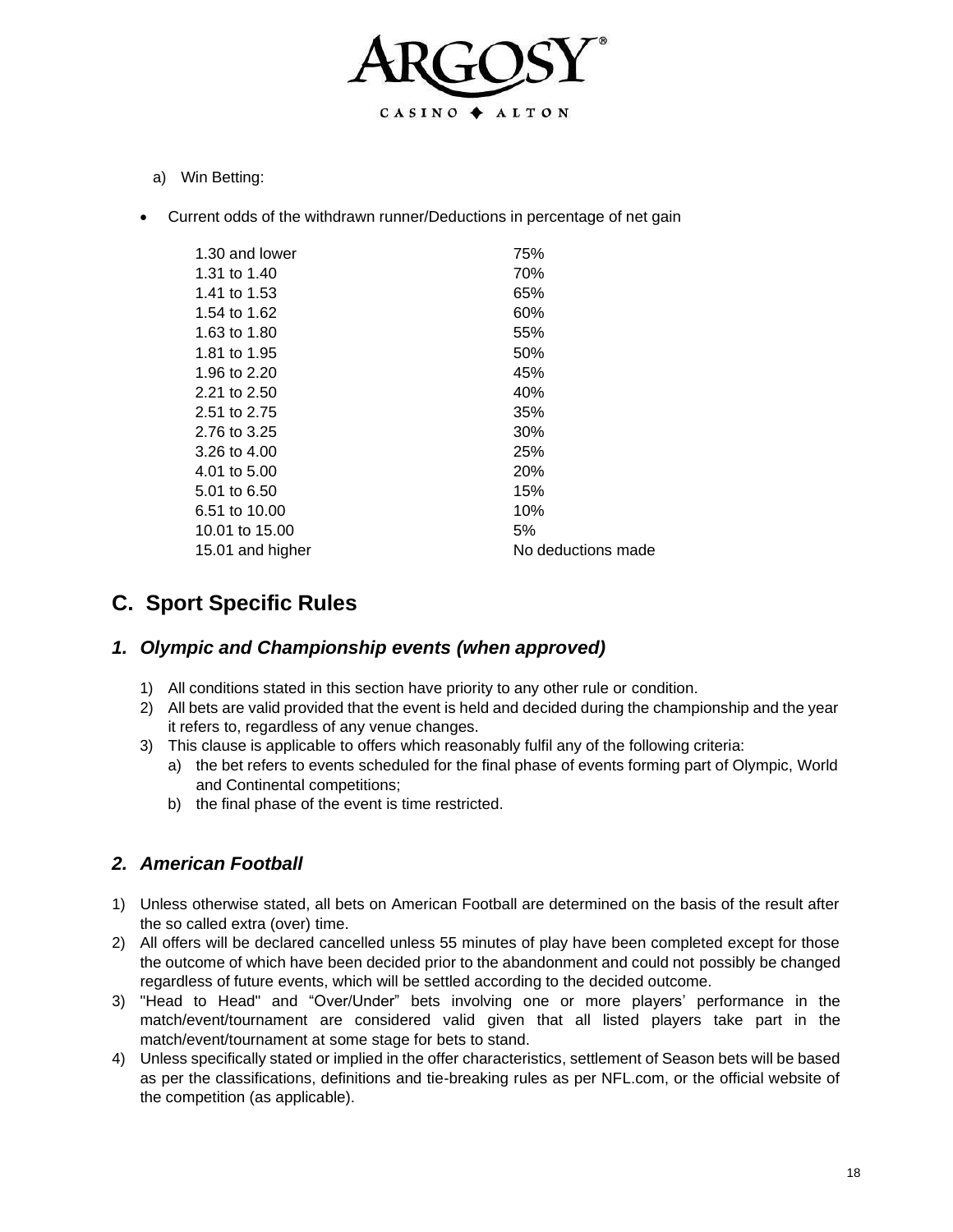a) Win Betting:

- Current odds of the withdrawn runner/Deductions in percentage of net gain

| | |
|---|---|
| 1.30 and lower | 75% |
| 1.31 to 1.40 | 70% |
| 1.41 to 1.53 | 65% |
| 1.54 to 1.62 | 60% |
| 1.63 to 1.80 | 55% |
| 1.81 to 1.95 | 50% |
| 1.96 to 2.20 | 45% |
| 2.21 to 2.50 | 40% |
| 2.51 to 2.75 | 35% |
| 2.76 to 3.25 | 30% |
| 3.26 to 4.00 | 25% |
| 4.01 to 5.00 | 20% |
| 5.01 to 6.50 | 15% |
| 6.51 to 10.00 | 10% |
| 10.01 to 15.00 | 5% |
| 15.01 and higher | No deductions made |

## C. Sport Specific Rules

### *1. Olympic and Championship events (when approved)*

1) All conditions stated in this section have priority to any other rule or condition.
2) All bets are valid provided that the event is held and decided during the championship and the year it refers to, regardless of any venue changes.
3) This clause is applicable to offers which reasonably fulfil any of the following criteria:
   a) the bet refers to events scheduled for the final phase of events forming part of Olympic, World and Continental competitions;
   b) the final phase of the event is time restricted.

### *2. American Football*

1) Unless otherwise stated, all bets on American Football are determined on the basis of the result after the so called extra (over) time.
2) All offers will be declared cancelled unless 55 minutes of play have been completed except for those the outcome of which have been decided prior to the abandonment and could not possibly be changed regardless of future events, which will be settled according to the decided outcome.
3) "Head to Head" and "Over/Under" bets involving one or more players' performance in the match/event/tournament are considered valid given that all listed players take part in the match/event/tournament at some stage for bets to stand.
4) Unless specifically stated or implied in the offer characteristics, settlement of Season bets will be based as per the classifications, definitions and tie-breaking rules as per NFL.com, or the official website of the competition (as applicable).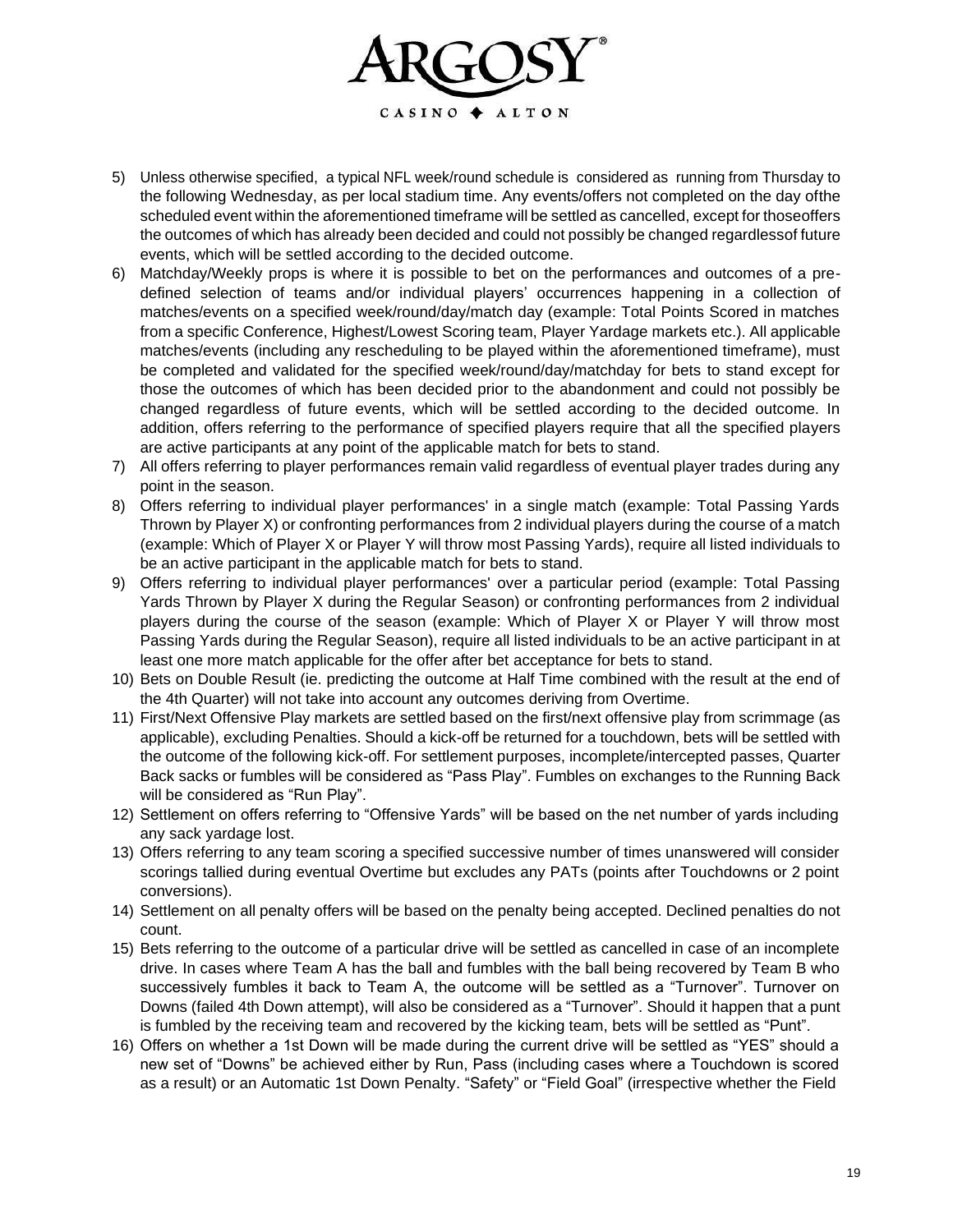5) Unless otherwise specified, a typical NFL week/round schedule is considered as running from Thursday to the following Wednesday, as per local stadium time. Any events/offers not completed on the day ofthe scheduled event within the aforementioned timeframe will be settled as cancelled, except for thoseoffers the outcomes of which has already been decided and could not possibly be changed regardlessof future events, which will be settled according to the decided outcome.
6) Matchday/Weekly props is where it is possible to bet on the performances and outcomes of a pre-defined selection of teams and/or individual players' occurrences happening in a collection of matches/events on a specified week/round/day/match day (example: Total Points Scored in matches from a specific Conference, Highest/Lowest Scoring team, Player Yardage markets etc.). All applicable matches/events (including any rescheduling to be played within the aforementioned timeframe), must be completed and validated for the specified week/round/day/matchday for bets to stand except for those the outcomes of which has been decided prior to the abandonment and could not possibly be changed regardless of future events, which will be settled according to the decided outcome. In addition, offers referring to the performance of specified players require that all the specified players are active participants at any point of the applicable match for bets to stand.
7) All offers referring to player performances remain valid regardless of eventual player trades during any point in the season.
8) Offers referring to individual player performances' in a single match (example: Total Passing Yards Thrown by Player X) or confronting performances from 2 individual players during the course of a match (example: Which of Player X or Player Y will throw most Passing Yards), require all listed individuals to be an active participant in the applicable match for bets to stand.
9) Offers referring to individual player performances' over a particular period (example: Total Passing Yards Thrown by Player X during the Regular Season) or confronting performances from 2 individual players during the course of the season (example: Which of Player X or Player Y will throw most Passing Yards during the Regular Season), require all listed individuals to be an active participant in at least one more match applicable for the offer after bet acceptance for bets to stand.
10) Bets on Double Result (ie. predicting the outcome at Half Time combined with the result at the end of the 4th Quarter) will not take into account any outcomes deriving from Overtime.
11) First/Next Offensive Play markets are settled based on the first/next offensive play from scrimmage (as applicable), excluding Penalties. Should a kick-off be returned for a touchdown, bets will be settled with the outcome of the following kick-off. For settlement purposes, incomplete/intercepted passes, Quarter Back sacks or fumbles will be considered as "Pass Play". Fumbles on exchanges to the Running Back will be considered as "Run Play".
12) Settlement on offers referring to "Offensive Yards" will be based on the net number of yards including any sack yardage lost.
13) Offers referring to any team scoring a specified successive number of times unanswered will consider scorings tallied during eventual Overtime but excludes any PATs (points after Touchdowns or 2 point conversions).
14) Settlement on all penalty offers will be based on the penalty being accepted. Declined penalties do not count.
15) Bets referring to the outcome of a particular drive will be settled as cancelled in case of an incomplete drive. In cases where Team A has the ball and fumbles with the ball being recovered by Team B who successively fumbles it back to Team A, the outcome will be settled as a "Turnover". Turnover on Downs (failed 4th Down attempt), will also be considered as a "Turnover". Should it happen that a punt is fumbled by the receiving team and recovered by the kicking team, bets will be settled as "Punt".
16) Offers on whether a 1st Down will be made during the current drive will be settled as "YES" should a new set of "Downs" be achieved either by Run, Pass (including cases where a Touchdown is scored as a result) or an Automatic 1st Down Penalty. "Safety" or "Field Goal" (irrespective whether the Field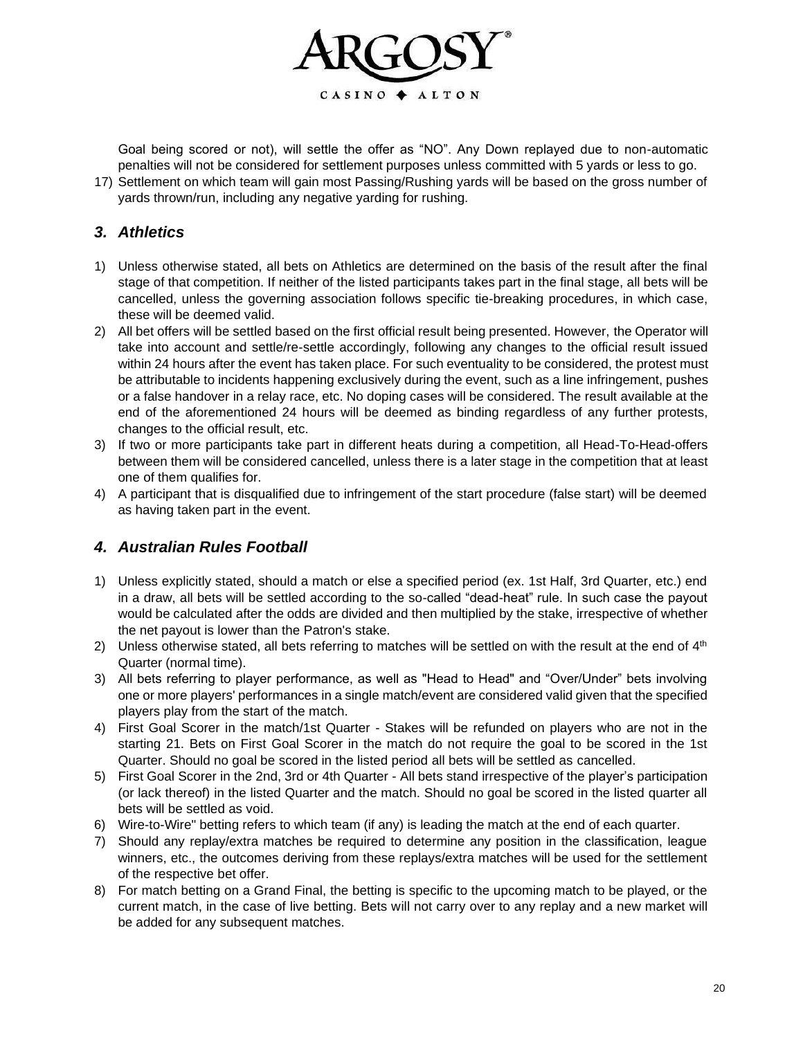Goal being scored or not), will settle the offer as "NO". Any Down replayed due to non-automatic penalties will not be considered for settlement purposes unless committed with 5 yards or less to go.

17) Settlement on which team will gain most Passing/Rushing yards will be based on the gross number of yards thrown/run, including any negative yarding for rushing.

## *3. Athletics*

1) Unless otherwise stated, all bets on Athletics are determined on the basis of the result after the final stage of that competition. If neither of the listed participants takes part in the final stage, all bets will be cancelled, unless the governing association follows specific tie-breaking procedures, in which case, these will be deemed valid.
2) All bet offers will be settled based on the first official result being presented. However, the Operator will take into account and settle/re-settle accordingly, following any changes to the official result issued within 24 hours after the event has taken place. For such eventuality to be considered, the protest must be attributable to incidents happening exclusively during the event, such as a line infringement, pushes or a false handover in a relay race, etc. No doping cases will be considered. The result available at the end of the aforementioned 24 hours will be deemed as binding regardless of any further protests, changes to the official result, etc.
3) If two or more participants take part in different heats during a competition, all Head-To-Head-offers between them will be considered cancelled, unless there is a later stage in the competition that at least one of them qualifies for.
4) A participant that is disqualified due to infringement of the start procedure (false start) will be deemed as having taken part in the event.

## *4. Australian Rules Football*

1) Unless explicitly stated, should a match or else a specified period (ex. 1st Half, 3rd Quarter, etc.) end in a draw, all bets will be settled according to the so-called "dead-heat" rule. In such case the payout would be calculated after the odds are divided and then multiplied by the stake, irrespective of whether the net payout is lower than the Patron's stake.
2) Unless otherwise stated, all bets referring to matches will be settled on with the result at the end of 4th Quarter (normal time).
3) All bets referring to player performance, as well as "Head to Head" and "Over/Under" bets involving one or more players' performances in a single match/event are considered valid given that the specified players play from the start of the match.
4) First Goal Scorer in the match/1st Quarter - Stakes will be refunded on players who are not in the starting 21. Bets on First Goal Scorer in the match do not require the goal to be scored in the 1st Quarter. Should no goal be scored in the listed period all bets will be settled as cancelled.
5) First Goal Scorer in the 2nd, 3rd or 4th Quarter - All bets stand irrespective of the player's participation (or lack thereof) in the listed Quarter and the match. Should no goal be scored in the listed quarter all bets will be settled as void.
6) Wire-to-Wire" betting refers to which team (if any) is leading the match at the end of each quarter.
7) Should any replay/extra matches be required to determine any position in the classification, league winners, etc., the outcomes deriving from these replays/extra matches will be used for the settlement of the respective bet offer.
8) For match betting on a Grand Final, the betting is specific to the upcoming match to be played, or the current match, in the case of live betting. Bets will not carry over to any replay and a new market will be added for any subsequent matches.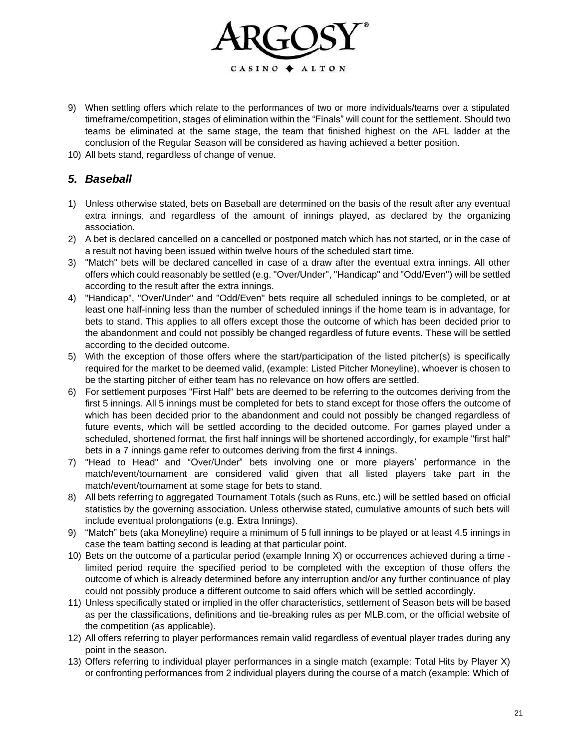9) When settling offers which relate to the performances of two or more individuals/teams over a stipulated timeframe/competition, stages of elimination within the “Finals” will count for the settlement. Should two teams be eliminated at the same stage, the team that finished highest on the AFL ladder at the conclusion of the Regular Season will be considered as having achieved a better position.
10) All bets stand, regardless of change of venue.

## *5. Baseball*

1) Unless otherwise stated, bets on Baseball are determined on the basis of the result after any eventual extra innings, and regardless of the amount of innings played, as declared by the organizing association.
2) A bet is declared cancelled on a cancelled or postponed match which has not started, or in the case of a result not having been issued within twelve hours of the scheduled start time.
3) "Match" bets will be declared cancelled in case of a draw after the eventual extra innings. All other offers which could reasonably be settled (e.g. "Over/Under", "Handicap" and "Odd/Even") will be settled according to the result after the extra innings.
4) "Handicap", "Over/Under" and "Odd/Even" bets require all scheduled innings to be completed, or at least one half-inning less than the number of scheduled innings if the home team is in advantage, for bets to stand. This applies to all offers except those the outcome of which has been decided prior to the abandonment and could not possibly be changed regardless of future events. These will be settled according to the decided outcome.
5) With the exception of those offers where the start/participation of the listed pitcher(s) is specifically required for the market to be deemed valid, (example: Listed Pitcher Moneyline), whoever is chosen to be the starting pitcher of either team has no relevance on how offers are settled.
6) For settlement purposes "First Half" bets are deemed to be referring to the outcomes deriving from the first 5 innings. All 5 innings must be completed for bets to stand except for those offers the outcome of which has been decided prior to the abandonment and could not possibly be changed regardless of future events, which will be settled according to the decided outcome. For games played under a scheduled, shortened format, the first half innings will be shortened accordingly, for example "first half" bets in a 7 innings game refer to outcomes deriving from the first 4 innings.
7) "Head to Head" and “Over/Under” bets involving one or more players’ performance in the match/event/tournament are considered valid given that all listed players take part in the match/event/tournament at some stage for bets to stand.
8) All bets referring to aggregated Tournament Totals (such as Runs, etc.) will be settled based on official statistics by the governing association. Unless otherwise stated, cumulative amounts of such bets will include eventual prolongations (e.g. Extra Innings).
9) “Match” bets (aka Moneyline) require a minimum of 5 full innings to be played or at least 4.5 innings in case the team batting second is leading at that particular point.
10) Bets on the outcome of a particular period (example Inning X) or occurrences achieved during a time - limited period require the specified period to be completed with the exception of those offers the outcome of which is already determined before any interruption and/or any further continuance of play could not possibly produce a different outcome to said offers which will be settled accordingly.
11) Unless specifically stated or implied in the offer characteristics, settlement of Season bets will be based as per the classifications, definitions and tie-breaking rules as per MLB.com, or the official website of the competition (as applicable).
12) All offers referring to player performances remain valid regardless of eventual player trades during any point in the season.
13) Offers referring to individual player performances in a single match (example: Total Hits by Player X) or confronting performances from 2 individual players during the course of a match (example: Which of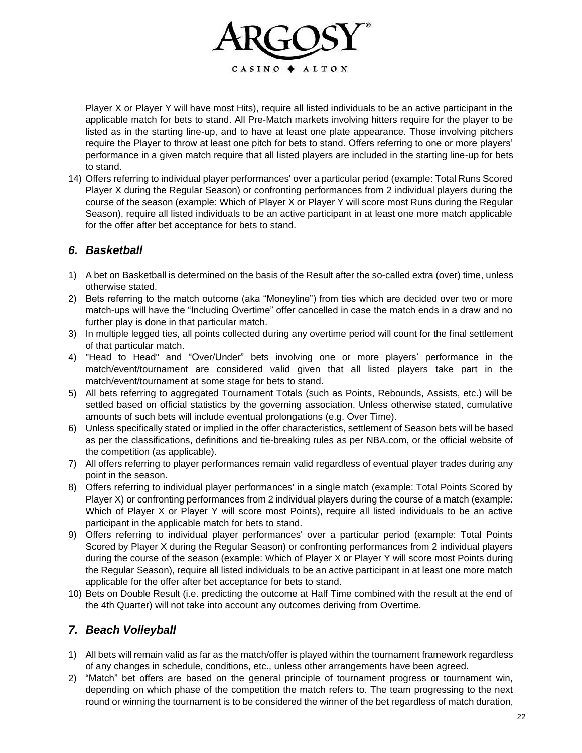Player X or Player Y will have most Hits), require all listed individuals to be an active participant in the applicable match for bets to stand. All Pre-Match markets involving hitters require for the player to be listed as in the starting line-up, and to have at least one plate appearance. Those involving pitchers require the Player to throw at least one pitch for bets to stand. Offers referring to one or more players' performance in a given match require that all listed players are included in the starting line-up for bets to stand.

14) Offers referring to individual player performances' over a particular period (example: Total Runs Scored Player X during the Regular Season) or confronting performances from 2 individual players during the course of the season (example: Which of Player X or Player Y will score most Runs during the Regular Season), require all listed individuals to be an active participant in at least one more match applicable for the offer after bet acceptance for bets to stand.

## *6. Basketball*

1) A bet on Basketball is determined on the basis of the Result after the so-called extra (over) time, unless otherwise stated.
2) Bets referring to the match outcome (aka "Moneyline") from ties which are decided over two or more match-ups will have the "Including Overtime" offer cancelled in case the match ends in a draw and no further play is done in that particular match.
3) In multiple legged ties, all points collected during any overtime period will count for the final settlement of that particular match.
4) "Head to Head" and "Over/Under" bets involving one or more players' performance in the match/event/tournament are considered valid given that all listed players take part in the match/event/tournament at some stage for bets to stand.
5) All bets referring to aggregated Tournament Totals (such as Points, Rebounds, Assists, etc.) will be settled based on official statistics by the governing association. Unless otherwise stated, cumulative amounts of such bets will include eventual prolongations (e.g. Over Time).
6) Unless specifically stated or implied in the offer characteristics, settlement of Season bets will be based as per the classifications, definitions and tie-breaking rules as per NBA.com, or the official website of the competition (as applicable).
7) All offers referring to player performances remain valid regardless of eventual player trades during any point in the season.
8) Offers referring to individual player performances' in a single match (example: Total Points Scored by Player X) or confronting performances from 2 individual players during the course of a match (example: Which of Player X or Player Y will score most Points), require all listed individuals to be an active participant in the applicable match for bets to stand.
9) Offers referring to individual player performances' over a particular period (example: Total Points Scored by Player X during the Regular Season) or confronting performances from 2 individual players during the course of the season (example: Which of Player X or Player Y will score most Points during the Regular Season), require all listed individuals to be an active participant in at least one more match applicable for the offer after bet acceptance for bets to stand.
10) Bets on Double Result (i.e. predicting the outcome at Half Time combined with the result at the end of the 4th Quarter) will not take into account any outcomes deriving from Overtime.

## *7. Beach Volleyball*

1) All bets will remain valid as far as the match/offer is played within the tournament framework regardless of any changes in schedule, conditions, etc., unless other arrangements have been agreed.
2) "Match" bet offers are based on the general principle of tournament progress or tournament win, depending on which phase of the competition the match refers to. The team progressing to the next round or winning the tournament is to be considered the winner of the bet regardless of match duration,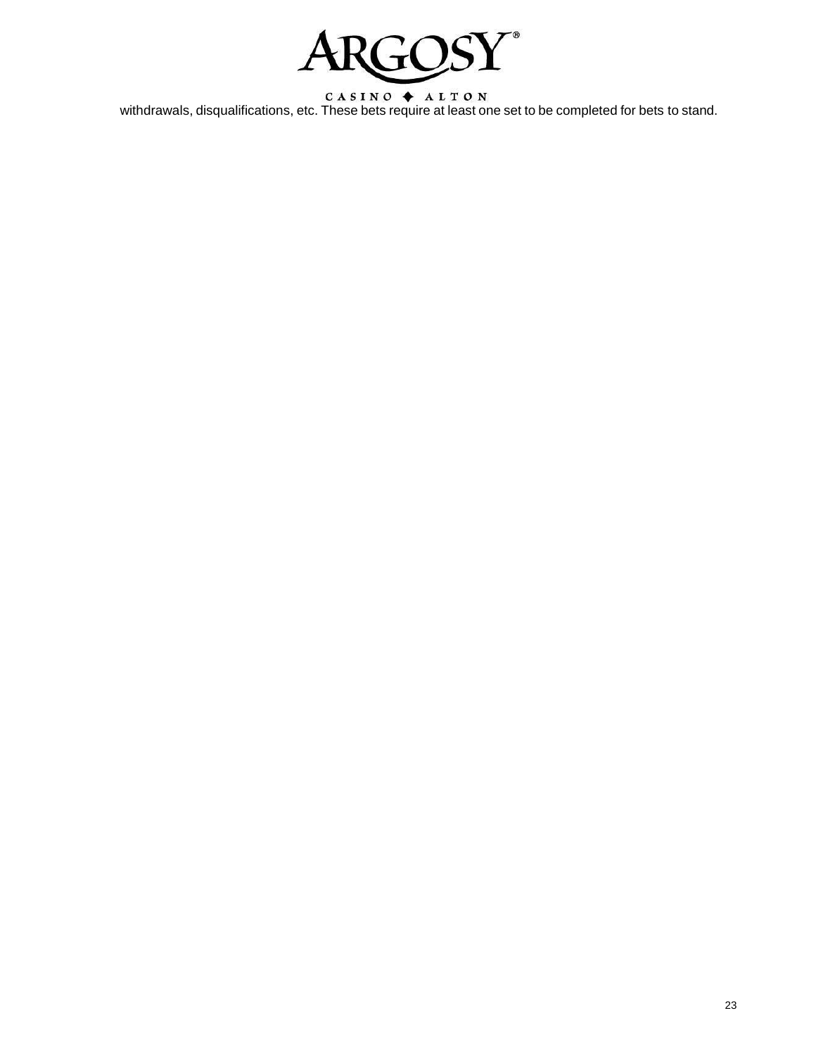withdrawals, disqualifications, etc. These bets require at least one set to be completed for bets to stand.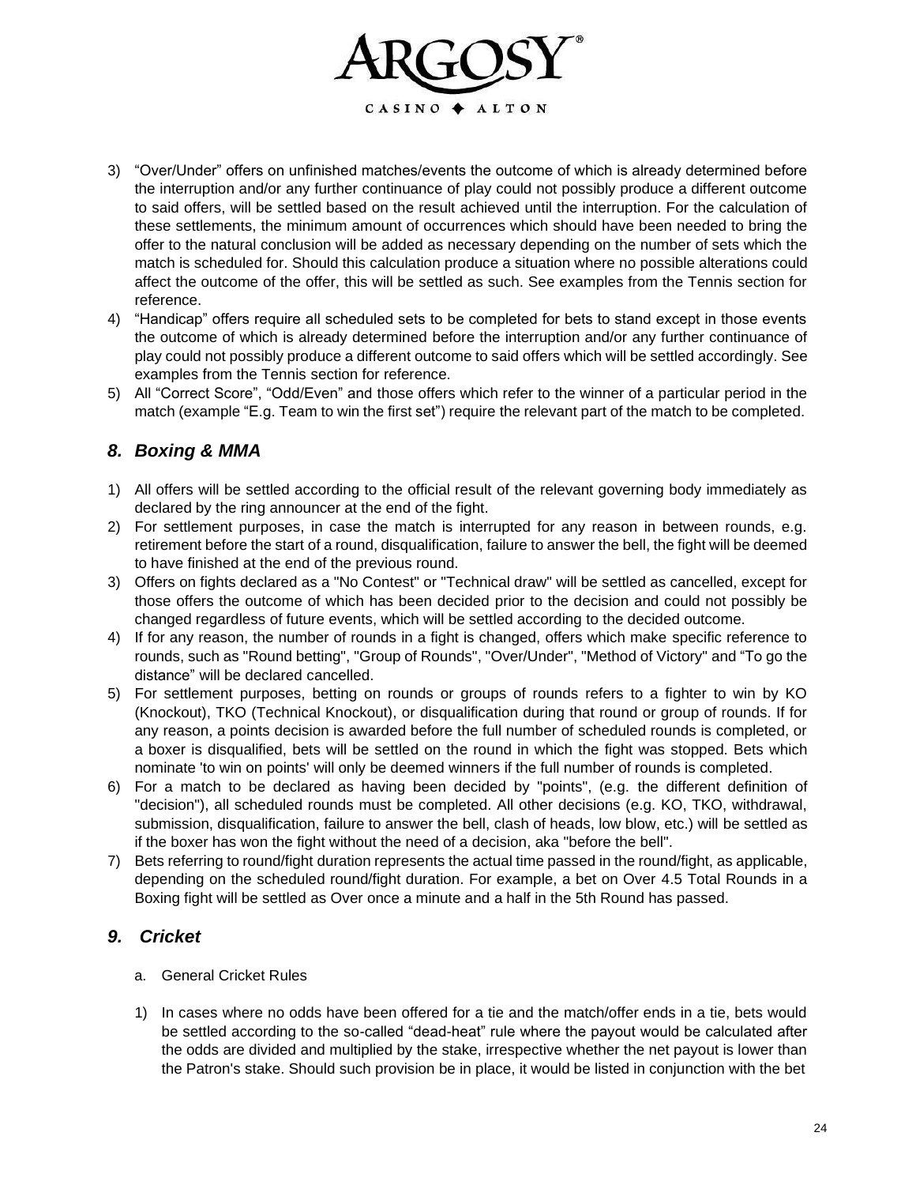3) "Over/Under" offers on unfinished matches/events the outcome of which is already determined before the interruption and/or any further continuance of play could not possibly produce a different outcome to said offers, will be settled based on the result achieved until the interruption. For the calculation of these settlements, the minimum amount of occurrences which should have been needed to bring the offer to the natural conclusion will be added as necessary depending on the number of sets which the match is scheduled for. Should this calculation produce a situation where no possible alterations could affect the outcome of the offer, this will be settled as such. See examples from the Tennis section for reference.
4) "Handicap" offers require all scheduled sets to be completed for bets to stand except in those events the outcome of which is already determined before the interruption and/or any further continuance of play could not possibly produce a different outcome to said offers which will be settled accordingly. See examples from the Tennis section for reference.
5) All "Correct Score", "Odd/Even" and those offers which refer to the winner of a particular period in the match (example "E.g. Team to win the first set") require the relevant part of the match to be completed.

## *8. Boxing & MMA*

1) All offers will be settled according to the official result of the relevant governing body immediately as declared by the ring announcer at the end of the fight.
2) For settlement purposes, in case the match is interrupted for any reason in between rounds, e.g. retirement before the start of a round, disqualification, failure to answer the bell, the fight will be deemed to have finished at the end of the previous round.
3) Offers on fights declared as a "No Contest" or "Technical draw" will be settled as cancelled, except for those offers the outcome of which has been decided prior to the decision and could not possibly be changed regardless of future events, which will be settled according to the decided outcome.
4) If for any reason, the number of rounds in a fight is changed, offers which make specific reference to rounds, such as "Round betting", "Group of Rounds", "Over/Under", "Method of Victory" and "To go the distance" will be declared cancelled.
5) For settlement purposes, betting on rounds or groups of rounds refers to a fighter to win by KO (Knockout), TKO (Technical Knockout), or disqualification during that round or group of rounds. If for any reason, a points decision is awarded before the full number of scheduled rounds is completed, or a boxer is disqualified, bets will be settled on the round in which the fight was stopped. Bets which nominate 'to win on points' will only be deemed winners if the full number of rounds is completed.
6) For a match to be declared as having been decided by "points", (e.g. the different definition of "decision"), all scheduled rounds must be completed. All other decisions (e.g. KO, TKO, withdrawal, submission, disqualification, failure to answer the bell, clash of heads, low blow, etc.) will be settled as if the boxer has won the fight without the need of a decision, aka "before the bell".
7) Bets referring to round/fight duration represents the actual time passed in the round/fight, as applicable, depending on the scheduled round/fight duration. For example, a bet on Over 4.5 Total Rounds in a Boxing fight will be settled as Over once a minute and a half in the 5th Round has passed.

## *9. Cricket*

a. General Cricket Rules

1) In cases where no odds have been offered for a tie and the match/offer ends in a tie, bets would be settled according to the so-called "dead-heat" rule where the payout would be calculated after the odds are divided and multiplied by the stake, irrespective whether the net payout is lower than the Patron's stake. Should such provision be in place, it would be listed in conjunction with the bet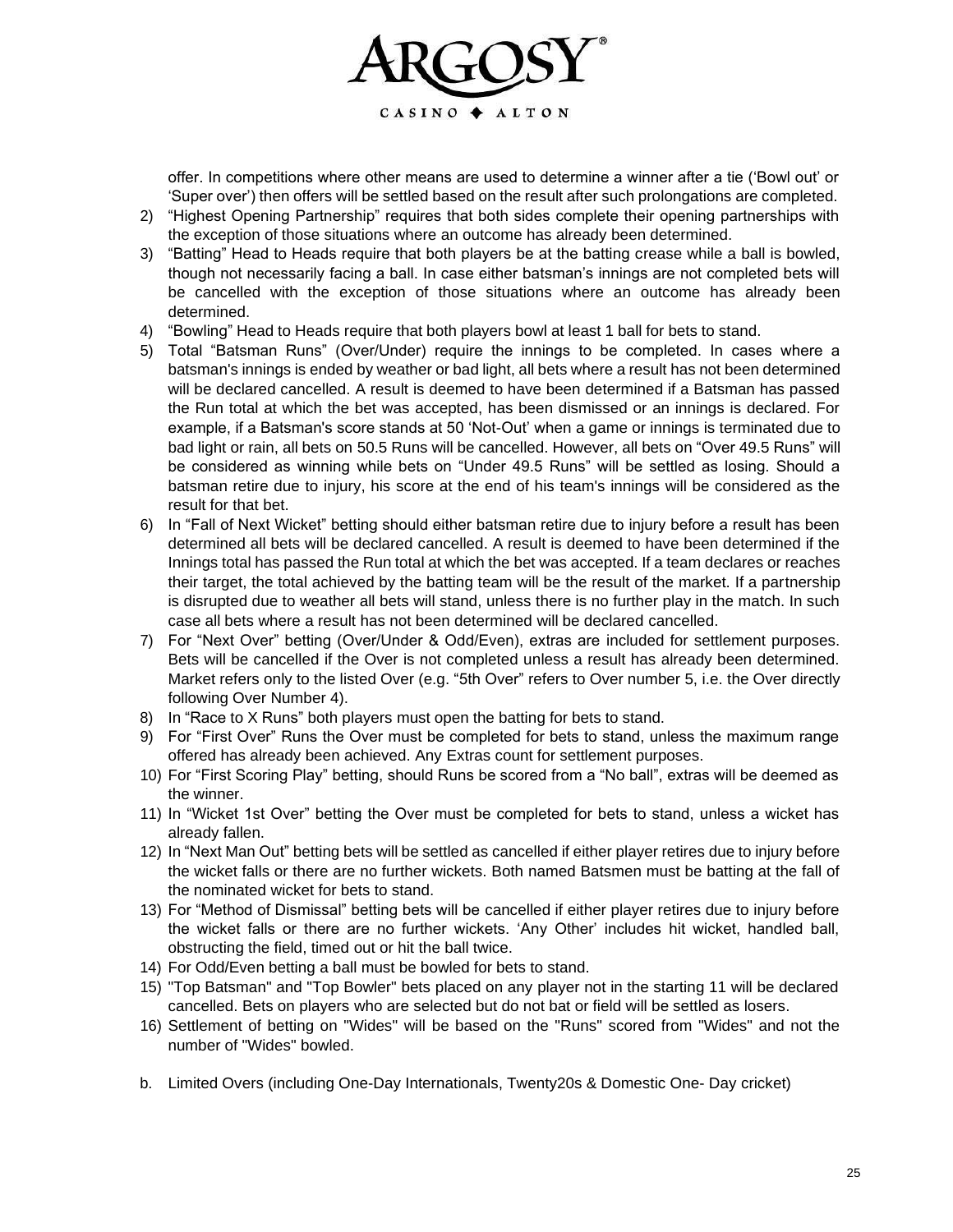offer. In competitions where other means are used to determine a winner after a tie ('Bowl out' or 'Super over') then offers will be settled based on the result after such prolongations are completed.

2) "Highest Opening Partnership" requires that both sides complete their opening partnerships with the exception of those situations where an outcome has already been determined.
3) "Batting" Head to Heads require that both players be at the batting crease while a ball is bowled, though not necessarily facing a ball. In case either batsman's innings are not completed bets will be cancelled with the exception of those situations where an outcome has already been determined.
4) "Bowling" Head to Heads require that both players bowl at least 1 ball for bets to stand.
5) Total "Batsman Runs" (Over/Under) require the innings to be completed. In cases where a batsman's innings is ended by weather or bad light, all bets where a result has not been determined will be declared cancelled. A result is deemed to have been determined if a Batsman has passed the Run total at which the bet was accepted, has been dismissed or an innings is declared. For example, if a Batsman's score stands at 50 'Not-Out' when a game or innings is terminated due to bad light or rain, all bets on 50.5 Runs will be cancelled. However, all bets on "Over 49.5 Runs" will be considered as winning while bets on "Under 49.5 Runs" will be settled as losing. Should a batsman retire due to injury, his score at the end of his team's innings will be considered as the result for that bet.
6) In "Fall of Next Wicket" betting should either batsman retire due to injury before a result has been determined all bets will be declared cancelled. A result is deemed to have been determined if the Innings total has passed the Run total at which the bet was accepted. If a team declares or reaches their target, the total achieved by the batting team will be the result of the market. If a partnership is disrupted due to weather all bets will stand, unless there is no further play in the match. In such case all bets where a result has not been determined will be declared cancelled.
7) For "Next Over" betting (Over/Under & Odd/Even), extras are included for settlement purposes. Bets will be cancelled if the Over is not completed unless a result has already been determined. Market refers only to the listed Over (e.g. "5th Over" refers to Over number 5, i.e. the Over directly following Over Number 4).
8) In "Race to X Runs" both players must open the batting for bets to stand.
9) For "First Over" Runs the Over must be completed for bets to stand, unless the maximum range offered has already been achieved. Any Extras count for settlement purposes.
10) For "First Scoring Play" betting, should Runs be scored from a "No ball", extras will be deemed as the winner.
11) In "Wicket 1st Over" betting the Over must be completed for bets to stand, unless a wicket has already fallen.
12) In "Next Man Out" betting bets will be settled as cancelled if either player retires due to injury before the wicket falls or there are no further wickets. Both named Batsmen must be batting at the fall of the nominated wicket for bets to stand.
13) For "Method of Dismissal" betting bets will be cancelled if either player retires due to injury before the wicket falls or there are no further wickets. 'Any Other' includes hit wicket, handled ball, obstructing the field, timed out or hit the ball twice.
14) For Odd/Even betting a ball must be bowled for bets to stand.
15) "Top Batsman" and "Top Bowler" bets placed on any player not in the starting 11 will be declared cancelled. Bets on players who are selected but do not bat or field will be settled as losers.
16) Settlement of betting on "Wides" will be based on the "Runs" scored from "Wides" and not the number of "Wides" bowled.

b. Limited Overs (including One-Day Internationals, Twenty20s & Domestic One- Day cricket)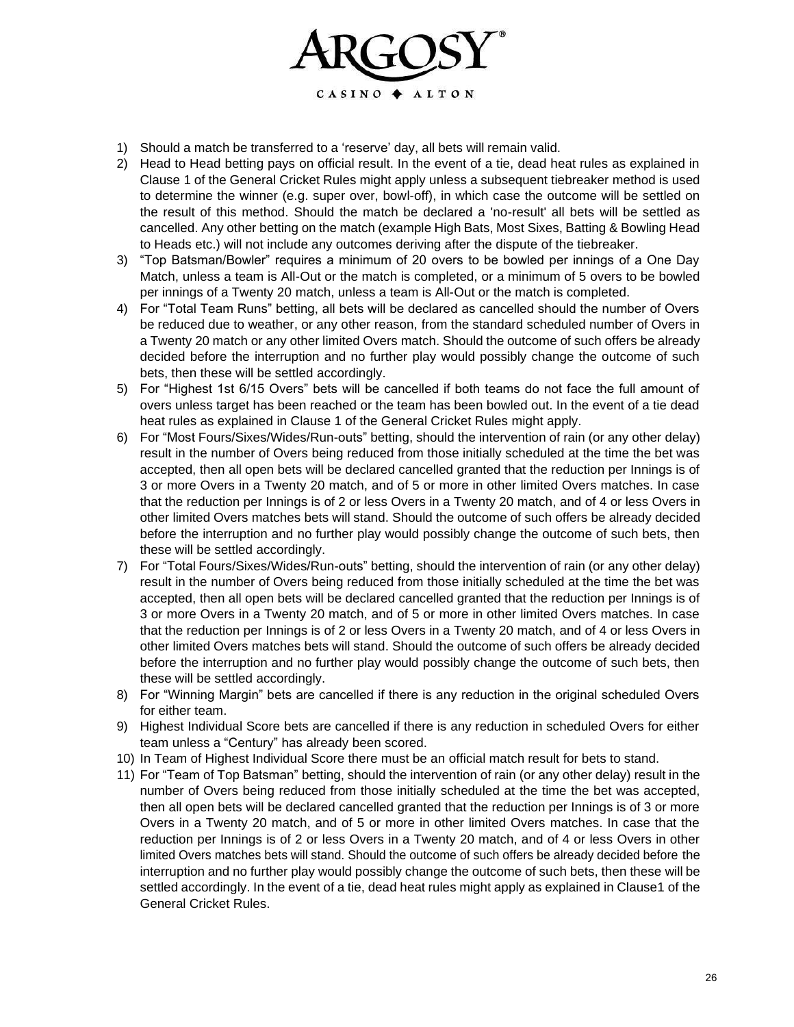1) Should a match be transferred to a 'reserve' day, all bets will remain valid.
2) Head to Head betting pays on official result. In the event of a tie, dead heat rules as explained in Clause 1 of the General Cricket Rules might apply unless a subsequent tiebreaker method is used to determine the winner (e.g. super over, bowl-off), in which case the outcome will be settled on the result of this method. Should the match be declared a 'no-result' all bets will be settled as cancelled. Any other betting on the match (example High Bats, Most Sixes, Batting & Bowling Head to Heads etc.) will not include any outcomes deriving after the dispute of the tiebreaker.
3) "Top Batsman/Bowler" requires a minimum of 20 overs to be bowled per innings of a One Day Match, unless a team is All-Out or the match is completed, or a minimum of 5 overs to be bowled per innings of a Twenty 20 match, unless a team is All-Out or the match is completed.
4) For "Total Team Runs" betting, all bets will be declared as cancelled should the number of Overs be reduced due to weather, or any other reason, from the standard scheduled number of Overs in a Twenty 20 match or any other limited Overs match. Should the outcome of such offers be already decided before the interruption and no further play would possibly change the outcome of such bets, then these will be settled accordingly.
5) For "Highest 1st 6/15 Overs" bets will be cancelled if both teams do not face the full amount of overs unless target has been reached or the team has been bowled out. In the event of a tie dead heat rules as explained in Clause 1 of the General Cricket Rules might apply.
6) For "Most Fours/Sixes/Wides/Run-outs" betting, should the intervention of rain (or any other delay) result in the number of Overs being reduced from those initially scheduled at the time the bet was accepted, then all open bets will be declared cancelled granted that the reduction per Innings is of 3 or more Overs in a Twenty 20 match, and of 5 or more in other limited Overs matches. In case that the reduction per Innings is of 2 or less Overs in a Twenty 20 match, and of 4 or less Overs in other limited Overs matches bets will stand. Should the outcome of such offers be already decided before the interruption and no further play would possibly change the outcome of such bets, then these will be settled accordingly.
7) For "Total Fours/Sixes/Wides/Run-outs" betting, should the intervention of rain (or any other delay) result in the number of Overs being reduced from those initially scheduled at the time the bet was accepted, then all open bets will be declared cancelled granted that the reduction per Innings is of 3 or more Overs in a Twenty 20 match, and of 5 or more in other limited Overs matches. In case that the reduction per Innings is of 2 or less Overs in a Twenty 20 match, and of 4 or less Overs in other limited Overs matches bets will stand. Should the outcome of such offers be already decided before the interruption and no further play would possibly change the outcome of such bets, then these will be settled accordingly.
8) For "Winning Margin" bets are cancelled if there is any reduction in the original scheduled Overs for either team.
9) Highest Individual Score bets are cancelled if there is any reduction in scheduled Overs for either team unless a "Century" has already been scored.
10) In Team of Highest Individual Score there must be an official match result for bets to stand.
11) For "Team of Top Batsman" betting, should the intervention of rain (or any other delay) result in the number of Overs being reduced from those initially scheduled at the time the bet was accepted, then all open bets will be declared cancelled granted that the reduction per Innings is of 3 or more Overs in a Twenty 20 match, and of 5 or more in other limited Overs matches. In case that the reduction per Innings is of 2 or less Overs in a Twenty 20 match, and of 4 or less Overs in other limited Overs matches bets will stand. Should the outcome of such offers be already decided before the interruption and no further play would possibly change the outcome of such bets, then these will be settled accordingly. In the event of a tie, dead heat rules might apply as explained in Clause1 of the General Cricket Rules.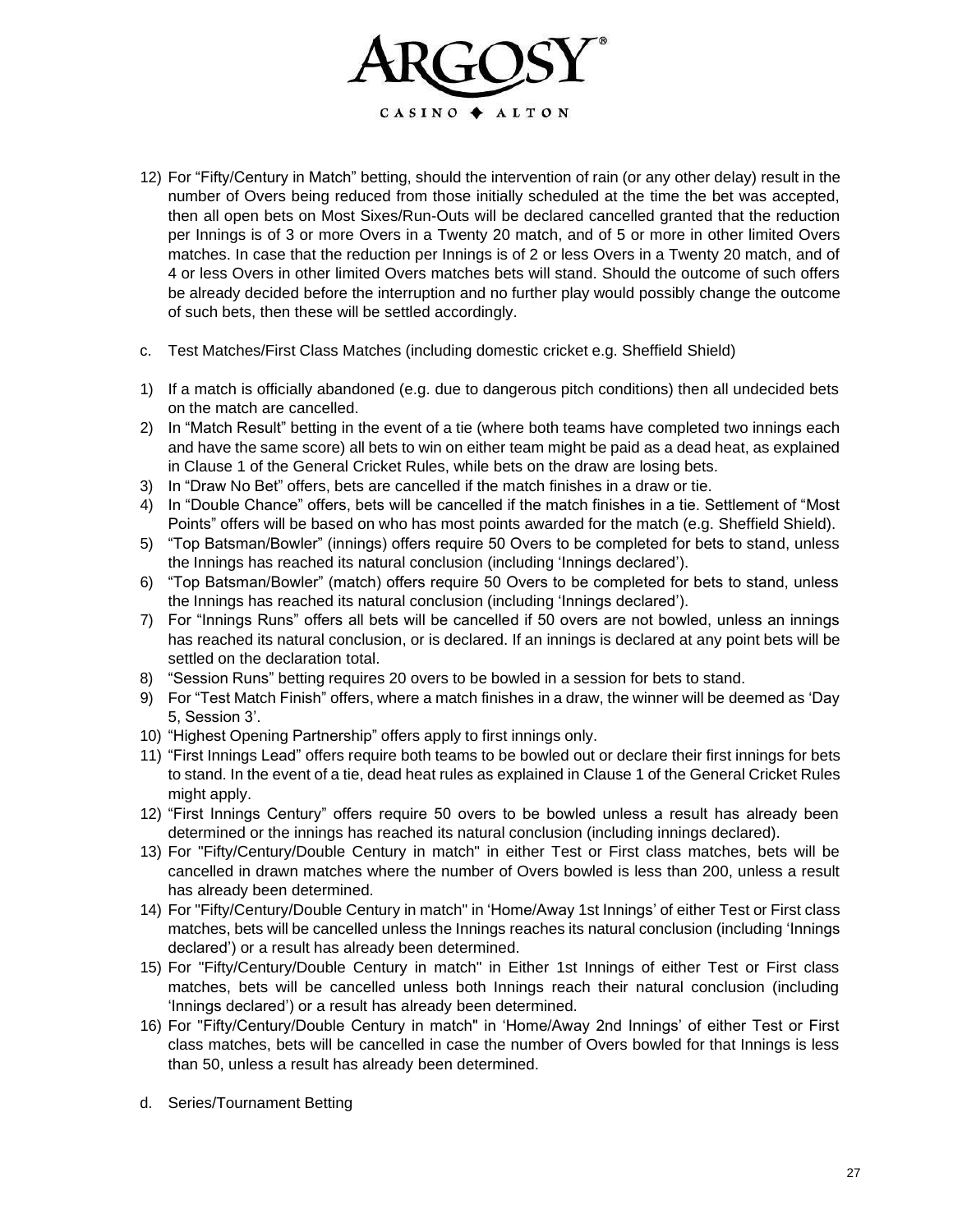12) For “Fifty/Century in Match” betting, should the intervention of rain (or any other delay) result in the number of Overs being reduced from those initially scheduled at the time the bet was accepted, then all open bets on Most Sixes/Run-Outs will be declared cancelled granted that the reduction per Innings is of 3 or more Overs in a Twenty 20 match, and of 5 or more in other limited Overs matches. In case that the reduction per Innings is of 2 or less Overs in a Twenty 20 match, and of 4 or less Overs in other limited Overs matches bets will stand. Should the outcome of such offers be already decided before the interruption and no further play would possibly change the outcome of such bets, then these will be settled accordingly.

c. Test Matches/First Class Matches (including domestic cricket e.g. Sheffield Shield)

1) If a match is officially abandoned (e.g. due to dangerous pitch conditions) then all undecided bets on the match are cancelled.
2) In “Match Result” betting in the event of a tie (where both teams have completed two innings each and have the same score) all bets to win on either team might be paid as a dead heat, as explained in Clause 1 of the General Cricket Rules, while bets on the draw are losing bets.
3) In “Draw No Bet” offers, bets are cancelled if the match finishes in a draw or tie.
4) In “Double Chance” offers, bets will be cancelled if the match finishes in a tie. Settlement of “Most Points” offers will be based on who has most points awarded for the match (e.g. Sheffield Shield).
5) “Top Batsman/Bowler” (innings) offers require 50 Overs to be completed for bets to stand, unless the Innings has reached its natural conclusion (including ‘Innings declared’).
6) “Top Batsman/Bowler” (match) offers require 50 Overs to be completed for bets to stand, unless the Innings has reached its natural conclusion (including ‘Innings declared’).
7) For “Innings Runs” offers all bets will be cancelled if 50 overs are not bowled, unless an innings has reached its natural conclusion, or is declared. If an innings is declared at any point bets will be settled on the declaration total.
8) “Session Runs” betting requires 20 overs to be bowled in a session for bets to stand.
9) For “Test Match Finish” offers, where a match finishes in a draw, the winner will be deemed as ‘Day 5, Session 3’.
10) “Highest Opening Partnership” offers apply to first innings only.
11) “First Innings Lead” offers require both teams to be bowled out or declare their first innings for bets to stand. In the event of a tie, dead heat rules as explained in Clause 1 of the General Cricket Rules might apply.
12) “First Innings Century” offers require 50 overs to be bowled unless a result has already been determined or the innings has reached its natural conclusion (including innings declared).
13) For "Fifty/Century/Double Century in match" in either Test or First class matches, bets will be cancelled in drawn matches where the number of Overs bowled is less than 200, unless a result has already been determined.
14) For "Fifty/Century/Double Century in match" in ‘Home/Away 1st Innings’ of either Test or First class matches, bets will be cancelled unless the Innings reaches its natural conclusion (including ‘Innings declared’) or a result has already been determined.
15) For "Fifty/Century/Double Century in match" in Either 1st Innings of either Test or First class matches, bets will be cancelled unless both Innings reach their natural conclusion (including ‘Innings declared’) or a result has already been determined.
16) For "Fifty/Century/Double Century in match" in ‘Home/Away 2nd Innings’ of either Test or First class matches, bets will be cancelled in case the number of Overs bowled for that Innings is less than 50, unless a result has already been determined.

d. Series/Tournament Betting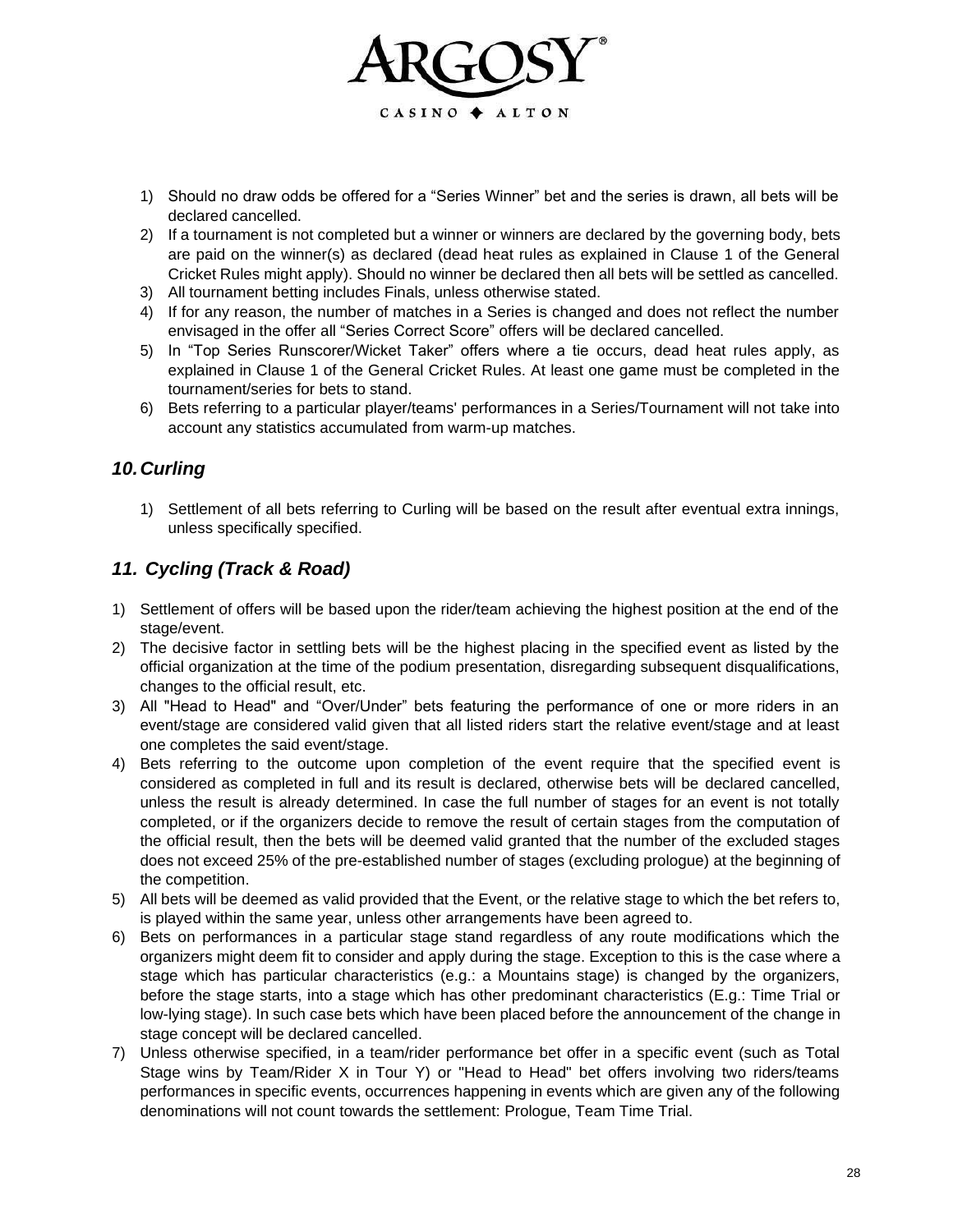1) Should no draw odds be offered for a "Series Winner" bet and the series is drawn, all bets will be declared cancelled.
2) If a tournament is not completed but a winner or winners are declared by the governing body, bets are paid on the winner(s) as declared (dead heat rules as explained in Clause 1 of the General Cricket Rules might apply). Should no winner be declared then all bets will be settled as cancelled.
3) All tournament betting includes Finals, unless otherwise stated.
4) If for any reason, the number of matches in a Series is changed and does not reflect the number envisaged in the offer all "Series Correct Score" offers will be declared cancelled.
5) In "Top Series Runscorer/Wicket Taker" offers where a tie occurs, dead heat rules apply, as explained in Clause 1 of the General Cricket Rules. At least one game must be completed in the tournament/series for bets to stand.
6) Bets referring to a particular player/teams' performances in a Series/Tournament will not take into account any statistics accumulated from warm-up matches.

## *10. Curling*

1) Settlement of all bets referring to Curling will be based on the result after eventual extra innings, unless specifically specified.

## *11. Cycling (Track & Road)*

1) Settlement of offers will be based upon the rider/team achieving the highest position at the end of the stage/event.
2) The decisive factor in settling bets will be the highest placing in the specified event as listed by the official organization at the time of the podium presentation, disregarding subsequent disqualifications, changes to the official result, etc.
3) All "Head to Head" and "Over/Under" bets featuring the performance of one or more riders in an event/stage are considered valid given that all listed riders start the relative event/stage and at least one completes the said event/stage.
4) Bets referring to the outcome upon completion of the event require that the specified event is considered as completed in full and its result is declared, otherwise bets will be declared cancelled, unless the result is already determined. In case the full number of stages for an event is not totally completed, or if the organizers decide to remove the result of certain stages from the computation of the official result, then the bets will be deemed valid granted that the number of the excluded stages does not exceed 25% of the pre-established number of stages (excluding prologue) at the beginning of the competition.
5) All bets will be deemed as valid provided that the Event, or the relative stage to which the bet refers to, is played within the same year, unless other arrangements have been agreed to.
6) Bets on performances in a particular stage stand regardless of any route modifications which the organizers might deem fit to consider and apply during the stage. Exception to this is the case where a stage which has particular characteristics (e.g.: a Mountains stage) is changed by the organizers, before the stage starts, into a stage which has other predominant characteristics (E.g.: Time Trial or low-lying stage). In such case bets which have been placed before the announcement of the change in stage concept will be declared cancelled.
7) Unless otherwise specified, in a team/rider performance bet offer in a specific event (such as Total Stage wins by Team/Rider X in Tour Y) or "Head to Head" bet offers involving two riders/teams performances in specific events, occurrences happening in events which are given any of the following denominations will not count towards the settlement: Prologue, Team Time Trial.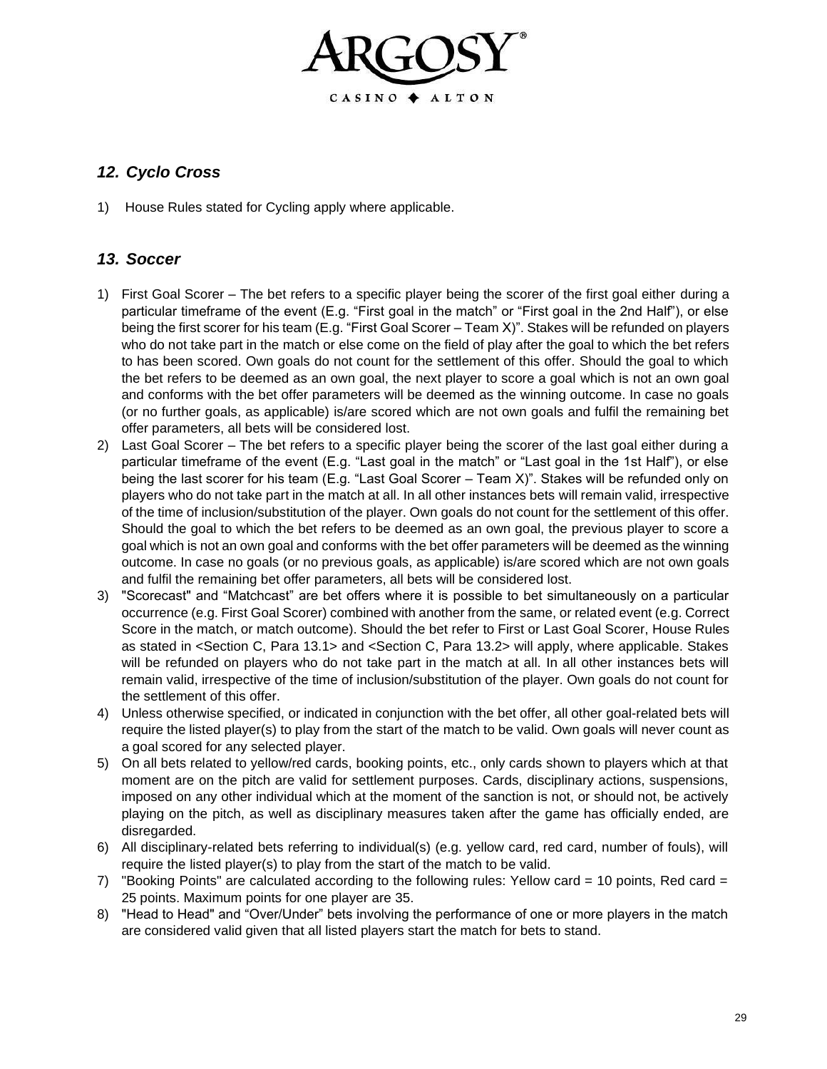## *12. Cyclo Cross*

1) House Rules stated for Cycling apply where applicable.

## *13. Soccer*

1) First Goal Scorer – The bet refers to a specific player being the scorer of the first goal either during a particular timeframe of the event (E.g. "First goal in the match" or "First goal in the 2nd Half"), or else being the first scorer for his team (E.g. "First Goal Scorer – Team X)". Stakes will be refunded on players who do not take part in the match or else come on the field of play after the goal to which the bet refers to has been scored. Own goals do not count for the settlement of this offer. Should the goal to which the bet refers to be deemed as an own goal, the next player to score a goal which is not an own goal and conforms with the bet offer parameters will be deemed as the winning outcome. In case no goals (or no further goals, as applicable) is/are scored which are not own goals and fulfil the remaining bet offer parameters, all bets will be considered lost.
2) Last Goal Scorer – The bet refers to a specific player being the scorer of the last goal either during a particular timeframe of the event (E.g. "Last goal in the match" or "Last goal in the 1st Half"), or else being the last scorer for his team (E.g. "Last Goal Scorer – Team X)". Stakes will be refunded only on players who do not take part in the match at all. In all other instances bets will remain valid, irrespective of the time of inclusion/substitution of the player. Own goals do not count for the settlement of this offer. Should the goal to which the bet refers to be deemed as an own goal, the previous player to score a goal which is not an own goal and conforms with the bet offer parameters will be deemed as the winning outcome. In case no goals (or no previous goals, as applicable) is/are scored which are not own goals and fulfil the remaining bet offer parameters, all bets will be considered lost.
3) "Scorecast" and "Matchcast" are bet offers where it is possible to bet simultaneously on a particular occurrence (e.g. First Goal Scorer) combined with another from the same, or related event (e.g. Correct Score in the match, or match outcome). Should the bet refer to First or Last Goal Scorer, House Rules as stated in <Section C, Para 13.1> and <Section C, Para 13.2> will apply, where applicable. Stakes will be refunded on players who do not take part in the match at all. In all other instances bets will remain valid, irrespective of the time of inclusion/substitution of the player. Own goals do not count for the settlement of this offer.
4) Unless otherwise specified, or indicated in conjunction with the bet offer, all other goal-related bets will require the listed player(s) to play from the start of the match to be valid. Own goals will never count as a goal scored for any selected player.
5) On all bets related to yellow/red cards, booking points, etc., only cards shown to players which at that moment are on the pitch are valid for settlement purposes. Cards, disciplinary actions, suspensions, imposed on any other individual which at the moment of the sanction is not, or should not, be actively playing on the pitch, as well as disciplinary measures taken after the game has officially ended, are disregarded.
6) All disciplinary-related bets referring to individual(s) (e.g. yellow card, red card, number of fouls), will require the listed player(s) to play from the start of the match to be valid.
7) "Booking Points" are calculated according to the following rules: Yellow card = 10 points, Red card = 25 points. Maximum points for one player are 35.
8) "Head to Head" and "Over/Under" bets involving the performance of one or more players in the match are considered valid given that all listed players start the match for bets to stand.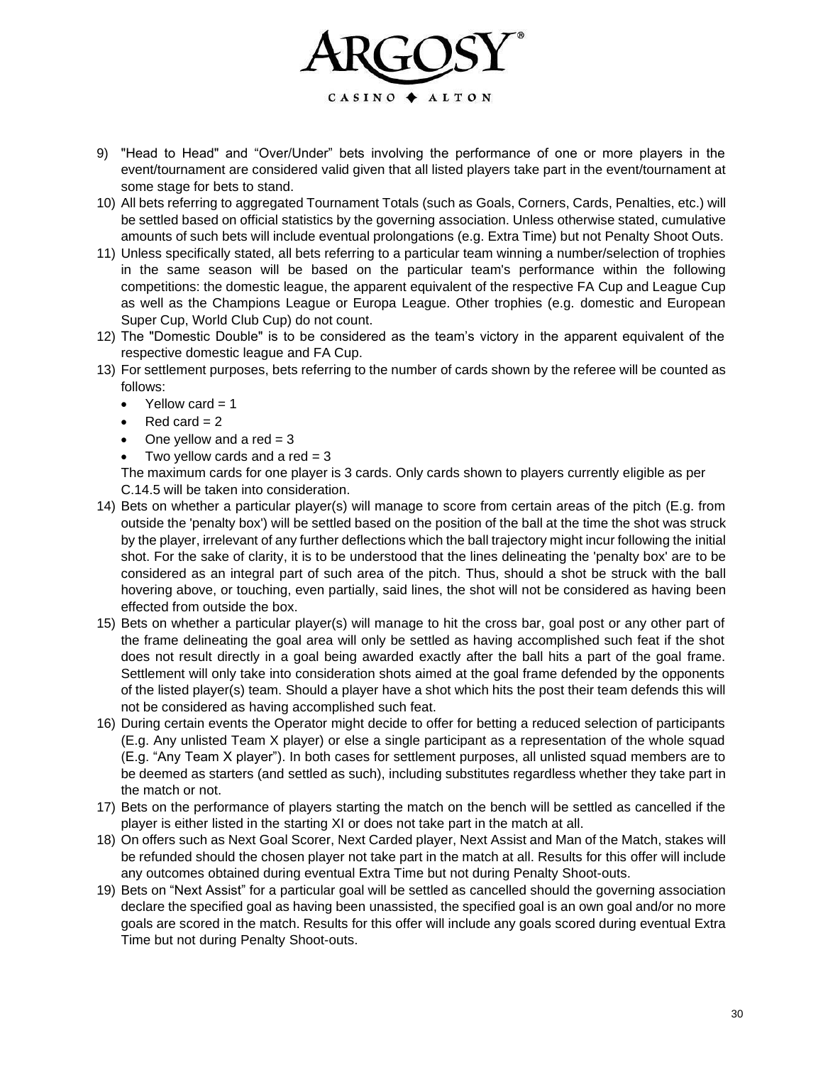9) "Head to Head" and “Over/Under” bets involving the performance of one or more players in the event/tournament are considered valid given that all listed players take part in the event/tournament at some stage for bets to stand.
10) All bets referring to aggregated Tournament Totals (such as Goals, Corners, Cards, Penalties, etc.) will be settled based on official statistics by the governing association. Unless otherwise stated, cumulative amounts of such bets will include eventual prolongations (e.g. Extra Time) but not Penalty Shoot Outs.
11) Unless specifically stated, all bets referring to a particular team winning a number/selection of trophies in the same season will be based on the particular team's performance within the following competitions: the domestic league, the apparent equivalent of the respective FA Cup and League Cup as well as the Champions League or Europa League. Other trophies (e.g. domestic and European Super Cup, World Club Cup) do not count.
12) The "Domestic Double" is to be considered as the team’s victory in the apparent equivalent of the respective domestic league and FA Cup.
13) For settlement purposes, bets referring to the number of cards shown by the referee will be counted as follows:
    - Yellow card = 1
    - Red card = 2
    - One yellow and a red = 3
    - Two yellow cards and a red = 3

    The maximum cards for one player is 3 cards. Only cards shown to players currently eligible as per C.14.5 will be taken into consideration.
14) Bets on whether a particular player(s) will manage to score from certain areas of the pitch (E.g. from outside the 'penalty box') will be settled based on the position of the ball at the time the shot was struck by the player, irrelevant of any further deflections which the ball trajectory might incur following the initial shot. For the sake of clarity, it is to be understood that the lines delineating the 'penalty box' are to be considered as an integral part of such area of the pitch. Thus, should a shot be struck with the ball hovering above, or touching, even partially, said lines, the shot will not be considered as having been effected from outside the box.
15) Bets on whether a particular player(s) will manage to hit the cross bar, goal post or any other part of the frame delineating the goal area will only be settled as having accomplished such feat if the shot does not result directly in a goal being awarded exactly after the ball hits a part of the goal frame. Settlement will only take into consideration shots aimed at the goal frame defended by the opponents of the listed player(s) team. Should a player have a shot which hits the post their team defends this will not be considered as having accomplished such feat.
16) During certain events the Operator might decide to offer for betting a reduced selection of participants (E.g. Any unlisted Team X player) or else a single participant as a representation of the whole squad (E.g. “Any Team X player”). In both cases for settlement purposes, all unlisted squad members are to be deemed as starters (and settled as such), including substitutes regardless whether they take part in the match or not.
17) Bets on the performance of players starting the match on the bench will be settled as cancelled if the player is either listed in the starting XI or does not take part in the match at all.
18) On offers such as Next Goal Scorer, Next Carded player, Next Assist and Man of the Match, stakes will be refunded should the chosen player not take part in the match at all. Results for this offer will include any outcomes obtained during eventual Extra Time but not during Penalty Shoot-outs.
19) Bets on “Next Assist” for a particular goal will be settled as cancelled should the governing association declare the specified goal as having been unassisted, the specified goal is an own goal and/or no more goals are scored in the match. Results for this offer will include any goals scored during eventual Extra Time but not during Penalty Shoot-outs.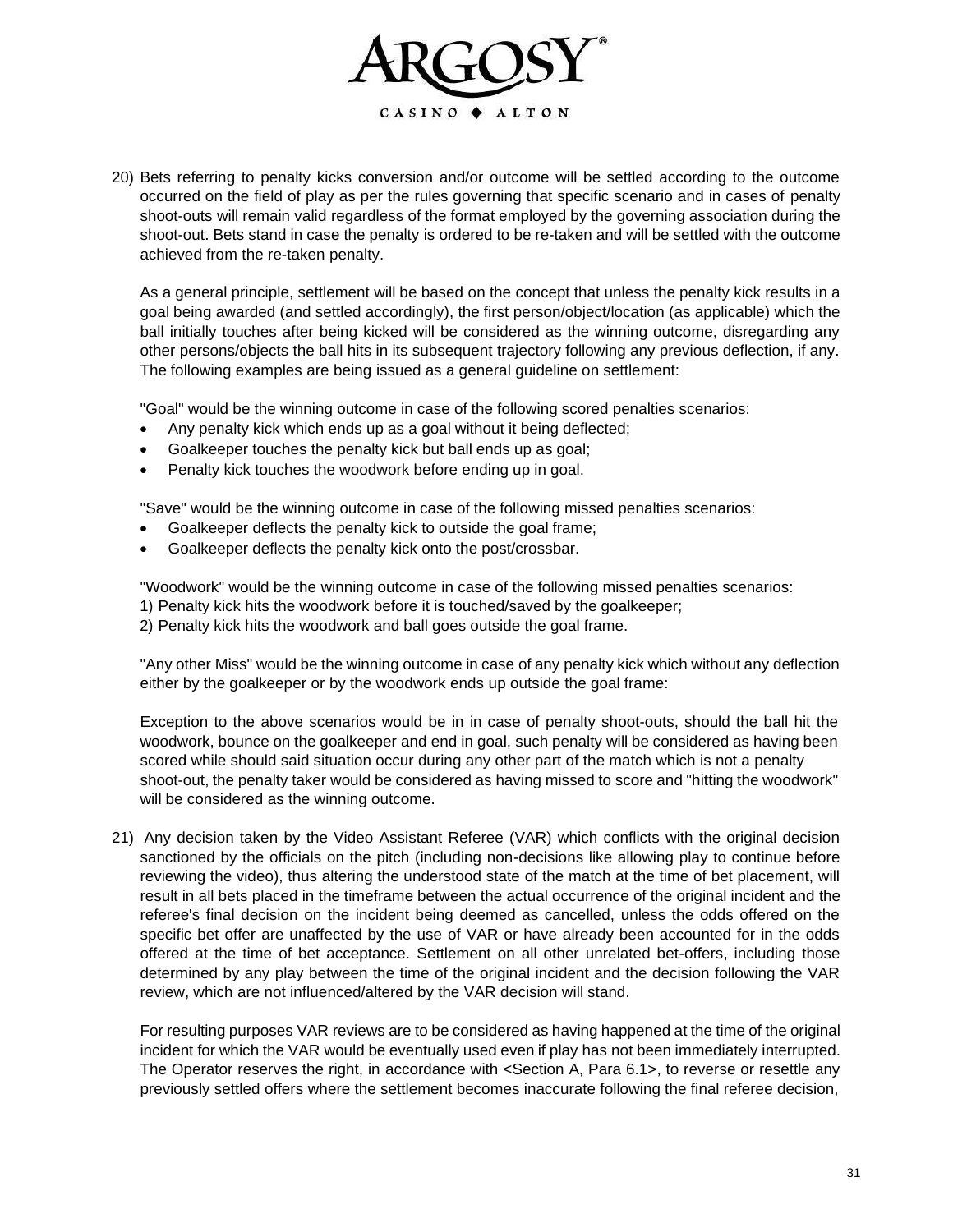20) Bets referring to penalty kicks conversion and/or outcome will be settled according to the outcome occurred on the field of play as per the rules governing that specific scenario and in cases of penalty shoot-outs will remain valid regardless of the format employed by the governing association during the shoot-out. Bets stand in case the penalty is ordered to be re-taken and will be settled with the outcome achieved from the re-taken penalty.

    As a general principle, settlement will be based on the concept that unless the penalty kick results in a goal being awarded (and settled accordingly), the first person/object/location (as applicable) which the ball initially touches after being kicked will be considered as the winning outcome, disregarding any other persons/objects the ball hits in its subsequent trajectory following any previous deflection, if any. The following examples are being issued as a general guideline on settlement:

    "Goal" would be the winning outcome in case of the following scored penalties scenarios:

    - Any penalty kick which ends up as a goal without it being deflected;
    - Goalkeeper touches the penalty kick but ball ends up as goal;
    - Penalty kick touches the woodwork before ending up in goal.

    "Save" would be the winning outcome in case of the following missed penalties scenarios:

    - Goalkeeper deflects the penalty kick to outside the goal frame;
    - Goalkeeper deflects the penalty kick onto the post/crossbar.

    "Woodwork" would be the winning outcome in case of the following missed penalties scenarios:
    1) Penalty kick hits the woodwork before it is touched/saved by the goalkeeper;
    2) Penalty kick hits the woodwork and ball goes outside the goal frame.

    "Any other Miss" would be the winning outcome in case of any penalty kick which without any deflection either by the goalkeeper or by the woodwork ends up outside the goal frame:

    Exception to the above scenarios would be in in case of penalty shoot-outs, should the ball hit the woodwork, bounce on the goalkeeper and end in goal, such penalty will be considered as having been scored while should said situation occur during any other part of the match which is not a penalty shoot-out, the penalty taker would be considered as having missed to score and "hitting the woodwork" will be considered as the winning outcome.

21) Any decision taken by the Video Assistant Referee (VAR) which conflicts with the original decision sanctioned by the officials on the pitch (including non-decisions like allowing play to continue before reviewing the video), thus altering the understood state of the match at the time of bet placement, will result in all bets placed in the timeframe between the actual occurrence of the original incident and the referee's final decision on the incident being deemed as cancelled, unless the odds offered on the specific bet offer are unaffected by the use of VAR or have already been accounted for in the odds offered at the time of bet acceptance. Settlement on all other unrelated bet-offers, including those determined by any play between the time of the original incident and the decision following the VAR review, which are not influenced/altered by the VAR decision will stand.

    For resulting purposes VAR reviews are to be considered as having happened at the time of the original incident for which the VAR would be eventually used even if play has not been immediately interrupted. The Operator reserves the right, in accordance with <Section A, Para 6.1>, to reverse or resettle any previously settled offers where the settlement becomes inaccurate following the final referee decision,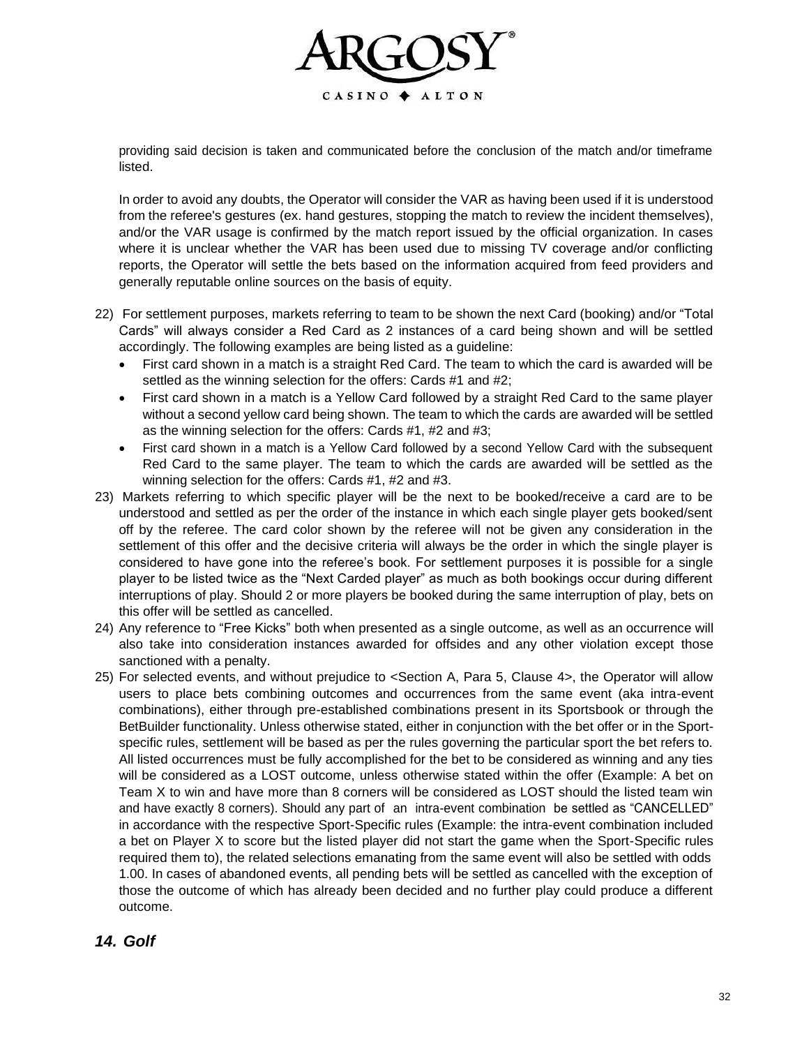providing said decision is taken and communicated before the conclusion of the match and/or timeframe listed.

In order to avoid any doubts, the Operator will consider the VAR as having been used if it is understood from the referee's gestures (ex. hand gestures, stopping the match to review the incident themselves), and/or the VAR usage is confirmed by the match report issued by the official organization. In cases where it is unclear whether the VAR has been used due to missing TV coverage and/or conflicting reports, the Operator will settle the bets based on the information acquired from feed providers and generally reputable online sources on the basis of equity.

22) For settlement purposes, markets referring to team to be shown the next Card (booking) and/or "Total Cards" will always consider a Red Card as 2 instances of a card being shown and will be settled accordingly. The following examples are being listed as a guideline:
    - First card shown in a match is a straight Red Card. The team to which the card is awarded will be settled as the winning selection for the offers: Cards #1 and #2;
    - First card shown in a match is a Yellow Card followed by a straight Red Card to the same player without a second yellow card being shown. The team to which the cards are awarded will be settled as the winning selection for the offers: Cards #1, #2 and #3;
    - First card shown in a match is a Yellow Card followed by a second Yellow Card with the subsequent Red Card to the same player. The team to which the cards are awarded will be settled as the winning selection for the offers: Cards #1, #2 and #3.
23) Markets referring to which specific player will be the next to be booked/receive a card are to be understood and settled as per the order of the instance in which each single player gets booked/sent off by the referee. The card color shown by the referee will not be given any consideration in the settlement of this offer and the decisive criteria will always be the order in which the single player is considered to have gone into the referee's book. For settlement purposes it is possible for a single player to be listed twice as the "Next Carded player" as much as both bookings occur during different interruptions of play. Should 2 or more players be booked during the same interruption of play, bets on this offer will be settled as cancelled.
24) Any reference to "Free Kicks" both when presented as a single outcome, as well as an occurrence will also take into consideration instances awarded for offsides and any other violation except those sanctioned with a penalty.
25) For selected events, and without prejudice to <Section A, Para 5, Clause 4>, the Operator will allow users to place bets combining outcomes and occurrences from the same event (aka intra-event combinations), either through pre-established combinations present in its Sportsbook or through the BetBuilder functionality. Unless otherwise stated, either in conjunction with the bet offer or in the Sport-specific rules, settlement will be based as per the rules governing the particular sport the bet refers to. All listed occurrences must be fully accomplished for the bet to be considered as winning and any ties will be considered as a LOST outcome, unless otherwise stated within the offer (Example: A bet on Team X to win and have more than 8 corners will be considered as LOST should the listed team win and have exactly 8 corners). Should any part of an intra-event combination be settled as "CANCELLED" in accordance with the respective Sport-Specific rules (Example: the intra-event combination included a bet on Player X to score but the listed player did not start the game when the Sport-Specific rules required them to), the related selections emanating from the same event will also be settled with odds 1.00. In cases of abandoned events, all pending bets will be settled as cancelled with the exception of those the outcome of which has already been decided and no further play could produce a different outcome.

## *14. Golf*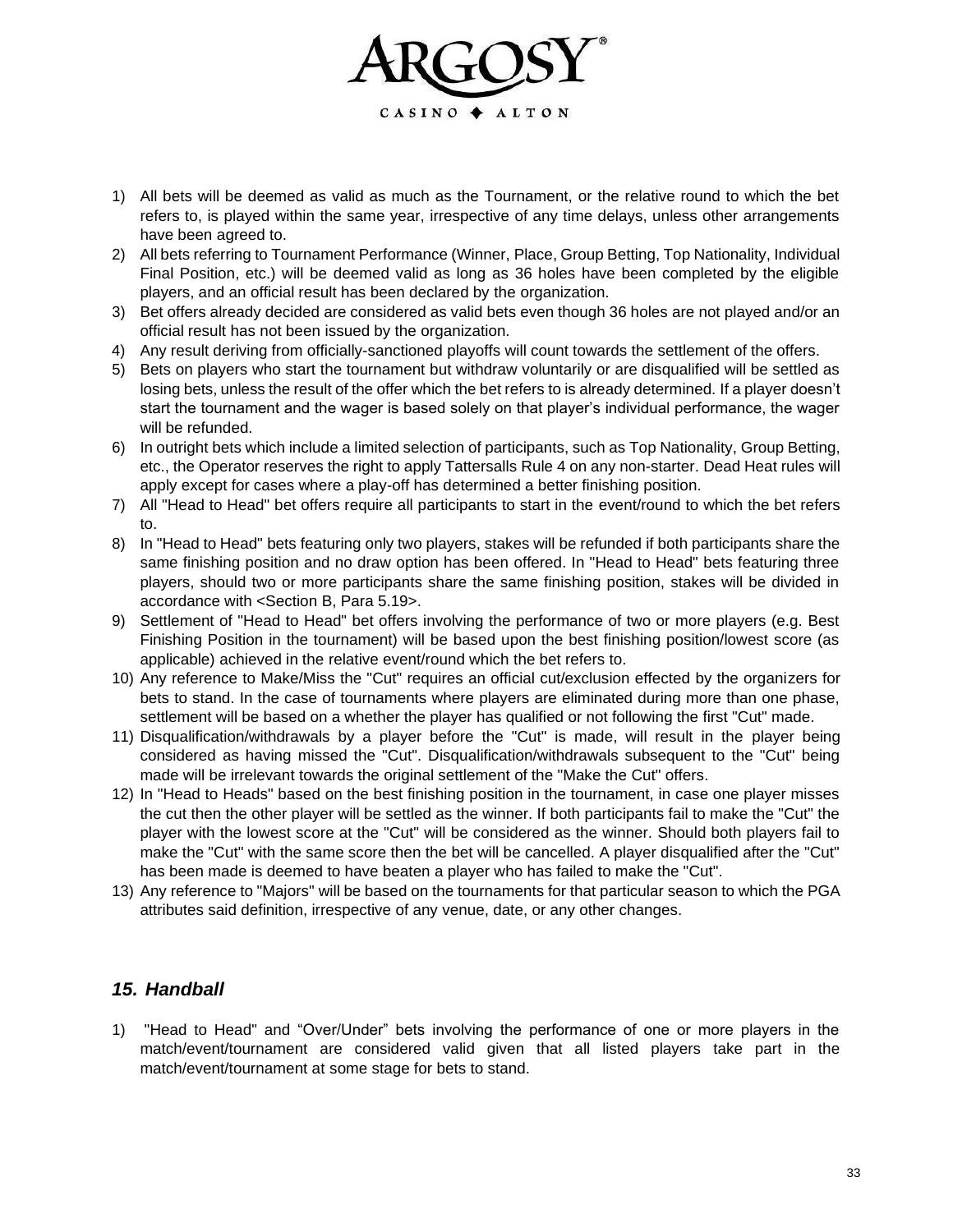1) All bets will be deemed as valid as much as the Tournament, or the relative round to which the bet refers to, is played within the same year, irrespective of any time delays, unless other arrangements have been agreed to.
2) All bets referring to Tournament Performance (Winner, Place, Group Betting, Top Nationality, Individual Final Position, etc.) will be deemed valid as long as 36 holes have been completed by the eligible players, and an official result has been declared by the organization.
3) Bet offers already decided are considered as valid bets even though 36 holes are not played and/or an official result has not been issued by the organization.
4) Any result deriving from officially-sanctioned playoffs will count towards the settlement of the offers.
5) Bets on players who start the tournament but withdraw voluntarily or are disqualified will be settled as losing bets, unless the result of the offer which the bet refers to is already determined. If a player doesn't start the tournament and the wager is based solely on that player's individual performance, the wager will be refunded.
6) In outright bets which include a limited selection of participants, such as Top Nationality, Group Betting, etc., the Operator reserves the right to apply Tattersalls Rule 4 on any non-starter. Dead Heat rules will apply except for cases where a play-off has determined a better finishing position.
7) All "Head to Head" bet offers require all participants to start in the event/round to which the bet refers to.
8) In "Head to Head" bets featuring only two players, stakes will be refunded if both participants share the same finishing position and no draw option has been offered. In "Head to Head" bets featuring three players, should two or more participants share the same finishing position, stakes will be divided in accordance with <Section B, Para 5.19>.
9) Settlement of "Head to Head" bet offers involving the performance of two or more players (e.g. Best Finishing Position in the tournament) will be based upon the best finishing position/lowest score (as applicable) achieved in the relative event/round which the bet refers to.
10) Any reference to Make/Miss the "Cut" requires an official cut/exclusion effected by the organizers for bets to stand. In the case of tournaments where players are eliminated during more than one phase, settlement will be based on a whether the player has qualified or not following the first "Cut" made.
11) Disqualification/withdrawals by a player before the "Cut" is made, will result in the player being considered as having missed the "Cut". Disqualification/withdrawals subsequent to the "Cut" being made will be irrelevant towards the original settlement of the "Make the Cut" offers.
12) In "Head to Heads" based on the best finishing position in the tournament, in case one player misses the cut then the other player will be settled as the winner. If both participants fail to make the "Cut" the player with the lowest score at the "Cut" will be considered as the winner. Should both players fail to make the "Cut" with the same score then the bet will be cancelled. A player disqualified after the "Cut" has been made is deemed to have beaten a player who has failed to make the "Cut".
13) Any reference to "Majors" will be based on the tournaments for that particular season to which the PGA attributes said definition, irrespective of any venue, date, or any other changes.

## *15. Handball*

1) "Head to Head" and "Over/Under" bets involving the performance of one or more players in the match/event/tournament are considered valid given that all listed players take part in the match/event/tournament at some stage for bets to stand.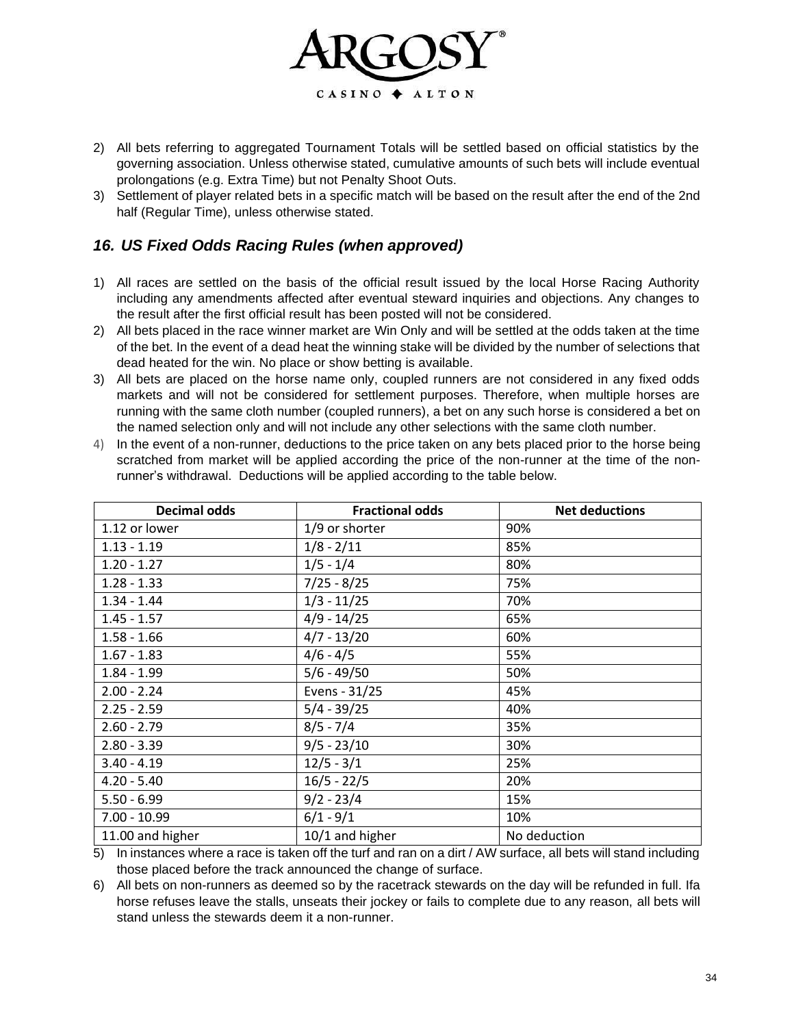2) All bets referring to aggregated Tournament Totals will be settled based on official statistics by the governing association. Unless otherwise stated, cumulative amounts of such bets will include eventual prolongations (e.g. Extra Time) but not Penalty Shoot Outs.
3) Settlement of player related bets in a specific match will be based on the result after the end of the 2nd half (Regular Time), unless otherwise stated.

## *16. US Fixed Odds Racing Rules (when approved)*

1) All races are settled on the basis of the official result issued by the local Horse Racing Authority including any amendments affected after eventual steward inquiries and objections. Any changes to the result after the first official result has been posted will not be considered.
2) All bets placed in the race winner market are Win Only and will be settled at the odds taken at the time of the bet. In the event of a dead heat the winning stake will be divided by the number of selections that dead heated for the win. No place or show betting is available.
3) All bets are placed on the horse name only, coupled runners are not considered in any fixed odds markets and will not be considered for settlement purposes. Therefore, when multiple horses are running with the same cloth number (coupled runners), a bet on any such horse is considered a bet on the named selection only and will not include any other selections with the same cloth number.
4) In the event of a non-runner, deductions to the price taken on any bets placed prior to the horse being scratched from market will be applied according the price of the non-runner at the time of the non-runner's withdrawal. Deductions will be applied according to the table below.

| Decimal odds | Fractional odds | Net deductions |
|---|---|---|
| 1.12 or lower | 1/9 or shorter | 90% |
| 1.13 - 1.19 | 1/8 - 2/11 | 85% |
| 1.20 - 1.27 | 1/5 - 1/4 | 80% |
| 1.28 - 1.33 | 7/25 - 8/25 | 75% |
| 1.34 - 1.44 | 1/3 - 11/25 | 70% |
| 1.45 - 1.57 | 4/9 - 14/25 | 65% |
| 1.58 - 1.66 | 4/7 - 13/20 | 60% |
| 1.67 - 1.83 | 4/6 - 4/5 | 55% |
| 1.84 - 1.99 | 5/6 - 49/50 | 50% |
| 2.00 - 2.24 | Evens - 31/25 | 45% |
| 2.25 - 2.59 | 5/4 - 39/25 | 40% |
| 2.60 - 2.79 | 8/5 - 7/4 | 35% |
| 2.80 - 3.39 | 9/5 - 23/10 | 30% |
| 3.40 - 4.19 | 12/5 - 3/1 | 25% |
| 4.20 - 5.40 | 16/5 - 22/5 | 20% |
| 5.50 - 6.99 | 9/2 - 23/4 | 15% |
| 7.00 - 10.99 | 6/1 - 9/1 | 10% |
| 11.00 and higher | 10/1 and higher | No deduction |

5) In instances where a race is taken off the turf and ran on a dirt / AW surface, all bets will stand including those placed before the track announced the change of surface.
6) All bets on non-runners as deemed so by the racetrack stewards on the day will be refunded in full. Ifa horse refuses leave the stalls, unseats their jockey or fails to complete due to any reason, all bets will stand unless the stewards deem it a non-runner.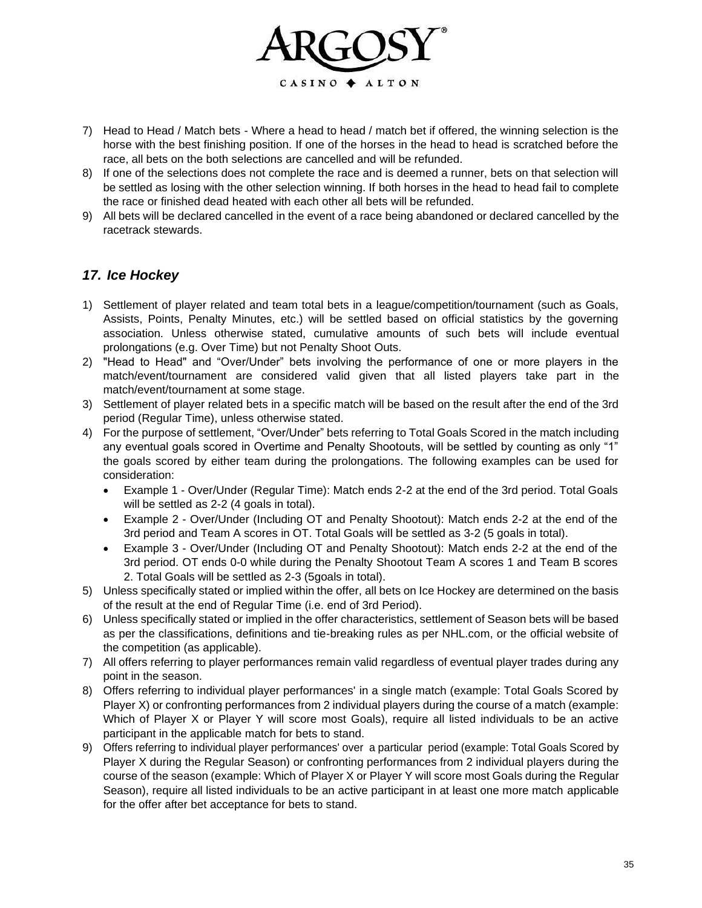7) Head to Head / Match bets - Where a head to head / match bet if offered, the winning selection is the horse with the best finishing position. If one of the horses in the head to head is scratched before the race, all bets on the both selections are cancelled and will be refunded.
8) If one of the selections does not complete the race and is deemed a runner, bets on that selection will be settled as losing with the other selection winning. If both horses in the head to head fail to complete the race or finished dead heated with each other all bets will be refunded.
9) All bets will be declared cancelled in the event of a race being abandoned or declared cancelled by the racetrack stewards.

## *17. Ice Hockey*

1) Settlement of player related and team total bets in a league/competition/tournament (such as Goals, Assists, Points, Penalty Minutes, etc.) will be settled based on official statistics by the governing association. Unless otherwise stated, cumulative amounts of such bets will include eventual prolongations (e.g. Over Time) but not Penalty Shoot Outs.
2) "Head to Head" and "Over/Under" bets involving the performance of one or more players in the match/event/tournament are considered valid given that all listed players take part in the match/event/tournament at some stage.
3) Settlement of player related bets in a specific match will be based on the result after the end of the 3rd period (Regular Time), unless otherwise stated.
4) For the purpose of settlement, "Over/Under" bets referring to Total Goals Scored in the match including any eventual goals scored in Overtime and Penalty Shootouts, will be settled by counting as only "1" the goals scored by either team during the prolongations. The following examples can be used for consideration:
   - Example 1 - Over/Under (Regular Time): Match ends 2-2 at the end of the 3rd period. Total Goals will be settled as 2-2 (4 goals in total).
   - Example 2 - Over/Under (Including OT and Penalty Shootout): Match ends 2-2 at the end of the 3rd period and Team A scores in OT. Total Goals will be settled as 3-2 (5 goals in total).
   - Example 3 - Over/Under (Including OT and Penalty Shootout): Match ends 2-2 at the end of the 3rd period. OT ends 0-0 while during the Penalty Shootout Team A scores 1 and Team B scores 2. Total Goals will be settled as 2-3 (5goals in total).
5) Unless specifically stated or implied within the offer, all bets on Ice Hockey are determined on the basis of the result at the end of Regular Time (i.e. end of 3rd Period).
6) Unless specifically stated or implied in the offer characteristics, settlement of Season bets will be based as per the classifications, definitions and tie-breaking rules as per NHL.com, or the official website of the competition (as applicable).
7) All offers referring to player performances remain valid regardless of eventual player trades during any point in the season.
8) Offers referring to individual player performances' in a single match (example: Total Goals Scored by Player X) or confronting performances from 2 individual players during the course of a match (example: Which of Player X or Player Y will score most Goals), require all listed individuals to be an active participant in the applicable match for bets to stand.
9) Offers referring to individual player performances' over a particular period (example: Total Goals Scored by Player X during the Regular Season) or confronting performances from 2 individual players during the course of the season (example: Which of Player X or Player Y will score most Goals during the Regular Season), require all listed individuals to be an active participant in at least one more match applicable for the offer after bet acceptance for bets to stand.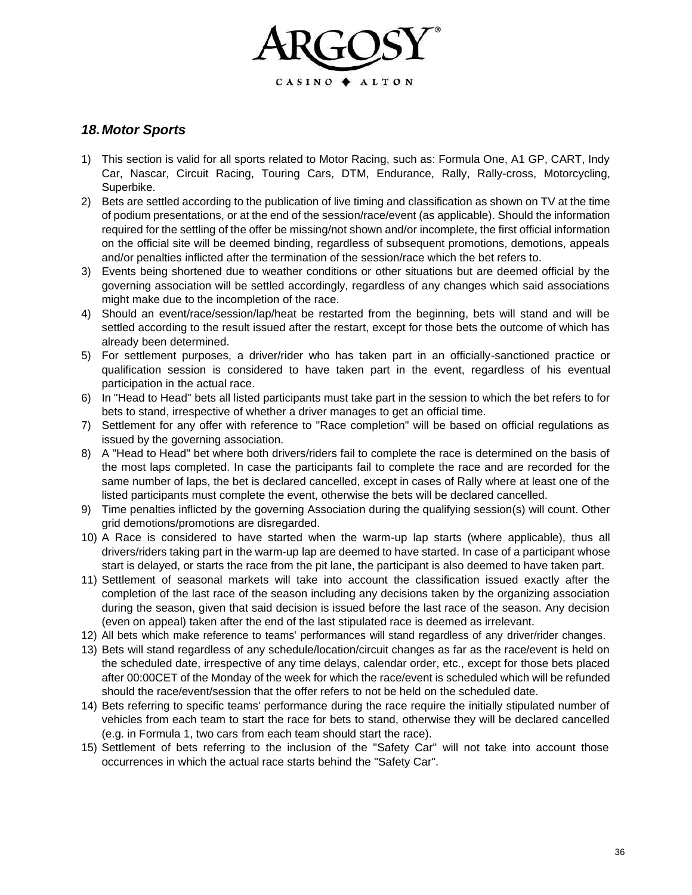## *18. Motor Sports*

1) This section is valid for all sports related to Motor Racing, such as: Formula One, A1 GP, CART, Indy Car, Nascar, Circuit Racing, Touring Cars, DTM, Endurance, Rally, Rally-cross, Motorcycling, Superbike.
2) Bets are settled according to the publication of live timing and classification as shown on TV at the time of podium presentations, or at the end of the session/race/event (as applicable). Should the information required for the settling of the offer be missing/not shown and/or incomplete, the first official information on the official site will be deemed binding, regardless of subsequent promotions, demotions, appeals and/or penalties inflicted after the termination of the session/race which the bet refers to.
3) Events being shortened due to weather conditions or other situations but are deemed official by the governing association will be settled accordingly, regardless of any changes which said associations might make due to the incompletion of the race.
4) Should an event/race/session/lap/heat be restarted from the beginning, bets will stand and will be settled according to the result issued after the restart, except for those bets the outcome of which has already been determined.
5) For settlement purposes, a driver/rider who has taken part in an officially-sanctioned practice or qualification session is considered to have taken part in the event, regardless of his eventual participation in the actual race.
6) In "Head to Head" bets all listed participants must take part in the session to which the bet refers to for bets to stand, irrespective of whether a driver manages to get an official time.
7) Settlement for any offer with reference to "Race completion" will be based on official regulations as issued by the governing association.
8) A "Head to Head" bet where both drivers/riders fail to complete the race is determined on the basis of the most laps completed. In case the participants fail to complete the race and are recorded for the same number of laps, the bet is declared cancelled, except in cases of Rally where at least one of the listed participants must complete the event, otherwise the bets will be declared cancelled.
9) Time penalties inflicted by the governing Association during the qualifying session(s) will count. Other grid demotions/promotions are disregarded.
10) A Race is considered to have started when the warm-up lap starts (where applicable), thus all drivers/riders taking part in the warm-up lap are deemed to have started. In case of a participant whose start is delayed, or starts the race from the pit lane, the participant is also deemed to have taken part.
11) Settlement of seasonal markets will take into account the classification issued exactly after the completion of the last race of the season including any decisions taken by the organizing association during the season, given that said decision is issued before the last race of the season. Any decision (even on appeal) taken after the end of the last stipulated race is deemed as irrelevant.
12) All bets which make reference to teams' performances will stand regardless of any driver/rider changes.
13) Bets will stand regardless of any schedule/location/circuit changes as far as the race/event is held on the scheduled date, irrespective of any time delays, calendar order, etc., except for those bets placed after 00:00CET of the Monday of the week for which the race/event is scheduled which will be refunded should the race/event/session that the offer refers to not be held on the scheduled date.
14) Bets referring to specific teams' performance during the race require the initially stipulated number of vehicles from each team to start the race for bets to stand, otherwise they will be declared cancelled (e.g. in Formula 1, two cars from each team should start the race).
15) Settlement of bets referring to the inclusion of the "Safety Car" will not take into account those occurrences in which the actual race starts behind the "Safety Car".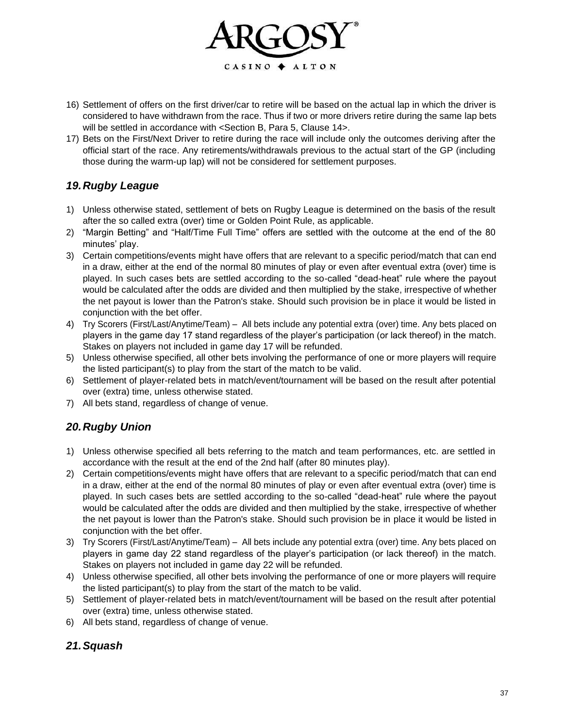16) Settlement of offers on the first driver/car to retire will be based on the actual lap in which the driver is considered to have withdrawn from the race. Thus if two or more drivers retire during the same lap bets will be settled in accordance with <Section B, Para 5, Clause 14>.
17) Bets on the First/Next Driver to retire during the race will include only the outcomes deriving after the official start of the race. Any retirements/withdrawals previous to the actual start of the GP (including those during the warm-up lap) will not be considered for settlement purposes.

## *19. Rugby League*

1) Unless otherwise stated, settlement of bets on Rugby League is determined on the basis of the result after the so called extra (over) time or Golden Point Rule, as applicable.
2) "Margin Betting" and "Half/Time Full Time" offers are settled with the outcome at the end of the 80 minutes' play.
3) Certain competitions/events might have offers that are relevant to a specific period/match that can end in a draw, either at the end of the normal 80 minutes of play or even after eventual extra (over) time is played. In such cases bets are settled according to the so-called "dead-heat" rule where the payout would be calculated after the odds are divided and then multiplied by the stake, irrespective of whether the net payout is lower than the Patron's stake. Should such provision be in place it would be listed in conjunction with the bet offer.
4) Try Scorers (First/Last/Anytime/Team) – All bets include any potential extra (over) time. Any bets placed on players in the game day 17 stand regardless of the player's participation (or lack thereof) in the match. Stakes on players not included in game day 17 will be refunded.
5) Unless otherwise specified, all other bets involving the performance of one or more players will require the listed participant(s) to play from the start of the match to be valid.
6) Settlement of player-related bets in match/event/tournament will be based on the result after potential over (extra) time, unless otherwise stated.
7) All bets stand, regardless of change of venue.

## *20. Rugby Union*

1) Unless otherwise specified all bets referring to the match and team performances, etc. are settled in accordance with the result at the end of the 2nd half (after 80 minutes play).
2) Certain competitions/events might have offers that are relevant to a specific period/match that can end in a draw, either at the end of the normal 80 minutes of play or even after eventual extra (over) time is played. In such cases bets are settled according to the so-called "dead-heat" rule where the payout would be calculated after the odds are divided and then multiplied by the stake, irrespective of whether the net payout is lower than the Patron's stake. Should such provision be in place it would be listed in conjunction with the bet offer.
3) Try Scorers (First/Last/Anytime/Team) – All bets include any potential extra (over) time. Any bets placed on players in game day 22 stand regardless of the player's participation (or lack thereof) in the match. Stakes on players not included in game day 22 will be refunded.
4) Unless otherwise specified, all other bets involving the performance of one or more players will require the listed participant(s) to play from the start of the match to be valid.
5) Settlement of player-related bets in match/event/tournament will be based on the result after potential over (extra) time, unless otherwise stated.
6) All bets stand, regardless of change of venue.

## *21. Squash*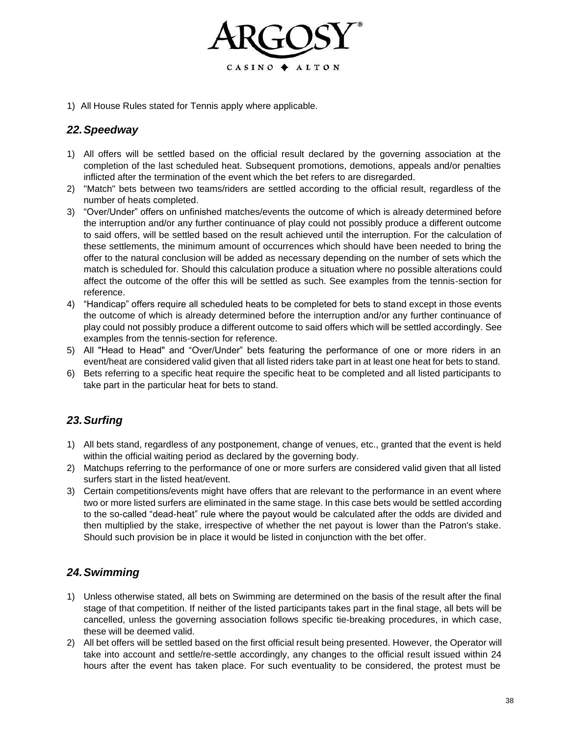1) All House Rules stated for Tennis apply where applicable.

## *22. Speedway*

1) All offers will be settled based on the official result declared by the governing association at the completion of the last scheduled heat. Subsequent promotions, demotions, appeals and/or penalties inflicted after the termination of the event which the bet refers to are disregarded.
2) "Match" bets between two teams/riders are settled according to the official result, regardless of the number of heats completed.
3) “Over/Under” offers on unfinished matches/events the outcome of which is already determined before the interruption and/or any further continuance of play could not possibly produce a different outcome to said offers, will be settled based on the result achieved until the interruption. For the calculation of these settlements, the minimum amount of occurrences which should have been needed to bring the offer to the natural conclusion will be added as necessary depending on the number of sets which the match is scheduled for. Should this calculation produce a situation where no possible alterations could affect the outcome of the offer this will be settled as such. See examples from the tennis-section for reference.
4) “Handicap” offers require all scheduled heats to be completed for bets to stand except in those events the outcome of which is already determined before the interruption and/or any further continuance of play could not possibly produce a different outcome to said offers which will be settled accordingly. See examples from the tennis-section for reference.
5) All "Head to Head" and “Over/Under” bets featuring the performance of one or more riders in an event/heat are considered valid given that all listed riders take part in at least one heat for bets to stand.
6) Bets referring to a specific heat require the specific heat to be completed and all listed participants to take part in the particular heat for bets to stand.

## *23. Surfing*

1) All bets stand, regardless of any postponement, change of venues, etc., granted that the event is held within the official waiting period as declared by the governing body.
2) Matchups referring to the performance of one or more surfers are considered valid given that all listed surfers start in the listed heat/event.
3) Certain competitions/events might have offers that are relevant to the performance in an event where two or more listed surfers are eliminated in the same stage. In this case bets would be settled according to the so-called “dead-heat” rule where the payout would be calculated after the odds are divided and then multiplied by the stake, irrespective of whether the net payout is lower than the Patron's stake. Should such provision be in place it would be listed in conjunction with the bet offer.

## *24. Swimming*

1) Unless otherwise stated, all bets on Swimming are determined on the basis of the result after the final stage of that competition. If neither of the listed participants takes part in the final stage, all bets will be cancelled, unless the governing association follows specific tie-breaking procedures, in which case, these will be deemed valid.
2) All bet offers will be settled based on the first official result being presented. However, the Operator will take into account and settle/re-settle accordingly, any changes to the official result issued within 24 hours after the event has taken place. For such eventuality to be considered, the protest must be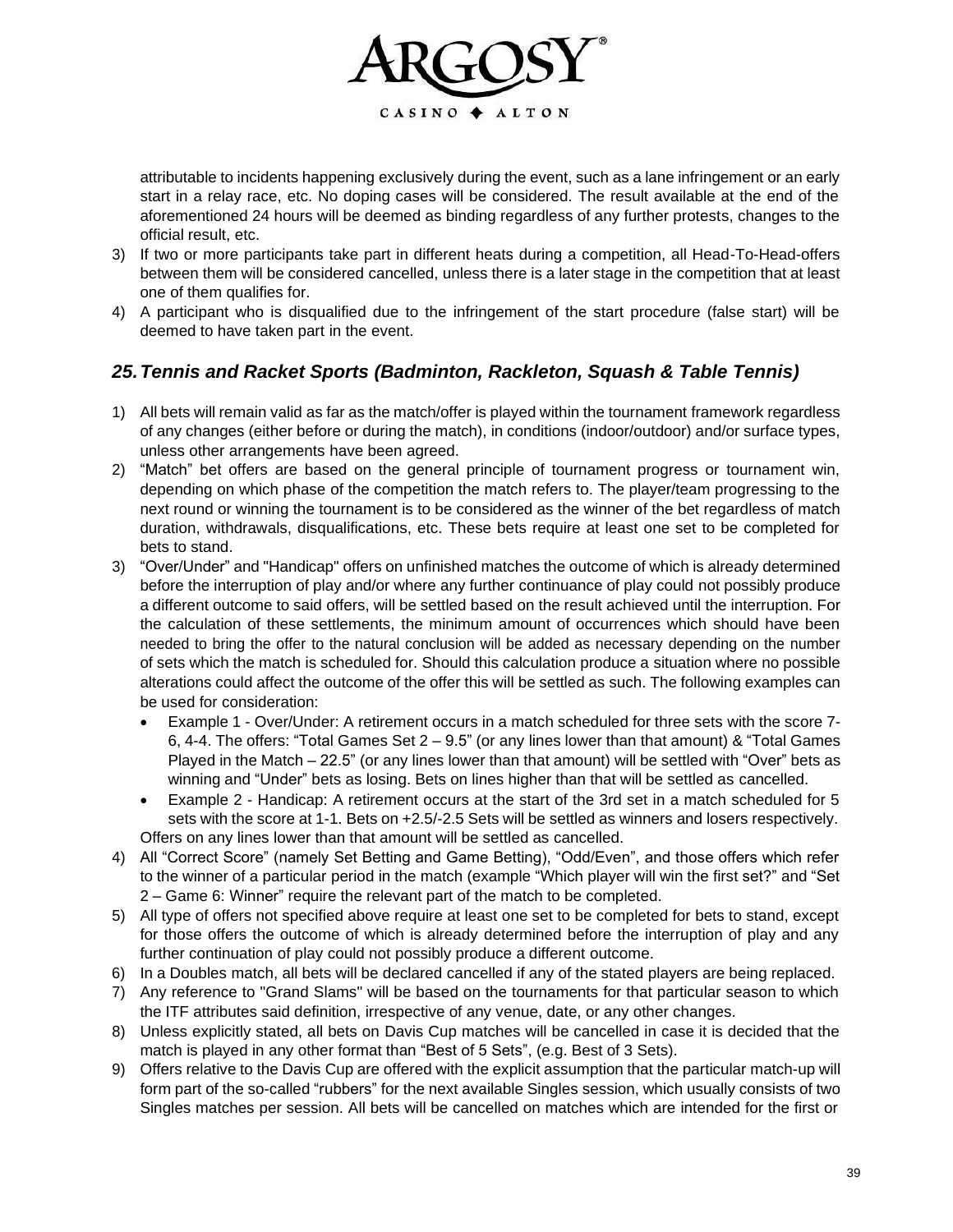attributable to incidents happening exclusively during the event, such as a lane infringement or an early start in a relay race, etc. No doping cases will be considered. The result available at the end of the aforementioned 24 hours will be deemed as binding regardless of any further protests, changes to the official result, etc.

3) If two or more participants take part in different heats during a competition, all Head-To-Head-offers between them will be considered cancelled, unless there is a later stage in the competition that at least one of them qualifies for.
4) A participant who is disqualified due to the infringement of the start procedure (false start) will be deemed to have taken part in the event.

## *25. Tennis and Racket Sports (Badminton, Rackleton, Squash & Table Tennis)*

1) All bets will remain valid as far as the match/offer is played within the tournament framework regardless of any changes (either before or during the match), in conditions (indoor/outdoor) and/or surface types, unless other arrangements have been agreed.
2) "Match" bet offers are based on the general principle of tournament progress or tournament win, depending on which phase of the competition the match refers to. The player/team progressing to the next round or winning the tournament is to be considered as the winner of the bet regardless of match duration, withdrawals, disqualifications, etc. These bets require at least one set to be completed for bets to stand.
3) "Over/Under" and "Handicap" offers on unfinished matches the outcome of which is already determined before the interruption of play and/or where any further continuance of play could not possibly produce a different outcome to said offers, will be settled based on the result achieved until the interruption. For the calculation of these settlements, the minimum amount of occurrences which should have been needed to bring the offer to the natural conclusion will be added as necessary depending on the number of sets which the match is scheduled for. Should this calculation produce a situation where no possible alterations could affect the outcome of the offer this will be settled as such. The following examples can be used for consideration:
   - Example 1 - Over/Under: A retirement occurs in a match scheduled for three sets with the score 7-6, 4-4. The offers: "Total Games Set 2 – 9.5" (or any lines lower than that amount) & "Total Games Played in the Match – 22.5" (or any lines lower than that amount) will be settled with "Over" bets as winning and "Under" bets as losing. Bets on lines higher than that will be settled as cancelled.
   - Example 2 - Handicap: A retirement occurs at the start of the 3rd set in a match scheduled for 5 sets with the score at 1-1. Bets on +2.5/-2.5 Sets will be settled as winners and losers respectively.

   Offers on any lines lower than that amount will be settled as cancelled.
4) All "Correct Score" (namely Set Betting and Game Betting), "Odd/Even", and those offers which refer to the winner of a particular period in the match (example "Which player will win the first set?" and "Set 2 – Game 6: Winner" require the relevant part of the match to be completed.
5) All type of offers not specified above require at least one set to be completed for bets to stand, except for those offers the outcome of which is already determined before the interruption of play and any further continuation of play could not possibly produce a different outcome.
6) In a Doubles match, all bets will be declared cancelled if any of the stated players are being replaced.
7) Any reference to "Grand Slams" will be based on the tournaments for that particular season to which the ITF attributes said definition, irrespective of any venue, date, or any other changes.
8) Unless explicitly stated, all bets on Davis Cup matches will be cancelled in case it is decided that the match is played in any other format than "Best of 5 Sets", (e.g. Best of 3 Sets).
9) Offers relative to the Davis Cup are offered with the explicit assumption that the particular match-up will form part of the so-called "rubbers" for the next available Singles session, which usually consists of two Singles matches per session. All bets will be cancelled on matches which are intended for the first or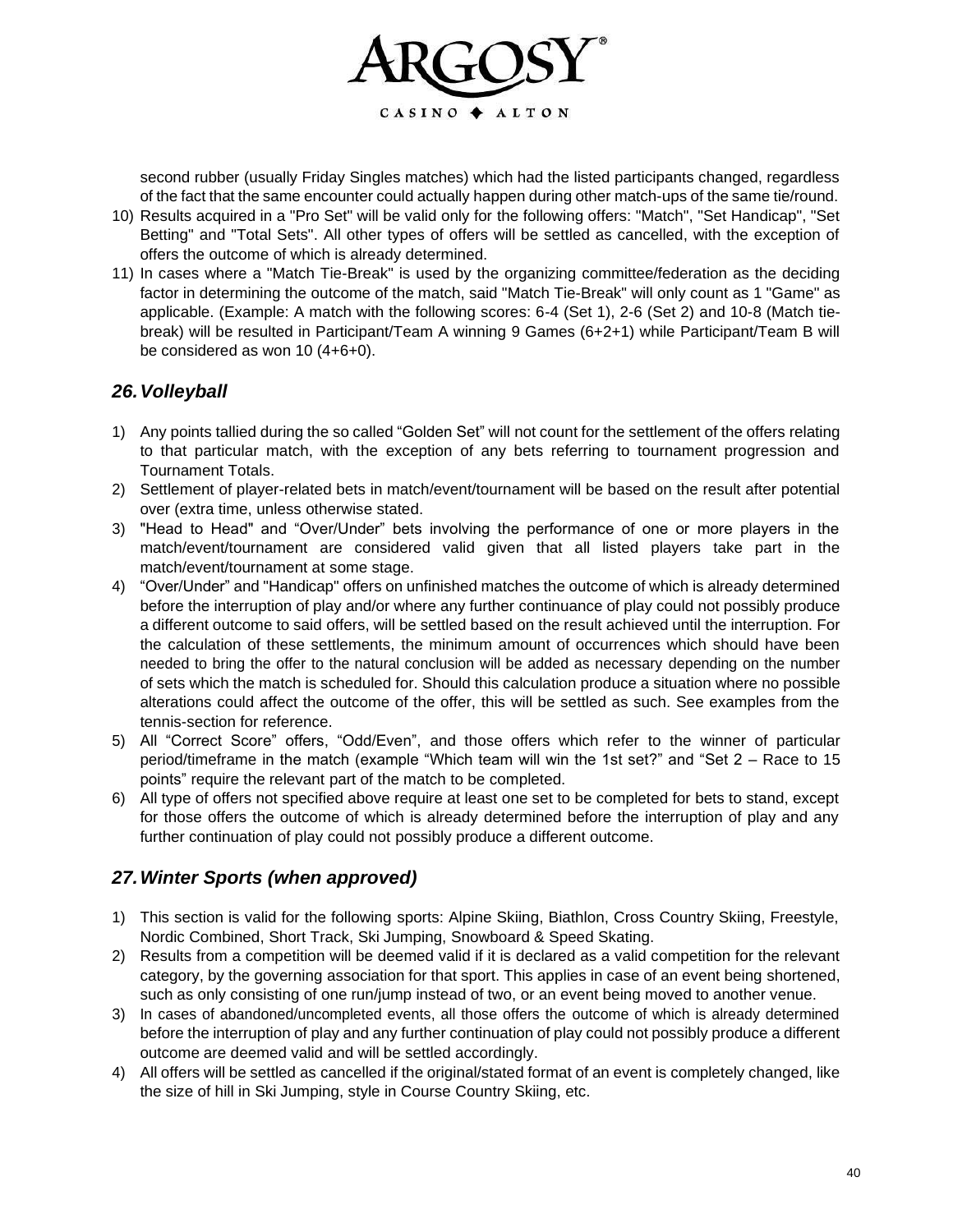second rubber (usually Friday Singles matches) which had the listed participants changed, regardless of the fact that the same encounter could actually happen during other match-ups of the same tie/round.

10) Results acquired in a "Pro Set" will be valid only for the following offers: "Match", "Set Handicap", "Set Betting" and "Total Sets". All other types of offers will be settled as cancelled, with the exception of offers the outcome of which is already determined.
11) In cases where a "Match Tie-Break" is used by the organizing committee/federation as the deciding factor in determining the outcome of the match, said "Match Tie-Break" will only count as 1 "Game" as applicable. (Example: A match with the following scores: 6-4 (Set 1), 2-6 (Set 2) and 10-8 (Match tie-break) will be resulted in Participant/Team A winning 9 Games (6+2+1) while Participant/Team B will be considered as won 10 (4+6+0).

## *26. Volleyball*

1) Any points tallied during the so called "Golden Set" will not count for the settlement of the offers relating to that particular match, with the exception of any bets referring to tournament progression and Tournament Totals.
2) Settlement of player-related bets in match/event/tournament will be based on the result after potential over (extra time, unless otherwise stated.
3) "Head to Head" and "Over/Under" bets involving the performance of one or more players in the match/event/tournament are considered valid given that all listed players take part in the match/event/tournament at some stage.
4) "Over/Under" and "Handicap" offers on unfinished matches the outcome of which is already determined before the interruption of play and/or where any further continuance of play could not possibly produce a different outcome to said offers, will be settled based on the result achieved until the interruption. For the calculation of these settlements, the minimum amount of occurrences which should have been needed to bring the offer to the natural conclusion will be added as necessary depending on the number of sets which the match is scheduled for. Should this calculation produce a situation where no possible alterations could affect the outcome of the offer, this will be settled as such. See examples from the tennis-section for reference.
5) All "Correct Score" offers, "Odd/Even", and those offers which refer to the winner of particular period/timeframe in the match (example "Which team will win the 1st set?" and "Set 2 – Race to 15 points" require the relevant part of the match to be completed.
6) All type of offers not specified above require at least one set to be completed for bets to stand, except for those offers the outcome of which is already determined before the interruption of play and any further continuation of play could not possibly produce a different outcome.

## *27. Winter Sports (when approved)*

1) This section is valid for the following sports: Alpine Skiing, Biathlon, Cross Country Skiing, Freestyle, Nordic Combined, Short Track, Ski Jumping, Snowboard & Speed Skating.
2) Results from a competition will be deemed valid if it is declared as a valid competition for the relevant category, by the governing association for that sport. This applies in case of an event being shortened, such as only consisting of one run/jump instead of two, or an event being moved to another venue.
3) In cases of abandoned/uncompleted events, all those offers the outcome of which is already determined before the interruption of play and any further continuation of play could not possibly produce a different outcome are deemed valid and will be settled accordingly.
4) All offers will be settled as cancelled if the original/stated format of an event is completely changed, like the size of hill in Ski Jumping, style in Course Country Skiing, etc.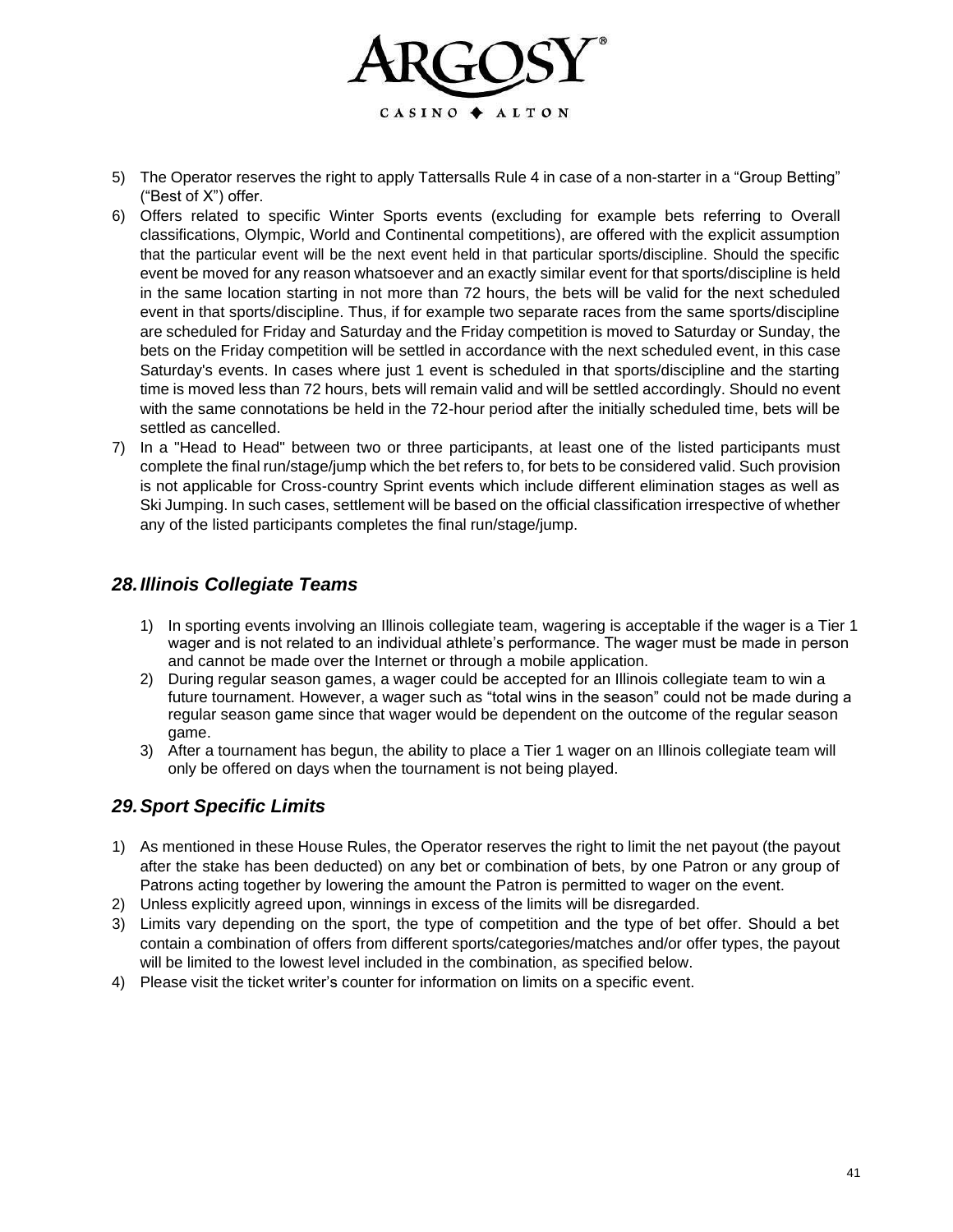5) The Operator reserves the right to apply Tattersalls Rule 4 in case of a non-starter in a "Group Betting" ("Best of X") offer.
6) Offers related to specific Winter Sports events (excluding for example bets referring to Overall classifications, Olympic, World and Continental competitions), are offered with the explicit assumption that the particular event will be the next event held in that particular sports/discipline. Should the specific event be moved for any reason whatsoever and an exactly similar event for that sports/discipline is held in the same location starting in not more than 72 hours, the bets will be valid for the next scheduled event in that sports/discipline. Thus, if for example two separate races from the same sports/discipline are scheduled for Friday and Saturday and the Friday competition is moved to Saturday or Sunday, the bets on the Friday competition will be settled in accordance with the next scheduled event, in this case Saturday's events. In cases where just 1 event is scheduled in that sports/discipline and the starting time is moved less than 72 hours, bets will remain valid and will be settled accordingly. Should no event with the same connotations be held in the 72-hour period after the initially scheduled time, bets will be settled as cancelled.
7) In a "Head to Head" between two or three participants, at least one of the listed participants must complete the final run/stage/jump which the bet refers to, for bets to be considered valid. Such provision is not applicable for Cross-country Sprint events which include different elimination stages as well as Ski Jumping. In such cases, settlement will be based on the official classification irrespective of whether any of the listed participants completes the final run/stage/jump.

## *28. Illinois Collegiate Teams*

1) In sporting events involving an Illinois collegiate team, wagering is acceptable if the wager is a Tier 1 wager and is not related to an individual athlete's performance. The wager must be made in person and cannot be made over the Internet or through a mobile application.
2) During regular season games, a wager could be accepted for an Illinois collegiate team to win a future tournament. However, a wager such as "total wins in the season" could not be made during a regular season game since that wager would be dependent on the outcome of the regular season game.
3) After a tournament has begun, the ability to place a Tier 1 wager on an Illinois collegiate team will only be offered on days when the tournament is not being played.

## *29. Sport Specific Limits*

1) As mentioned in these House Rules, the Operator reserves the right to limit the net payout (the payout after the stake has been deducted) on any bet or combination of bets, by one Patron or any group of Patrons acting together by lowering the amount the Patron is permitted to wager on the event.
2) Unless explicitly agreed upon, winnings in excess of the limits will be disregarded.
3) Limits vary depending on the sport, the type of competition and the type of bet offer. Should a bet contain a combination of offers from different sports/categories/matches and/or offer types, the payout will be limited to the lowest level included in the combination, as specified below.
4) Please visit the ticket writer's counter for information on limits on a specific event.